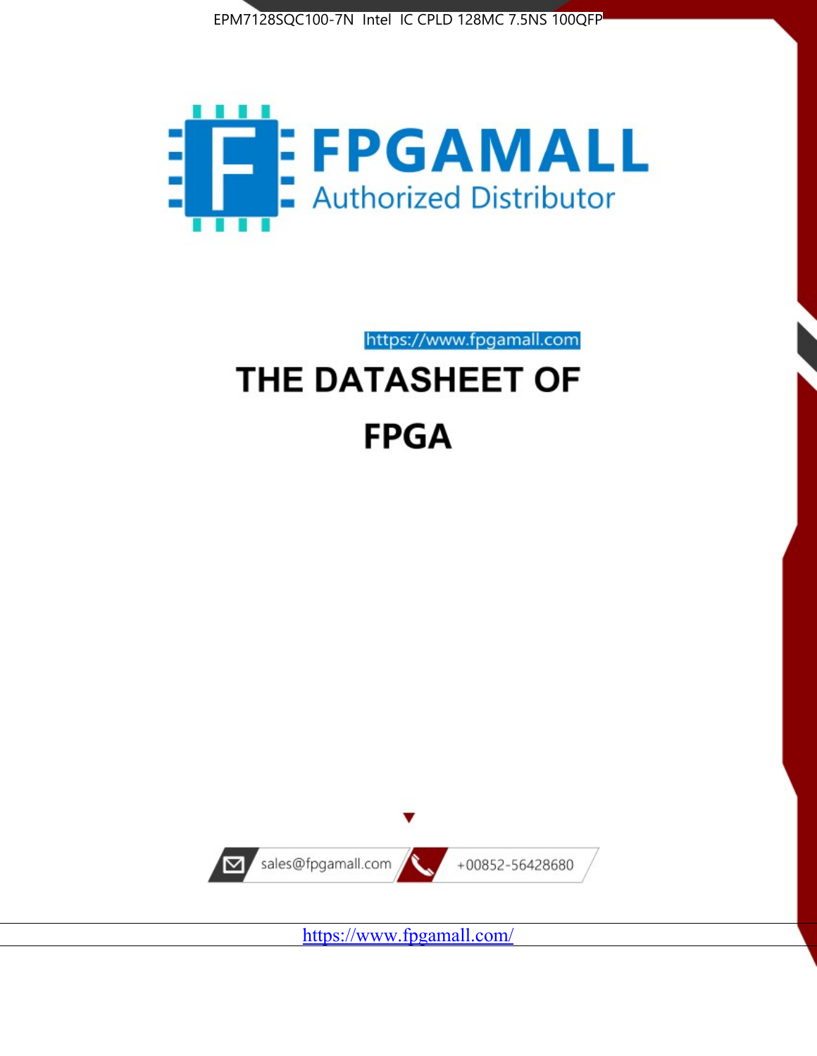EPM7128SQC100-7N Intel IC CPLD 128MC 7.5NS 100QFP

FPGAMALL

Authorized Distributor

https://www.fpgamall.com

# THE DATASHEET OF

# FPGA

sales@fpgamall.com

+00852-56428680

https://www.fpgamall.com/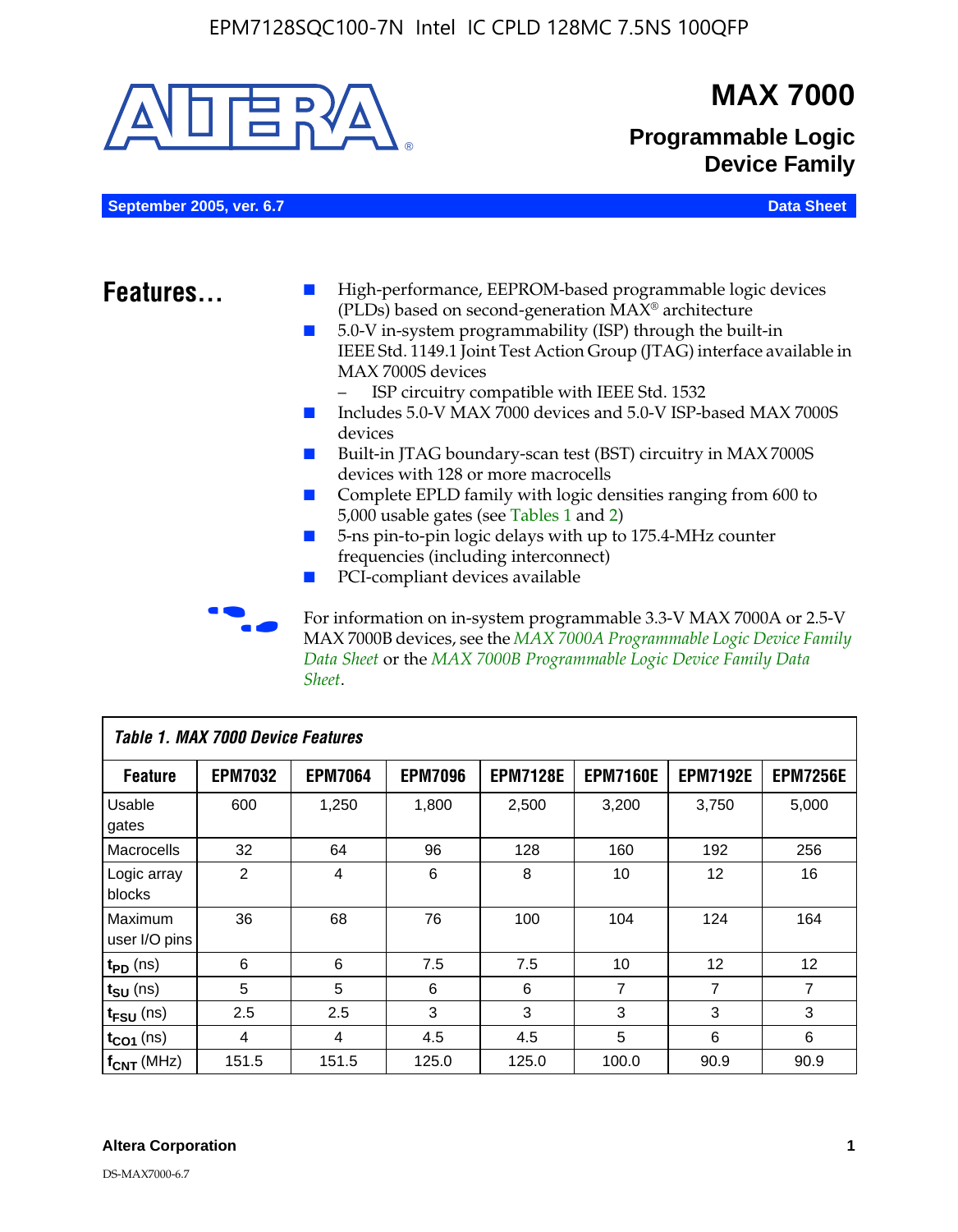# MAX 7000

## Programmable Logic Device Family

**September 2005, ver. 6.7** **Data Sheet**

## Features...

- High-performance, EEPROM-based programmable logic devices (PLDs) based on second-generation MAX® architecture
- 5.0-V in-system programmability (ISP) through the built-in IEEE Std. 1149.1 Joint Test Action Group (JTAG) interface available in MAX 7000S devices
  - ISP circuitry compatible with IEEE Std. 1532
- Includes 5.0-V MAX 7000 devices and 5.0-V ISP-based MAX 7000S devices
- Built-in JTAG boundary-scan test (BST) circuitry in MAX 7000S devices with 128 or more macrocells
- Complete EPLD family with logic densities ranging from 600 to 5,000 usable gates (see Tables 1 and 2)
- 5-ns pin-to-pin logic delays with up to 175.4-MHz counter frequencies (including interconnect)
- PCI-compliant devices available

For information on in-system programmable 3.3-V MAX 7000A or 2.5-V MAX 7000B devices, see the *MAX 7000A Programmable Logic Device Family Data Sheet* or the *MAX 7000B Programmable Logic Device Family Data Sheet*.

**Table 1. MAX 7000 Device Features**

| Feature | EPM7032 | EPM7064 | EPM7096 | EPM7128E | EPM7160E | EPM7192E | EPM7256E |
|---|---|---|---|---|---|---|---|
| Usable gates | 600 | 1,250 | 1,800 | 2,500 | 3,200 | 3,750 | 5,000 |
| Macrocells | 32 | 64 | 96 | 128 | 160 | 192 | 256 |
| Logic array blocks | 2 | 4 | 6 | 8 | 10 | 12 | 16 |
| Maximum user I/O pins | 36 | 68 | 76 | 100 | 104 | 124 | 164 |
| $t_{PD}$ (ns) | 6 | 6 | 7.5 | 7.5 | 10 | 12 | 12 |
| $t_{SU}$ (ns) | 5 | 5 | 6 | 6 | 7 | 7 | 7 |
| $t_{FSU}$ (ns) | 2.5 | 2.5 | 3 | 3 | 3 | 3 | 3 |
| $t_{CO1}$ (ns) | 4 | 4 | 4.5 | 4.5 | 5 | 6 | 6 |
| $f_{CNT}$ (MHz) | 151.5 | 151.5 | 125.0 | 125.0 | 100.0 | 90.9 | 90.9 |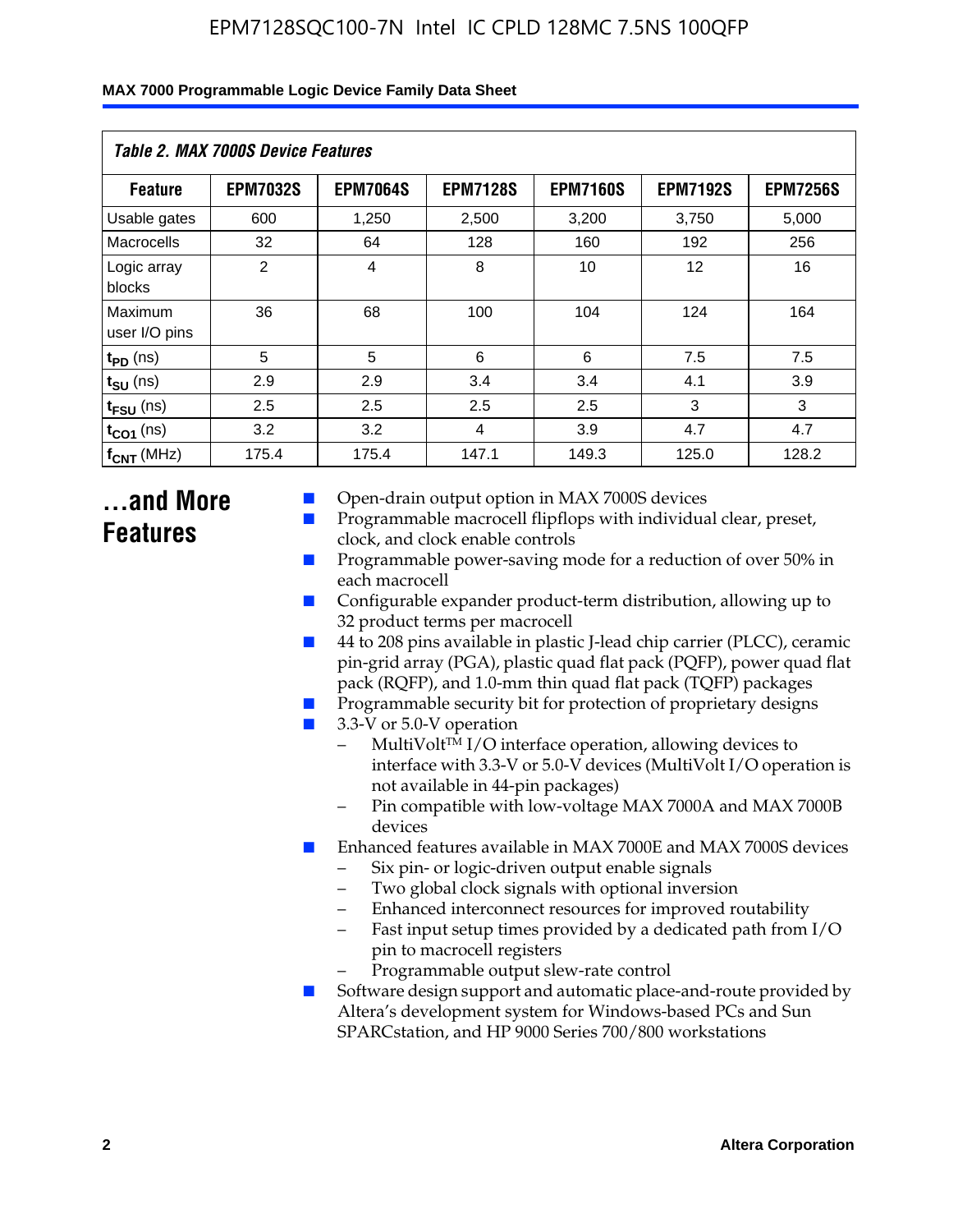*Table 2. MAX 7000S Device Features*

| Feature | EPM7032S | EPM7064S | EPM7128S | EPM7160S | EPM7192S | EPM7256S |
|---|---|---|---|---|---|---|
| Usable gates | 600 | 1,250 | 2,500 | 3,200 | 3,750 | 5,000 |
| Macrocells | 32 | 64 | 128 | 160 | 192 | 256 |
| Logic array blocks | 2 | 4 | 8 | 10 | 12 | 16 |
| Maximum user I/O pins | 36 | 68 | 100 | 104 | 124 | 164 |
| $t_{PD}$ (ns) | 5 | 5 | 6 | 6 | 7.5 | 7.5 |
| $t_{SU}$ (ns) | 2.9 | 2.9 | 3.4 | 3.4 | 4.1 | 3.9 |
| $t_{FSU}$ (ns) | 2.5 | 2.5 | 2.5 | 2.5 | 3 | 3 |
| $t_{CO1}$ (ns) | 3.2 | 3.2 | 4 | 3.9 | 4.7 | 4.7 |
| $f_{CNT}$ (MHz) | 175.4 | 175.4 | 147.1 | 149.3 | 125.0 | 128.2 |

## ...and More Features

- Open-drain output option in MAX 7000S devices
- Programmable macrocell flipflops with individual clear, preset, clock, and clock enable controls
- Programmable power-saving mode for a reduction of over 50% in each macrocell
- Configurable expander product-term distribution, allowing up to 32 product terms per macrocell
- 44 to 208 pins available in plastic J-lead chip carrier (PLCC), ceramic pin-grid array (PGA), plastic quad flat pack (PQFP), power quad flat pack (RQFP), and 1.0-mm thin quad flat pack (TQFP) packages
- Programmable security bit for protection of proprietary designs
- 3.3-V or 5.0-V operation
  - MultiVolt™ I/O interface operation, allowing devices to interface with 3.3-V or 5.0-V devices (MultiVolt I/O operation is not available in 44-pin packages)
  - Pin compatible with low-voltage MAX 7000A and MAX 7000B devices
- Enhanced features available in MAX 7000E and MAX 7000S devices
  - Six pin- or logic-driven output enable signals
  - Two global clock signals with optional inversion
  - Enhanced interconnect resources for improved routability
  - Fast input setup times provided by a dedicated path from I/O pin to macrocell registers
  - Programmable output slew-rate control
- Software design support and automatic place-and-route provided by Altera's development system for Windows-based PCs and Sun SPARCstation, and HP 9000 Series 700/800 workstations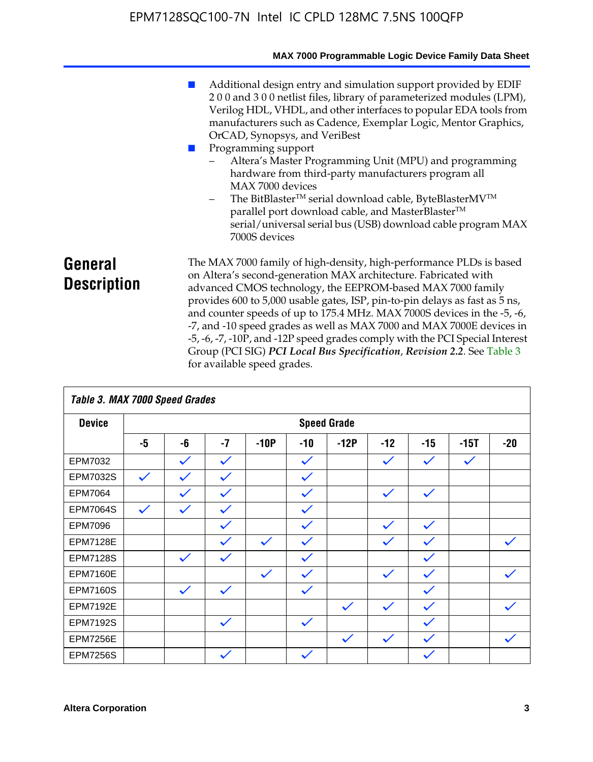- Additional design entry and simulation support provided by EDIF 2 0 0 and 3 0 0 netlist files, library of parameterized modules (LPM), Verilog HDL, VHDL, and other interfaces to popular EDA tools from manufacturers such as Cadence, Exemplar Logic, Mentor Graphics, OrCAD, Synopsys, and VeriBest
- Programming support
  - Altera's Master Programming Unit (MPU) and programming hardware from third-party manufacturers program all MAX 7000 devices
  - The BitBlaster™ serial download cable, ByteBlasterMV™ parallel port download cable, and MasterBlaster™ serial/universal serial bus (USB) download cable program MAX 7000S devices

## General Description

The MAX 7000 family of high-density, high-performance PLDs is based on Altera's second-generation MAX architecture. Fabricated with advanced CMOS technology, the EEPROM-based MAX 7000 family provides 600 to 5,000 usable gates, ISP, pin-to-pin delays as fast as 5 ns, and counter speeds of up to 175.4 MHz. MAX 7000S devices in the -5, -6, -7, and -10 speed grades as well as MAX 7000 and MAX 7000E devices in -5, -6, -7, -10P, and -12P speed grades comply with the PCI Special Interest Group (PCI SIG) ***PCI Local Bus Specification*, *Revision 2.2***. See Table 3 for available speed grades.

**Table 3. MAX 7000 Speed Grades**

| Device | Speed Grade | | | | | | | | | |
|---|---|---|---|---|---|---|---|---|---|---|
| | -5 | -6 | -7 | -10P | -10 | -12P | -12 | -15 | -15T | -20 |
| EPM7032 | | ✓ | ✓ | | ✓ | | ✓ | ✓ | ✓ | |
| EPM7032S | ✓ | ✓ | ✓ | | ✓ | | | | | |
| EPM7064 | | ✓ | ✓ | | ✓ | | ✓ | ✓ | | |
| EPM7064S | ✓ | ✓ | ✓ | | ✓ | | | | | |
| EPM7096 | | | ✓ | | ✓ | | ✓ | ✓ | | |
| EPM7128E | | | ✓ | ✓ | ✓ | | ✓ | ✓ | | ✓ |
| EPM7128S | | ✓ | ✓ | | ✓ | | | ✓ | | |
| EPM7160E | | | | ✓ | ✓ | | ✓ | ✓ | | ✓ |
| EPM7160S | | ✓ | ✓ | | ✓ | | | ✓ | | |
| EPM7192E | | | | | | ✓ | ✓ | ✓ | | ✓ |
| EPM7192S | | | ✓ | | ✓ | | | ✓ | | |
| EPM7256E | | | | | | ✓ | ✓ | ✓ | | ✓ |
| EPM7256S | | | ✓ | | ✓ | | | ✓ | | |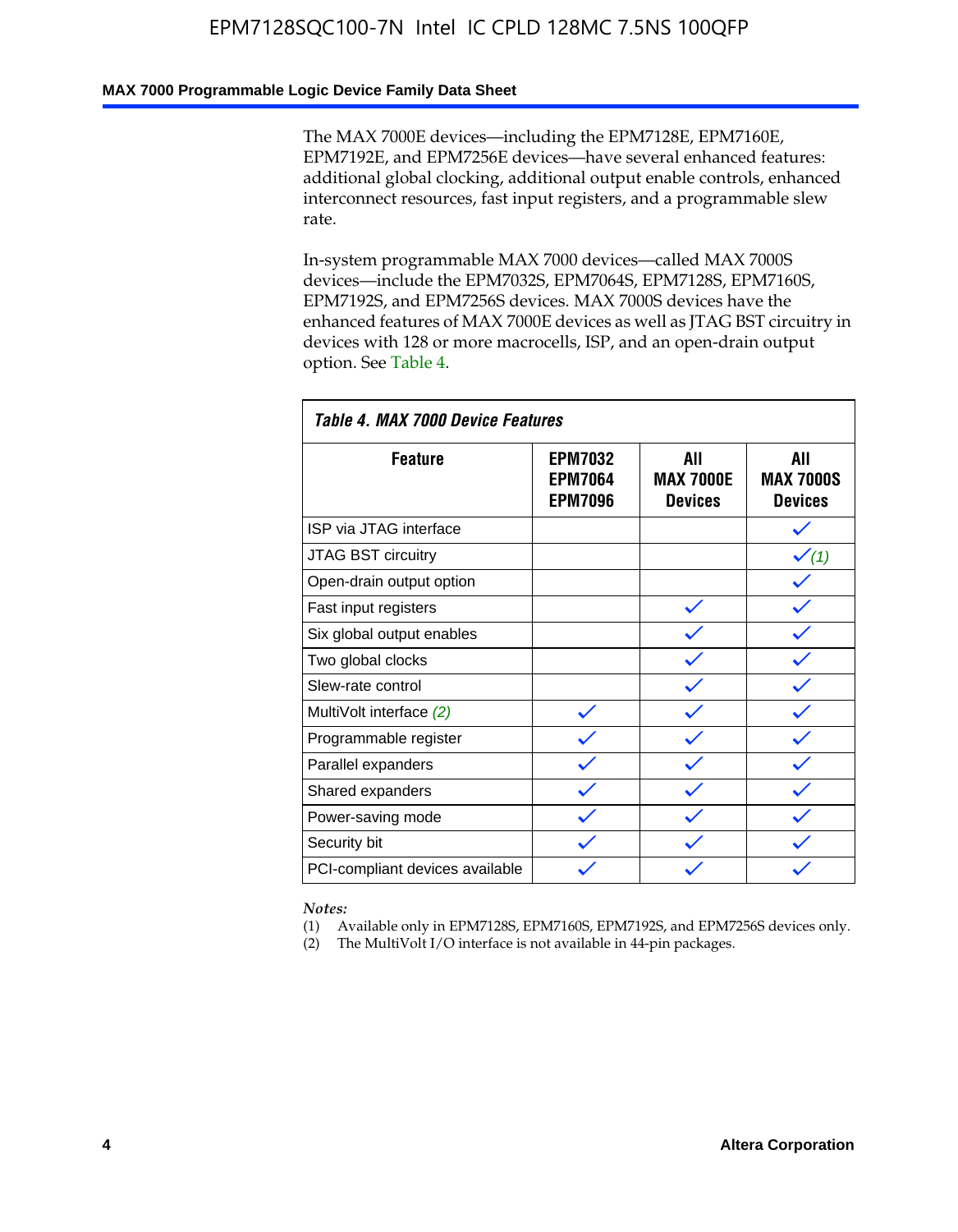The MAX 7000E devices—including the EPM7128E, EPM7160E, EPM7192E, and EPM7256E devices—have several enhanced features: additional global clocking, additional output enable controls, enhanced interconnect resources, fast input registers, and a programmable slew rate.

In-system programmable MAX 7000 devices—called MAX 7000S devices—include the EPM7032S, EPM7064S, EPM7128S, EPM7160S, EPM7192S, and EPM7256S devices. MAX 7000S devices have the enhanced features of MAX 7000E devices as well as JTAG BST circuitry in devices with 128 or more macrocells, ISP, and an open-drain output option. See Table 4.

**Table 4. MAX 7000 Device Features**

| Feature | EPM7032 EPM7064 EPM7096 | All MAX 7000E Devices | All MAX 7000S Devices |
|---|---|---|---|
| ISP via JTAG interface | | | ✓ |
| JTAG BST circuitry | | | ✓ *(1)* |
| Open-drain output option | | | ✓ |
| Fast input registers | | ✓ | ✓ |
| Six global output enables | | ✓ | ✓ |
| Two global clocks | | ✓ | ✓ |
| Slew-rate control | | ✓ | ✓ |
| MultiVolt interface *(2)* | ✓ | ✓ | ✓ |
| Programmable register | ✓ | ✓ | ✓ |
| Parallel expanders | ✓ | ✓ | ✓ |
| Shared expanders | ✓ | ✓ | ✓ |
| Power-saving mode | ✓ | ✓ | ✓ |
| Security bit | ✓ | ✓ | ✓ |
| PCI-compliant devices available | ✓ | ✓ | ✓ |

*Notes:*
(1) Available only in EPM7128S, EPM7160S, EPM7192S, and EPM7256S devices only.
(2) The MultiVolt I/O interface is not available in 44-pin packages.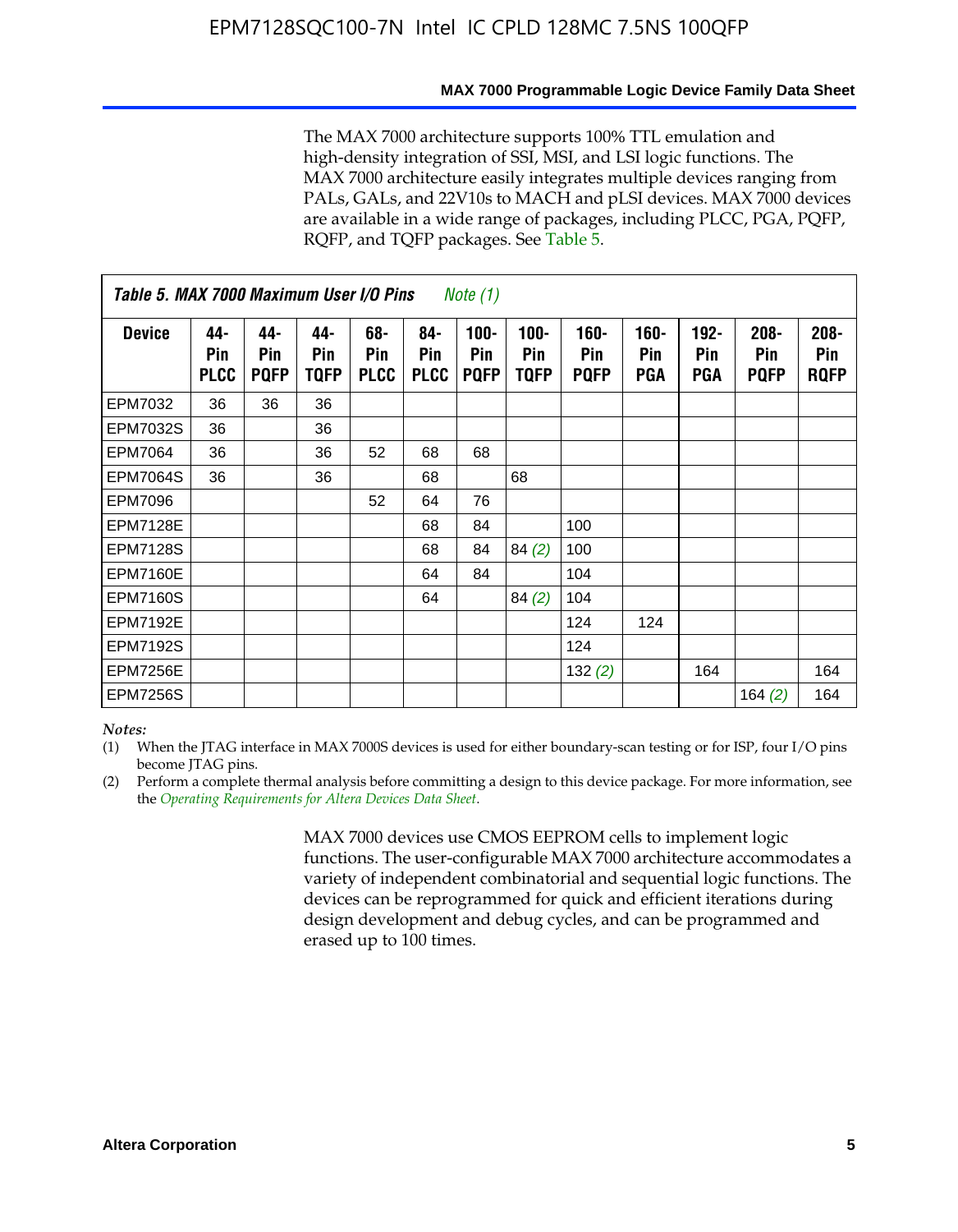The MAX 7000 architecture supports 100% TTL emulation and high-density integration of SSI, MSI, and LSI logic functions. The MAX 7000 architecture easily integrates multiple devices ranging from PALs, GALs, and 22V10s to MACH and pLSI devices. MAX 7000 devices are available in a wide range of packages, including PLCC, PGA, PQFP, RQFP, and TQFP packages. See Table 5.

**Table 5. MAX 7000 Maximum User I/O Pins** *Note (1)*

| Device | 44-Pin PLCC | 44-Pin PQFP | 44-Pin TQFP | 68-Pin PLCC | 84-Pin PLCC | 100-Pin PQFP | 100-Pin TQFP | 160-Pin PQFP | 160-Pin PGA | 192-Pin PGA | 208-Pin PQFP | 208-Pin RQFP |
|---|---|---|---|---|---|---|---|---|---|---|---|---|
| EPM7032 | 36 | 36 | 36 | | | | | | | | | |
| EPM7032S | 36 | | 36 | | | | | | | | | |
| EPM7064 | 36 | | 36 | 52 | 68 | 68 | | | | | | |
| EPM7064S | 36 | | 36 | | 68 | | 68 | | | | | |
| EPM7096 | | | | 52 | 64 | 76 | | | | | | |
| EPM7128E | | | | | 68 | 84 | | 100 | | | | |
| EPM7128S | | | | | 68 | 84 | 84 *(2)* | 100 | | | | |
| EPM7160E | | | | | 64 | 84 | | 104 | | | | |
| EPM7160S | | | | | 64 | | 84 *(2)* | 104 | | | | |
| EPM7192E | | | | | | | | 124 | 124 | | | |
| EPM7192S | | | | | | | | 124 | | | | |
| EPM7256E | | | | | | | | 132 *(2)* | | 164 | | 164 |
| EPM7256S | | | | | | | | | | | 164 *(2)* | 164 |

*Notes:*

(1) When the JTAG interface in MAX 7000S devices is used for either boundary-scan testing or for ISP, four I/O pins become JTAG pins.

(2) Perform a complete thermal analysis before committing a design to this device package. For more information, see the *Operating Requirements for Altera Devices Data Sheet*.

MAX 7000 devices use CMOS EEPROM cells to implement logic functions. The user-configurable MAX 7000 architecture accommodates a variety of independent combinatorial and sequential logic functions. The devices can be reprogrammed for quick and efficient iterations during design development and debug cycles, and can be programmed and erased up to 100 times.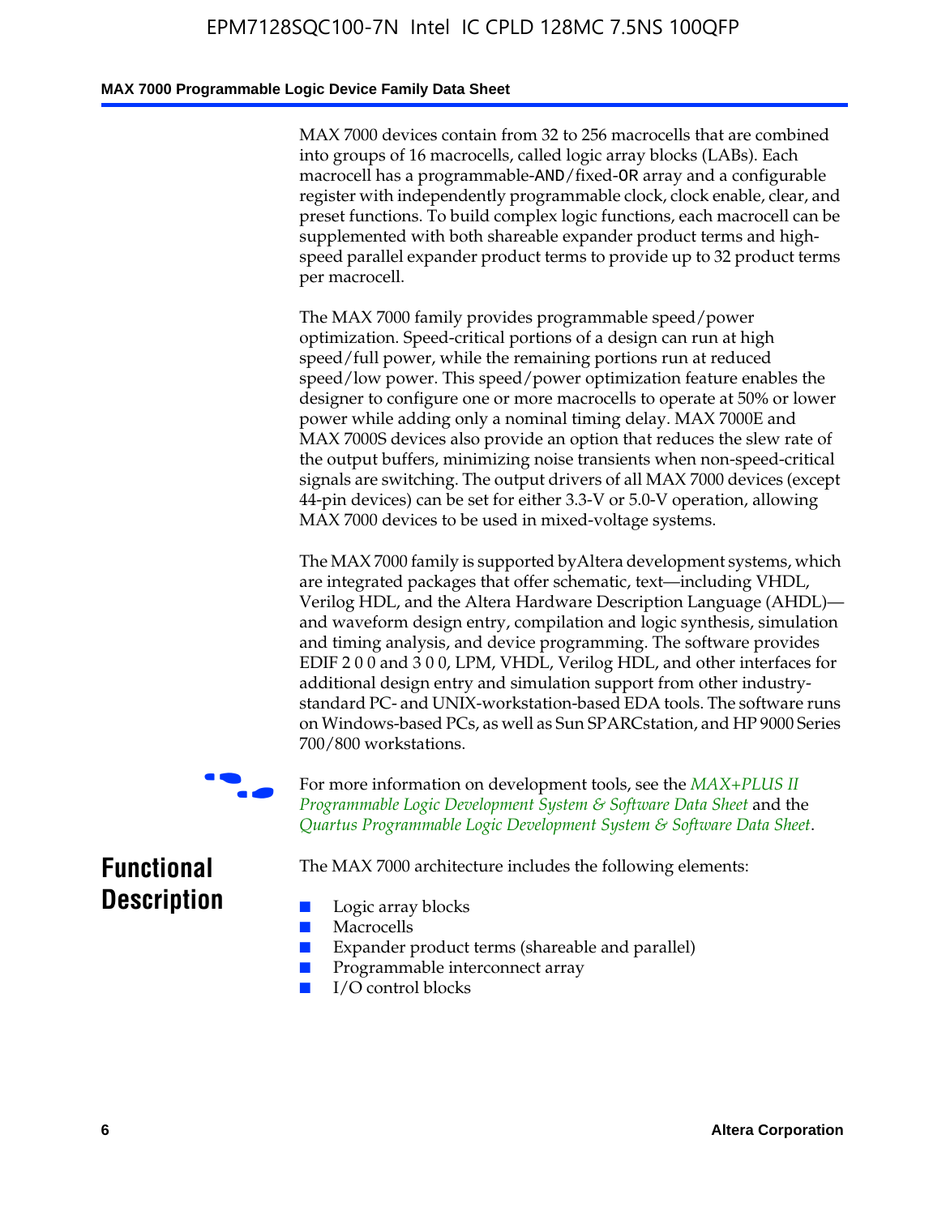MAX 7000 devices contain from 32 to 256 macrocells that are combined into groups of 16 macrocells, called logic array blocks (LABs). Each macrocell has a programmable-AND/fixed-OR array and a configurable register with independently programmable clock, clock enable, clear, and preset functions. To build complex logic functions, each macrocell can be supplemented with both shareable expander product terms and high-speed parallel expander product terms to provide up to 32 product terms per macrocell.

The MAX 7000 family provides programmable speed/power optimization. Speed-critical portions of a design can run at high speed/full power, while the remaining portions run at reduced speed/low power. This speed/power optimization feature enables the designer to configure one or more macrocells to operate at 50% or lower power while adding only a nominal timing delay. MAX 7000E and MAX 7000S devices also provide an option that reduces the slew rate of the output buffers, minimizing noise transients when non-speed-critical signals are switching. The output drivers of all MAX 7000 devices (except 44-pin devices) can be set for either 3.3-V or 5.0-V operation, allowing MAX 7000 devices to be used in mixed-voltage systems.

The MAX 7000 family is supported by Altera development systems, which are integrated packages that offer schematic, text—including VHDL, Verilog HDL, and the Altera Hardware Description Language (AHDL)—and waveform design entry, compilation and logic synthesis, simulation and timing analysis, and device programming. The software provides EDIF 2 0 0 and 3 0 0, LPM, VHDL, Verilog HDL, and other interfaces for additional design entry and simulation support from other industry-standard PC- and UNIX-workstation-based EDA tools. The software runs on Windows-based PCs, as well as Sun SPARCstation, and HP 9000 Series 700/800 workstations.

For more information on development tools, see the *MAX+PLUS II Programmable Logic Development System & Software Data Sheet* and the *Quartus Programmable Logic Development System & Software Data Sheet*.

## Functional Description

The MAX 7000 architecture includes the following elements:

- Logic array blocks
- Macrocells
- Expander product terms (shareable and parallel)
- Programmable interconnect array
- I/O control blocks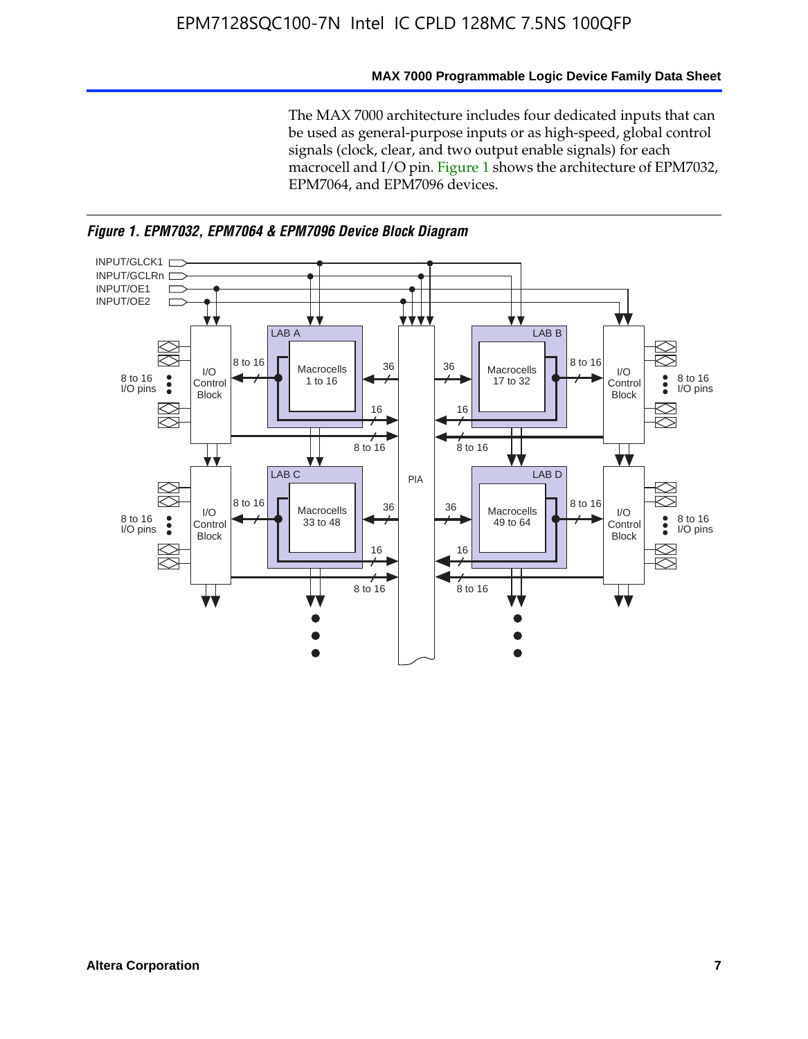The MAX 7000 architecture includes four dedicated inputs that can be used as general-purpose inputs or as high-speed, global control signals (clock, clear, and two output enable signals) for each macrocell and I/O pin. Figure 1 shows the architecture of EPM7032, EPM7064, and EPM7096 devices.

***Figure 1. EPM7032, EPM7064 & EPM7096 Device Block Diagram***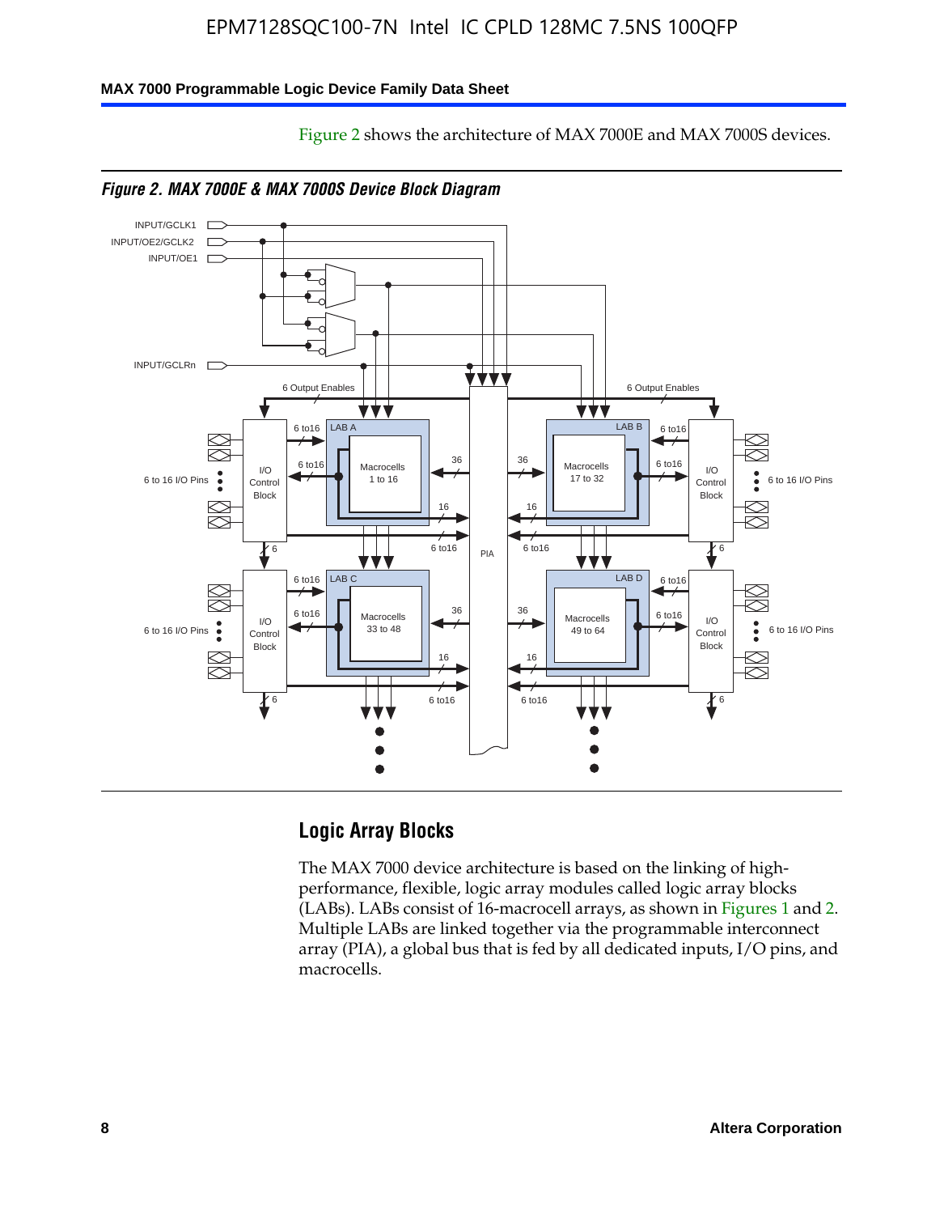Figure 2 shows the architecture of MAX 7000E and MAX 7000S devices.

*Figure 2. MAX 7000E & MAX 7000S Device Block Diagram*

## Logic Array Blocks

The MAX 7000 device architecture is based on the linking of high-performance, flexible, logic array modules called logic array blocks (LABs). LABs consist of 16-macrocell arrays, as shown in Figures 1 and 2. Multiple LABs are linked together via the programmable interconnect array (PIA), a global bus that is fed by all dedicated inputs, I/O pins, and macrocells.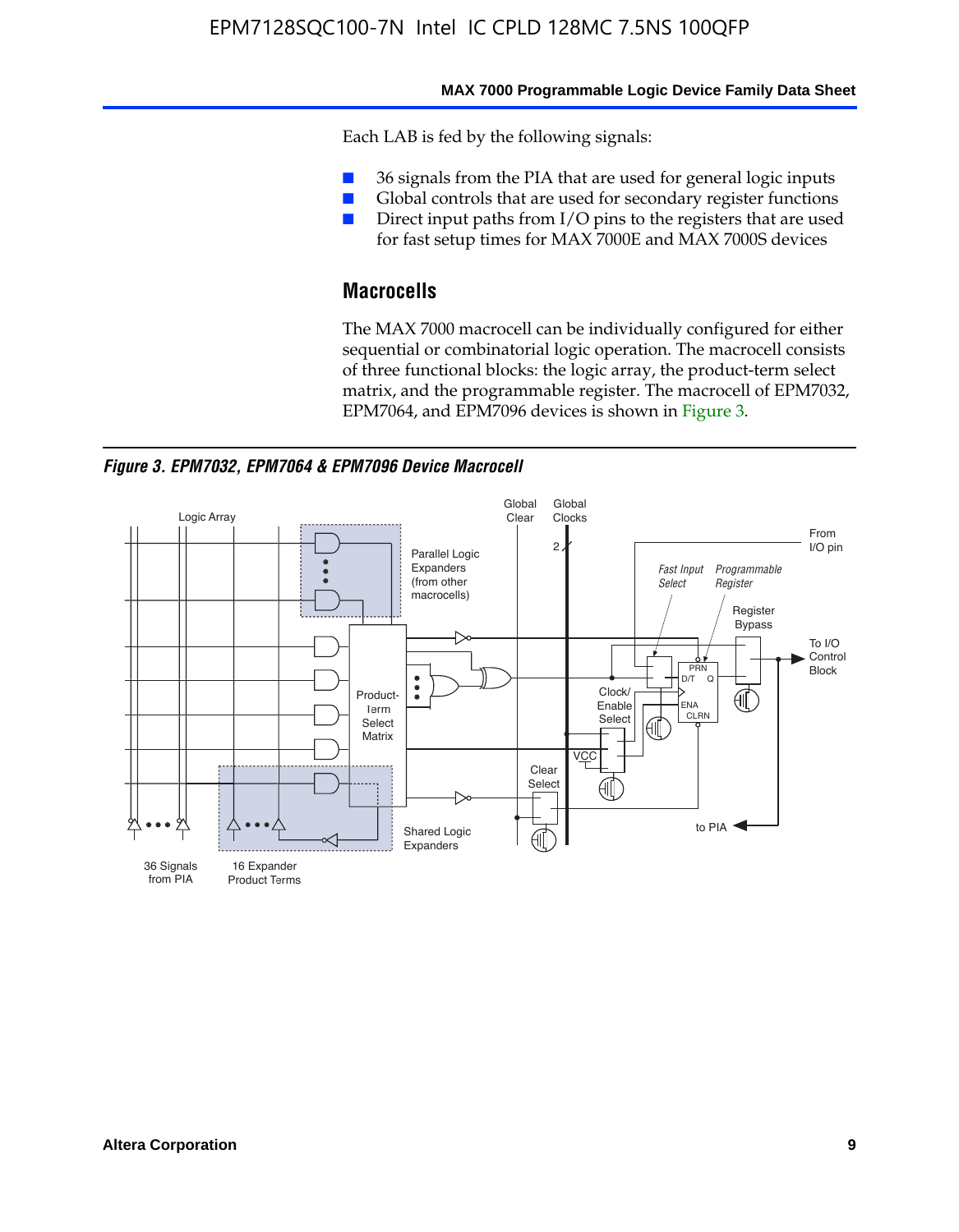Each LAB is fed by the following signals:

- 36 signals from the PIA that are used for general logic inputs
- Global controls that are used for secondary register functions
- Direct input paths from I/O pins to the registers that are used for fast setup times for MAX 7000E and MAX 7000S devices

## Macrocells

The MAX 7000 macrocell can be individually configured for either sequential or combinatorial logic operation. The macrocell consists of three functional blocks: the logic array, the product-term select matrix, and the programmable register. The macrocell of EPM7032, EPM7064, and EPM7096 devices is shown in Figure 3.

*Figure 3. EPM7032, EPM7064 & EPM7096 Device Macrocell*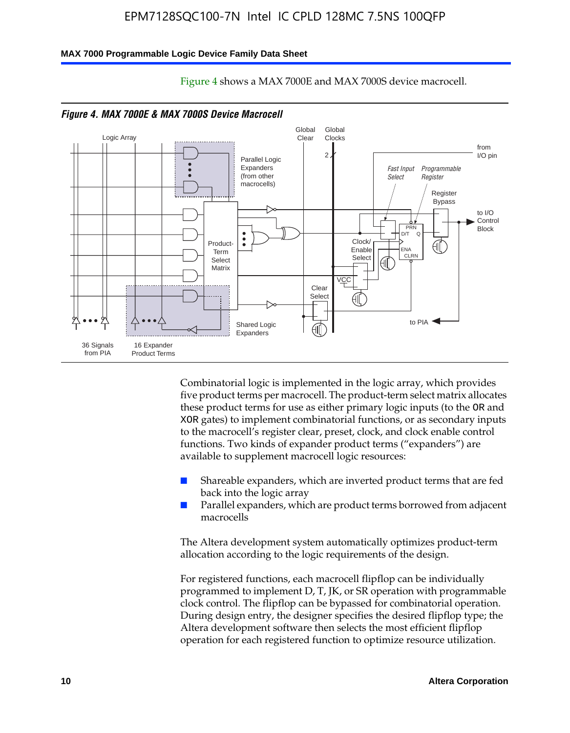Figure 4 shows a MAX 7000E and MAX 7000S device macrocell.

*Figure 4. MAX 7000E & MAX 7000S Device Macrocell*

Combinatorial logic is implemented in the logic array, which provides five product terms per macrocell. The product-term select matrix allocates these product terms for use as either primary logic inputs (to the OR and XOR gates) to implement combinatorial functions, or as secondary inputs to the macrocell's register clear, preset, clock, and clock enable control functions. Two kinds of expander product terms ("expanders") are available to supplement macrocell logic resources:

- Shareable expanders, which are inverted product terms that are fed back into the logic array
- Parallel expanders, which are product terms borrowed from adjacent macrocells

The Altera development system automatically optimizes product-term allocation according to the logic requirements of the design.

For registered functions, each macrocell flipflop can be individually programmed to implement D, T, JK, or SR operation with programmable clock control. The flipflop can be bypassed for combinatorial operation. During design entry, the designer specifies the desired flipflop type; the Altera development software then selects the most efficient flipflop operation for each registered function to optimize resource utilization.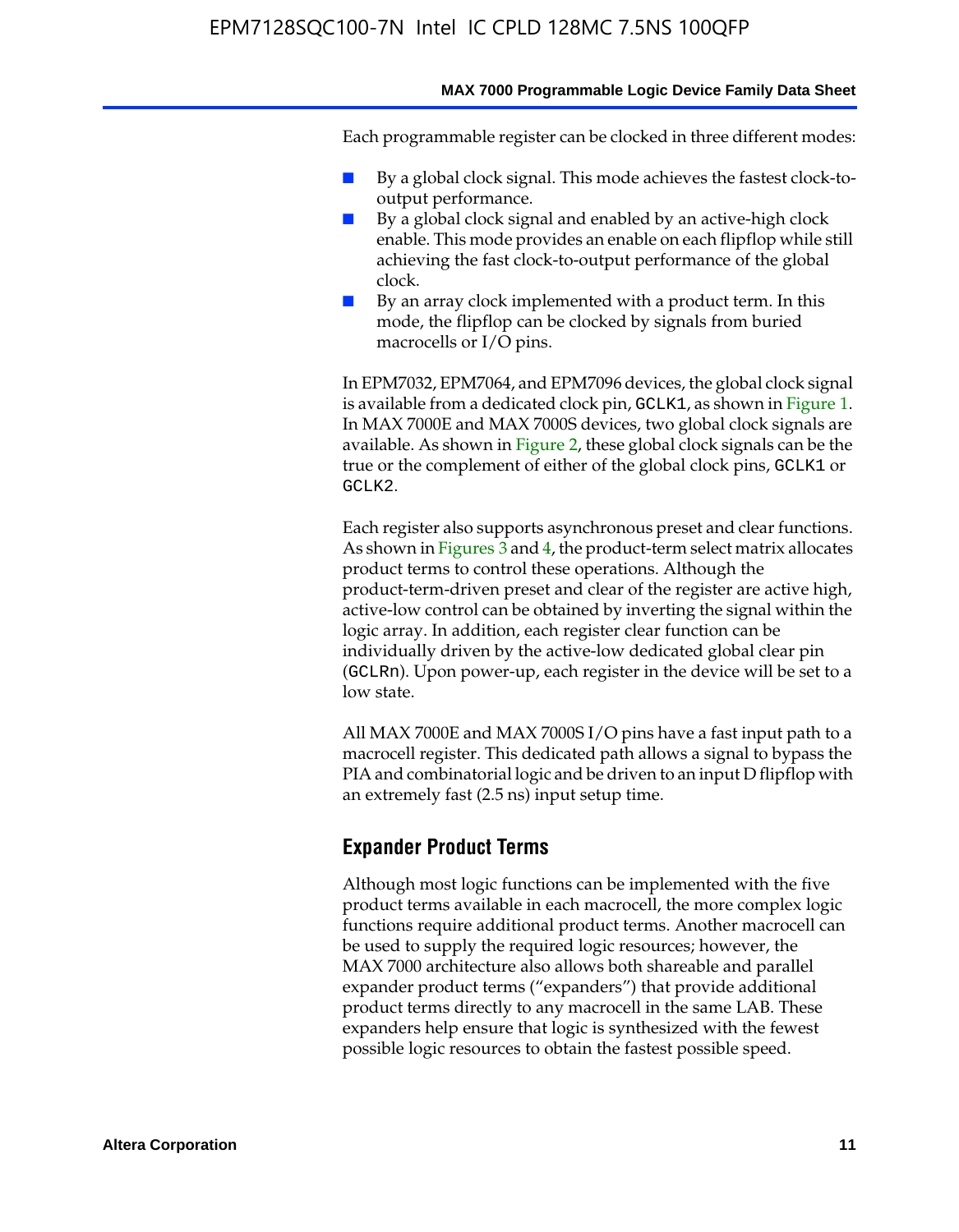Each programmable register can be clocked in three different modes:

- By a global clock signal. This mode achieves the fastest clock-to-output performance.
- By a global clock signal and enabled by an active-high clock enable. This mode provides an enable on each flipflop while still achieving the fast clock-to-output performance of the global clock.
- By an array clock implemented with a product term. In this mode, the flipflop can be clocked by signals from buried macrocells or I/O pins.

In EPM7032, EPM7064, and EPM7096 devices, the global clock signal is available from a dedicated clock pin, `GCLK1`, as shown in Figure 1. In MAX 7000E and MAX 7000S devices, two global clock signals are available. As shown in Figure 2, these global clock signals can be the true or the complement of either of the global clock pins, `GCLK1` or `GCLK2`.

Each register also supports asynchronous preset and clear functions. As shown in Figures 3 and 4, the product-term select matrix allocates product terms to control these operations. Although the product-term-driven preset and clear of the register are active high, active-low control can be obtained by inverting the signal within the logic array. In addition, each register clear function can be individually driven by the active-low dedicated global clear pin (`GCLRn`). Upon power-up, each register in the device will be set to a low state.

All MAX 7000E and MAX 7000S I/O pins have a fast input path to a macrocell register. This dedicated path allows a signal to bypass the PIA and combinatorial logic and be driven to an input D flipflop with an extremely fast (2.5 ns) input setup time.

## Expander Product Terms

Although most logic functions can be implemented with the five product terms available in each macrocell, the more complex logic functions require additional product terms. Another macrocell can be used to supply the required logic resources; however, the MAX 7000 architecture also allows both shareable and parallel expander product terms ("expanders") that provide additional product terms directly to any macrocell in the same LAB. These expanders help ensure that logic is synthesized with the fewest possible logic resources to obtain the fastest possible speed.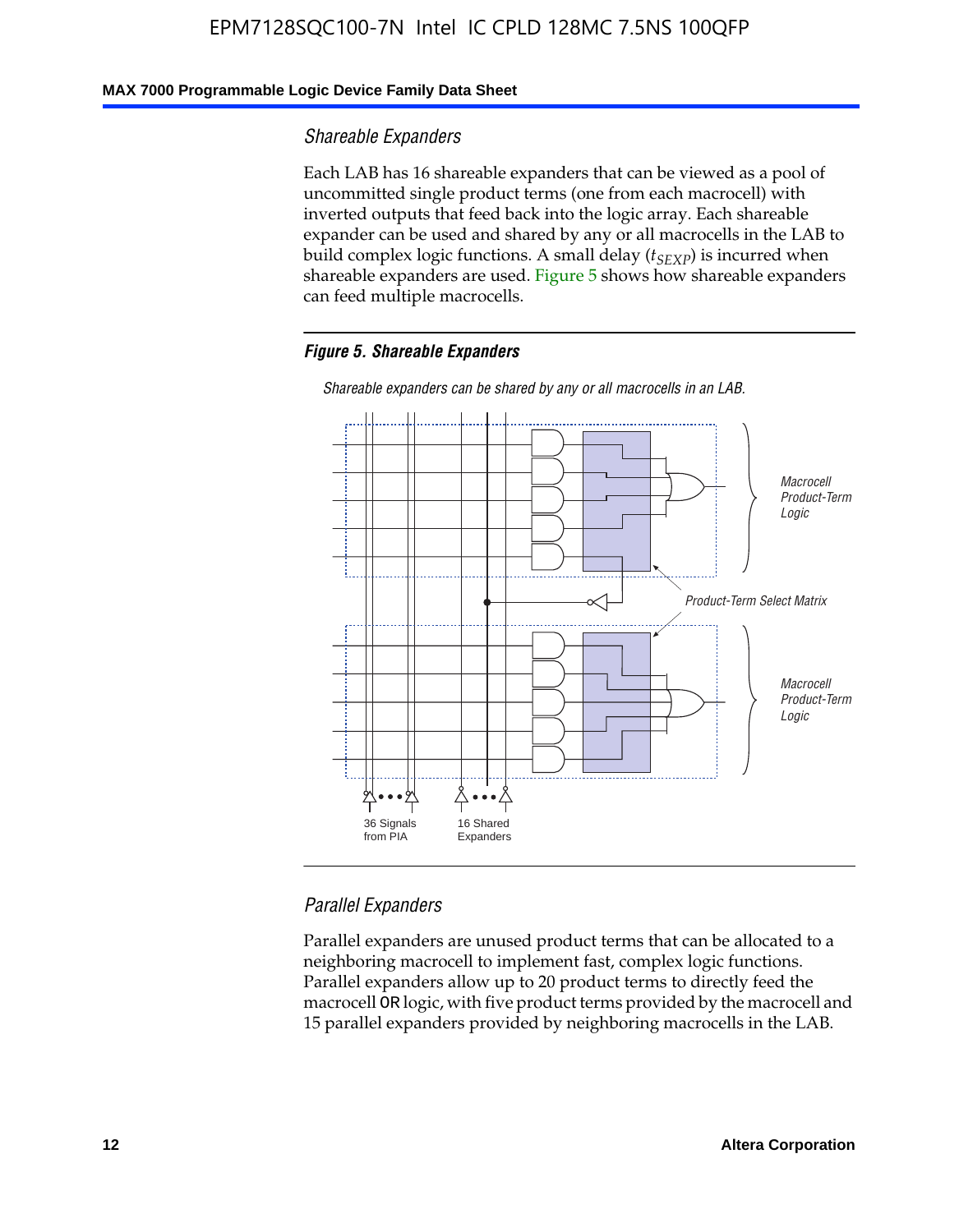### Shareable Expanders

Each LAB has 16 shareable expanders that can be viewed as a pool of uncommitted single product terms (one from each macrocell) with inverted outputs that feed back into the logic array. Each shareable expander can be used and shared by any or all macrocells in the LAB to build complex logic functions. A small delay ($t_{SEXP}$) is incurred when shareable expanders are used. Figure 5 shows how shareable expanders can feed multiple macrocells.

**Figure 5. Shareable Expanders**

*Shareable expanders can be shared by any or all macrocells in an LAB.*

Macrocell Product-Term Logic

Product-Term Select Matrix

Macrocell Product-Term Logic

36 Signals from PIA

16 Shared Expanders

### Parallel Expanders

Parallel expanders are unused product terms that can be allocated to a neighboring macrocell to implement fast, complex logic functions. Parallel expanders allow up to 20 product terms to directly feed the macrocell OR logic, with five product terms provided by the macrocell and 15 parallel expanders provided by neighboring macrocells in the LAB.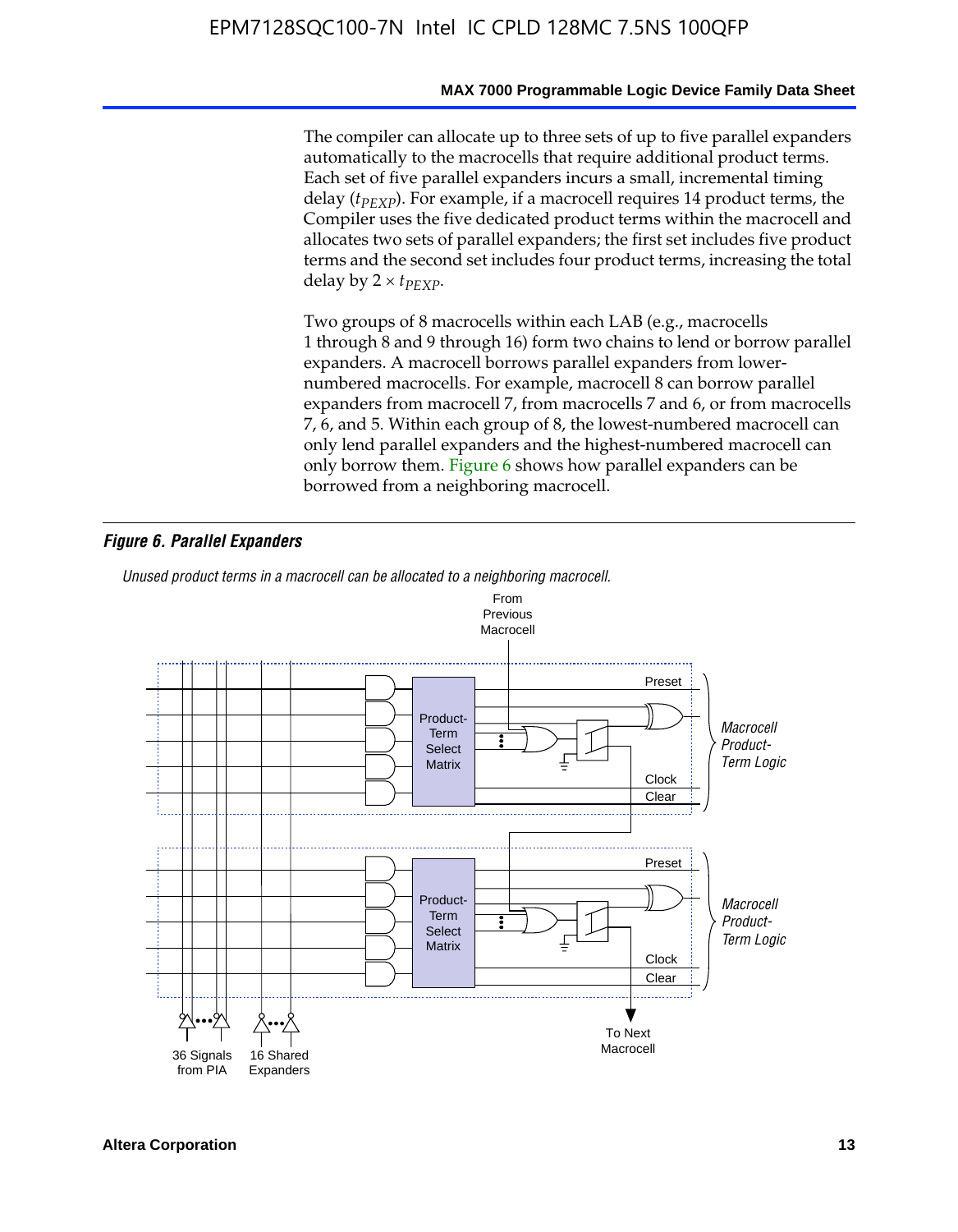The compiler can allocate up to three sets of up to five parallel expanders automatically to the macrocells that require additional product terms. Each set of five parallel expanders incurs a small, incremental timing delay ($t_{PEXP}$). For example, if a macrocell requires 14 product terms, the Compiler uses the five dedicated product terms within the macrocell and allocates two sets of parallel expanders; the first set includes five product terms and the second set includes four product terms, increasing the total delay by $2 \times t_{PEXP}$.

Two groups of 8 macrocells within each LAB (e.g., macrocells 1 through 8 and 9 through 16) form two chains to lend or borrow parallel expanders. A macrocell borrows parallel expanders from lower-numbered macrocells. For example, macrocell 8 can borrow parallel expanders from macrocell 7, from macrocells 7 and 6, or from macrocells 7, 6, and 5. Within each group of 8, the lowest-numbered macrocell can only lend parallel expanders and the highest-numbered macrocell can only borrow them. Figure 6 shows how parallel expanders can be borrowed from a neighboring macrocell.

***Figure 6. Parallel Expanders***

*Unused product terms in a macrocell can be allocated to a neighboring macrocell.*

From Previous Macrocell

Preset

Product-Term Select Matrix

Clock

Clear

*Macrocell Product-Term Logic*

Preset

Product-Term Select Matrix

Clock

Clear

*Macrocell Product-Term Logic*

36 Signals from PIA

16 Shared Expanders

To Next Macrocell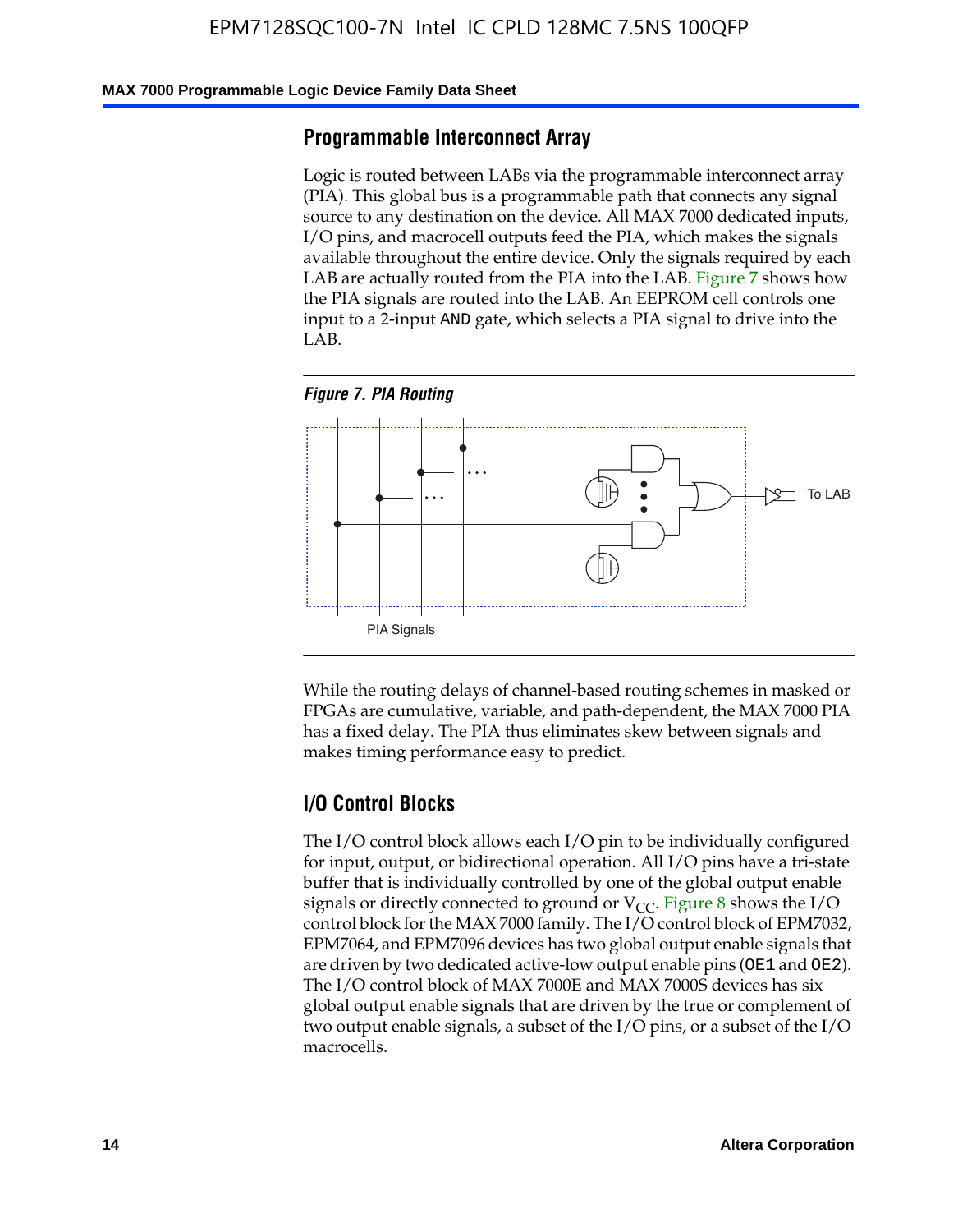## Programmable Interconnect Array

Logic is routed between LABs via the programmable interconnect array (PIA). This global bus is a programmable path that connects any signal source to any destination on the device. All MAX 7000 dedicated inputs, I/O pins, and macrocell outputs feed the PIA, which makes the signals available throughout the entire device. Only the signals required by each LAB are actually routed from the PIA into the LAB. Figure 7 shows how the PIA signals are routed into the LAB. An EEPROM cell controls one input to a 2-input AND gate, which selects a PIA signal to drive into the LAB.

*Figure 7. PIA Routing*

To LAB

PIA Signals

While the routing delays of channel-based routing schemes in masked or FPGAs are cumulative, variable, and path-dependent, the MAX 7000 PIA has a fixed delay. The PIA thus eliminates skew between signals and makes timing performance easy to predict.

## I/O Control Blocks

The I/O control block allows each I/O pin to be individually configured for input, output, or bidirectional operation. All I/O pins have a tri-state buffer that is individually controlled by one of the global output enable signals or directly connected to ground or $V_{CC}$. Figure 8 shows the I/O control block for the MAX 7000 family. The I/O control block of EPM7032, EPM7064, and EPM7096 devices has two global output enable signals that are driven by two dedicated active-low output enable pins (OE1 and OE2). The I/O control block of MAX 7000E and MAX 7000S devices has six global output enable signals that are driven by the true or complement of two output enable signals, a subset of the I/O pins, or a subset of the I/O macrocells.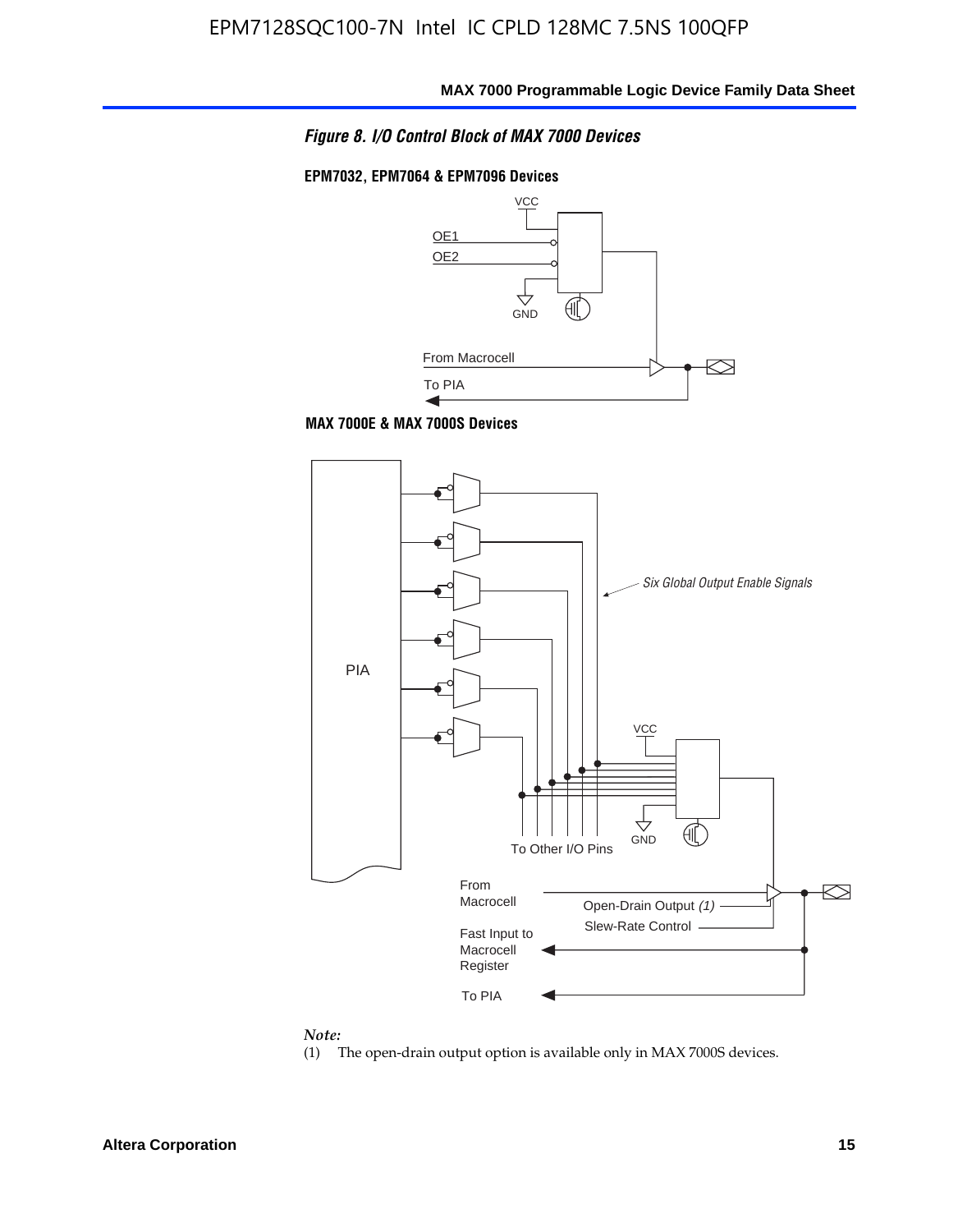*Figure 8. I/O Control Block of MAX 7000 Devices*

**EPM7032, EPM7064 & EPM7096 Devices**

**MAX 7000E & MAX 7000S Devices**

*Note:*

(1) The open-drain output option is available only in MAX 7000S devices.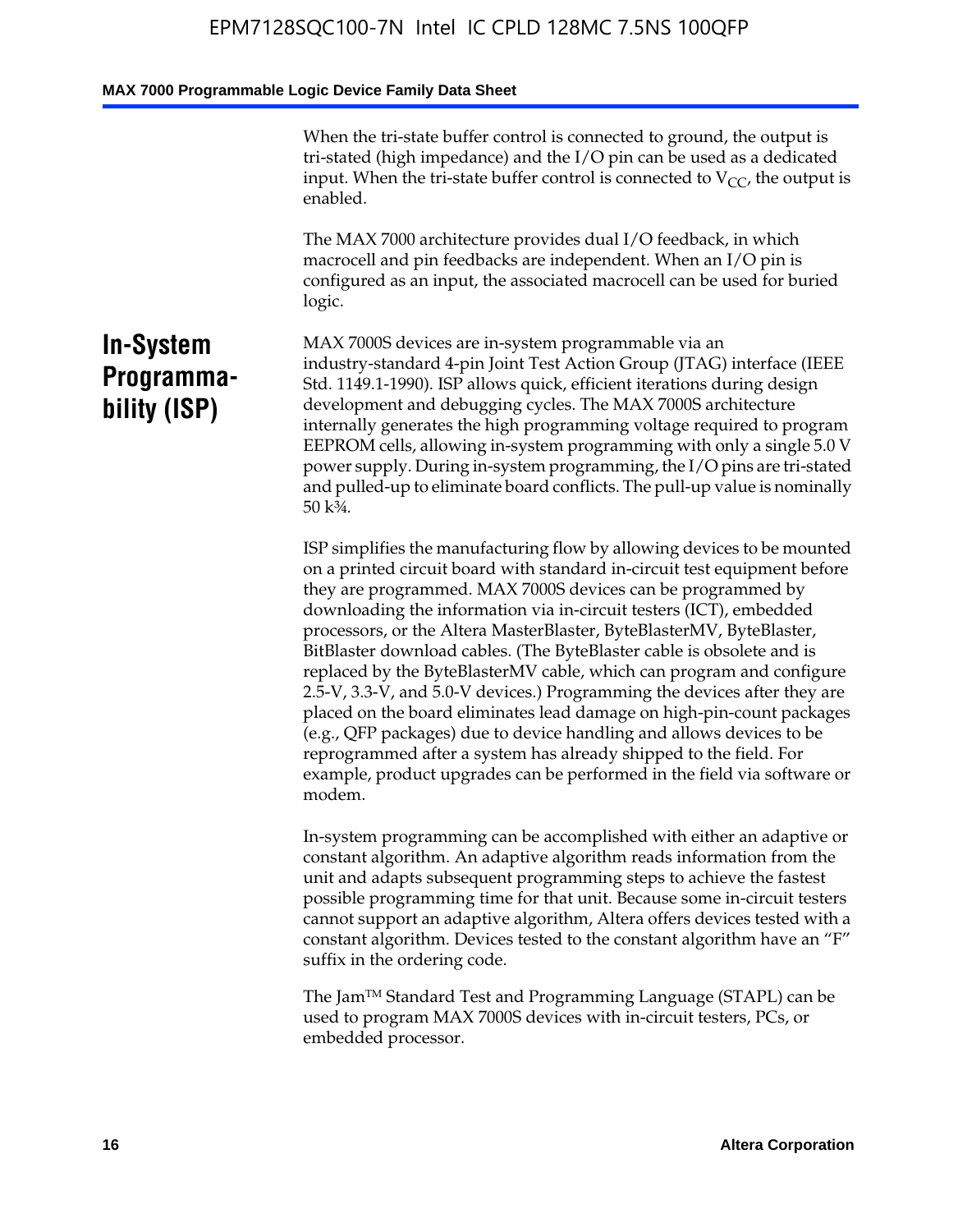When the tri-state buffer control is connected to ground, the output is tri-stated (high impedance) and the I/O pin can be used as a dedicated input. When the tri-state buffer control is connected to $V_{CC}$, the output is enabled.

The MAX 7000 architecture provides dual I/O feedback, in which macrocell and pin feedbacks are independent. When an I/O pin is configured as an input, the associated macrocell can be used for buried logic.

## In-System Programmability (ISP)

MAX 7000S devices are in-system programmable via an industry-standard 4-pin Joint Test Action Group (JTAG) interface (IEEE Std. 1149.1-1990). ISP allows quick, efficient iterations during design development and debugging cycles. The MAX 7000S architecture internally generates the high programming voltage required to program EEPROM cells, allowing in-system programming with only a single 5.0 V power supply. During in-system programming, the I/O pins are tri-stated and pulled-up to eliminate board conflicts. The pull-up value is nominally 50 k¾.

ISP simplifies the manufacturing flow by allowing devices to be mounted on a printed circuit board with standard in-circuit test equipment before they are programmed. MAX 7000S devices can be programmed by downloading the information via in-circuit testers (ICT), embedded processors, or the Altera MasterBlaster, ByteBlasterMV, ByteBlaster, BitBlaster download cables. (The ByteBlaster cable is obsolete and is replaced by the ByteBlasterMV cable, which can program and configure 2.5-V, 3.3-V, and 5.0-V devices.) Programming the devices after they are placed on the board eliminates lead damage on high-pin-count packages (e.g., QFP packages) due to device handling and allows devices to be reprogrammed after a system has already shipped to the field. For example, product upgrades can be performed in the field via software or modem.

In-system programming can be accomplished with either an adaptive or constant algorithm. An adaptive algorithm reads information from the unit and adapts subsequent programming steps to achieve the fastest possible programming time for that unit. Because some in-circuit testers cannot support an adaptive algorithm, Altera offers devices tested with a constant algorithm. Devices tested to the constant algorithm have an "F" suffix in the ordering code.

The Jam™ Standard Test and Programming Language (STAPL) can be used to program MAX 7000S devices with in-circuit testers, PCs, or embedded processor.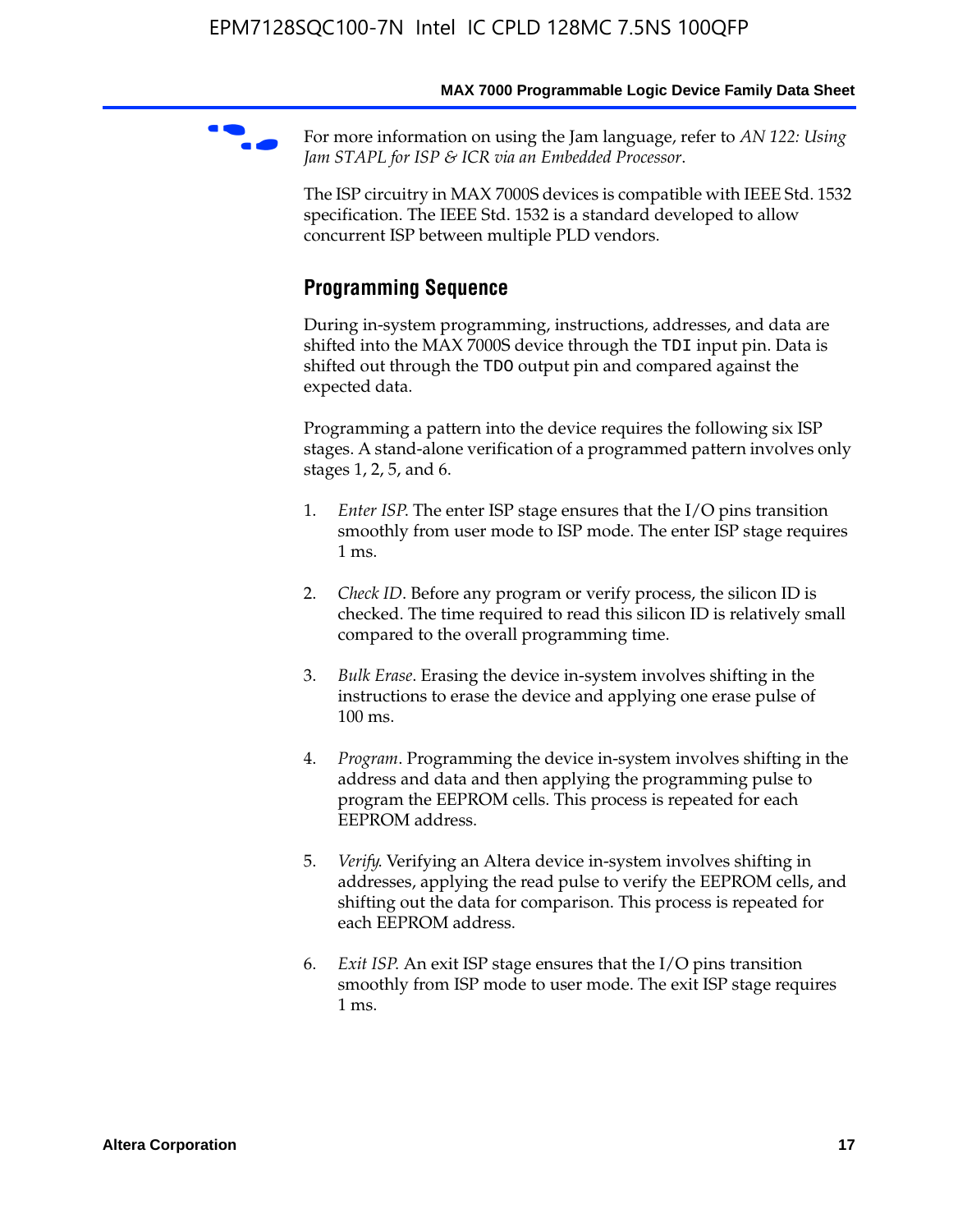For more information on using the Jam language, refer to *AN 122: Using Jam STAPL for ISP & ICR via an Embedded Processor*.

The ISP circuitry in MAX 7000S devices is compatible with IEEE Std. 1532 specification. The IEEE Std. 1532 is a standard developed to allow concurrent ISP between multiple PLD vendors.

## Programming Sequence

During in-system programming, instructions, addresses, and data are shifted into the MAX 7000S device through the `TDI` input pin. Data is shifted out through the `TDO` output pin and compared against the expected data.

Programming a pattern into the device requires the following six ISP stages. A stand-alone verification of a programmed pattern involves only stages 1, 2, 5, and 6.

1. *Enter ISP*. The enter ISP stage ensures that the I/O pins transition smoothly from user mode to ISP mode. The enter ISP stage requires 1 ms.

2. *Check ID*. Before any program or verify process, the silicon ID is checked. The time required to read this silicon ID is relatively small compared to the overall programming time.

3. *Bulk Erase*. Erasing the device in-system involves shifting in the instructions to erase the device and applying one erase pulse of 100 ms.

4. *Program*. Programming the device in-system involves shifting in the address and data and then applying the programming pulse to program the EEPROM cells. This process is repeated for each EEPROM address.

5. *Verify*. Verifying an Altera device in-system involves shifting in addresses, applying the read pulse to verify the EEPROM cells, and shifting out the data for comparison. This process is repeated for each EEPROM address.

6. *Exit ISP*. An exit ISP stage ensures that the I/O pins transition smoothly from ISP mode to user mode. The exit ISP stage requires 1 ms.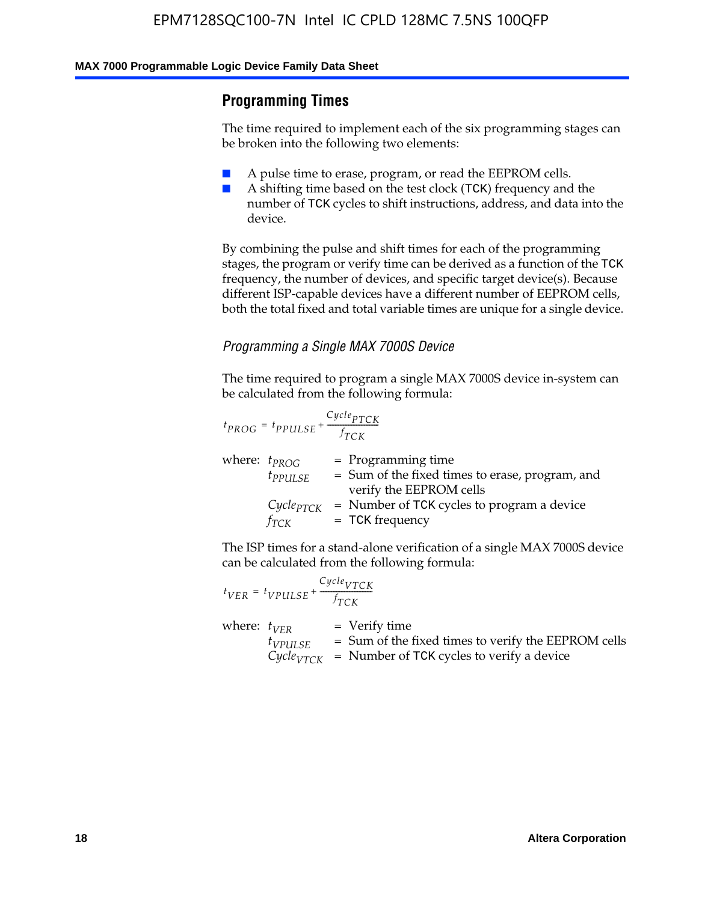## Programming Times

The time required to implement each of the six programming stages can be broken into the following two elements:

- A pulse time to erase, program, or read the EEPROM cells.
- A shifting time based on the test clock (TCK) frequency and the number of TCK cycles to shift instructions, address, and data into the device.

By combining the pulse and shift times for each of the programming stages, the program or verify time can be derived as a function of the TCK frequency, the number of devices, and specific target device(s). Because different ISP-capable devices have a different number of EEPROM cells, both the total fixed and total variable times are unique for a single device.

### *Programming a Single MAX 7000S Device*

The time required to program a single MAX 7000S device in-system can be calculated from the following formula:

$$t_{PROG} = t_{PPULSE} + \frac{Cycle_{PTCK}}{f_{TCK}}$$

where:
- $t_{PROG}$ = Programming time
- $t_{PPULSE}$ = Sum of the fixed times to erase, program, and verify the EEPROM cells
- $Cycle_{PTCK}$ = Number of TCK cycles to program a device
- $f_{TCK}$ = TCK frequency

The ISP times for a stand-alone verification of a single MAX 7000S device can be calculated from the following formula:

$$t_{VER} = t_{VPULSE} + \frac{Cycle_{VTCK}}{f_{TCK}}$$

where:
- $t_{VER}$ = Verify time
- $t_{VPULSE}$ = Sum of the fixed times to verify the EEPROM cells
- $Cycle_{VTCK}$ = Number of TCK cycles to verify a device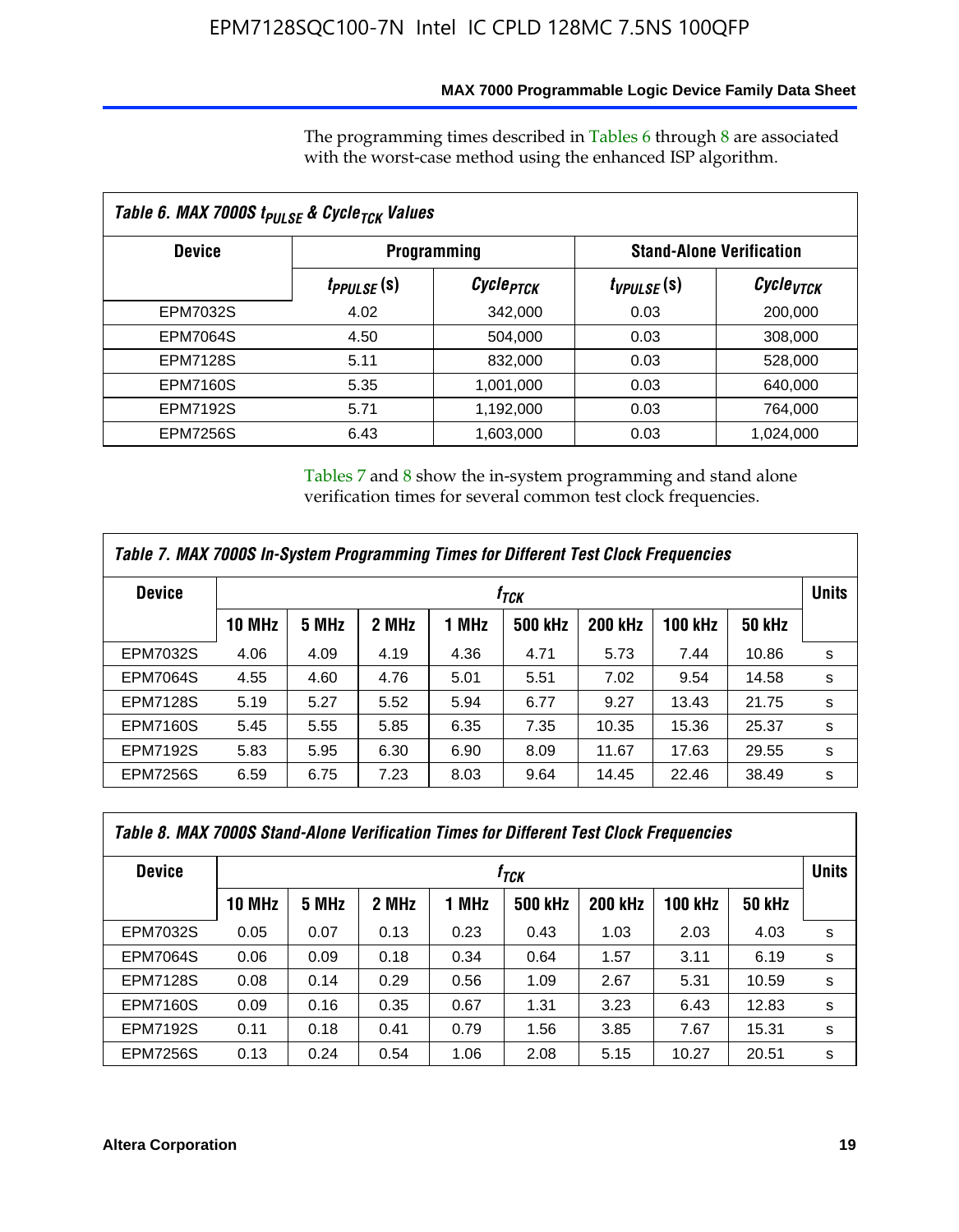The programming times described in Tables 6 through 8 are associated with the worst-case method using the enhanced ISP algorithm.

**Table 6. MAX 7000S $t_{PULSE}$ & $Cycle_{TCK}$ Values**

| Device | Programming | | Stand-Alone Verification | |
|---|---|---|---|---|
| | $t_{PPULSE}$ (s) | $Cycle_{PTCK}$ | $t_{VPULSE}$ (s) | $Cycle_{VTCK}$ |
| EPM7032S | 4.02 | 342,000 | 0.03 | 200,000 |
| EPM7064S | 4.50 | 504,000 | 0.03 | 308,000 |
| EPM7128S | 5.11 | 832,000 | 0.03 | 528,000 |
| EPM7160S | 5.35 | 1,001,000 | 0.03 | 640,000 |
| EPM7192S | 5.71 | 1,192,000 | 0.03 | 764,000 |
| EPM7256S | 6.43 | 1,603,000 | 0.03 | 1,024,000 |

Tables 7 and 8 show the in-system programming and stand alone verification times for several common test clock frequencies.

**Table 7. MAX 7000S In-System Programming Times for Different Test Clock Frequencies**

| Device | $f_{TCK}$ | | | | | | | | Units |
|---|---|---|---|---|---|---|---|---|---|
| | 10 MHz | 5 MHz | 2 MHz | 1 MHz | 500 kHz | 200 kHz | 100 kHz | 50 kHz | |
| EPM7032S | 4.06 | 4.09 | 4.19 | 4.36 | 4.71 | 5.73 | 7.44 | 10.86 | s |
| EPM7064S | 4.55 | 4.60 | 4.76 | 5.01 | 5.51 | 7.02 | 9.54 | 14.58 | s |
| EPM7128S | 5.19 | 5.27 | 5.52 | 5.94 | 6.77 | 9.27 | 13.43 | 21.75 | s |
| EPM7160S | 5.45 | 5.55 | 5.85 | 6.35 | 7.35 | 10.35 | 15.36 | 25.37 | s |
| EPM7192S | 5.83 | 5.95 | 6.30 | 6.90 | 8.09 | 11.67 | 17.63 | 29.55 | s |
| EPM7256S | 6.59 | 6.75 | 7.23 | 8.03 | 9.64 | 14.45 | 22.46 | 38.49 | s |

**Table 8. MAX 7000S Stand-Alone Verification Times for Different Test Clock Frequencies**

| Device | $f_{TCK}$ | | | | | | | | Units |
|---|---|---|---|---|---|---|---|---|---|
| | 10 MHz | 5 MHz | 2 MHz | 1 MHz | 500 kHz | 200 kHz | 100 kHz | 50 kHz | |
| EPM7032S | 0.05 | 0.07 | 0.13 | 0.23 | 0.43 | 1.03 | 2.03 | 4.03 | s |
| EPM7064S | 0.06 | 0.09 | 0.18 | 0.34 | 0.64 | 1.57 | 3.11 | 6.19 | s |
| EPM7128S | 0.08 | 0.14 | 0.29 | 0.56 | 1.09 | 2.67 | 5.31 | 10.59 | s |
| EPM7160S | 0.09 | 0.16 | 0.35 | 0.67 | 1.31 | 3.23 | 6.43 | 12.83 | s |
| EPM7192S | 0.11 | 0.18 | 0.41 | 0.79 | 1.56 | 3.85 | 7.67 | 15.31 | s |
| EPM7256S | 0.13 | 0.24 | 0.54 | 1.06 | 2.08 | 5.15 | 10.27 | 20.51 | s |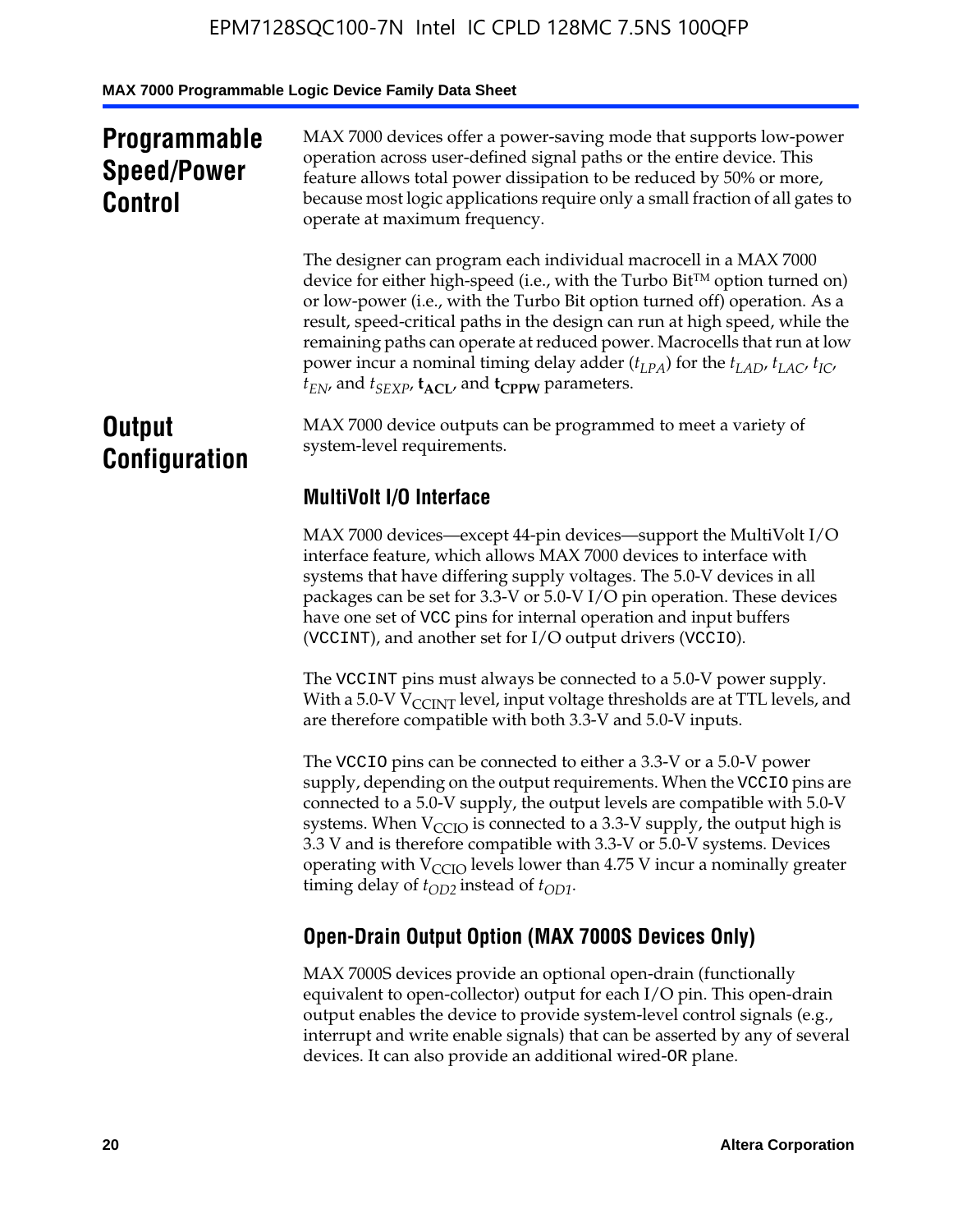## Programmable Speed/Power Control

MAX 7000 devices offer a power-saving mode that supports low-power operation across user-defined signal paths or the entire device. This feature allows total power dissipation to be reduced by 50% or more, because most logic applications require only a small fraction of all gates to operate at maximum frequency.

The designer can program each individual macrocell in a MAX 7000 device for either high-speed (i.e., with the Turbo Bit™ option turned on) or low-power (i.e., with the Turbo Bit option turned off) operation. As a result, speed-critical paths in the design can run at high speed, while the remaining paths can operate at reduced power. Macrocells that run at low power incur a nominal timing delay adder ($t_{LPA}$) for the $t_{LAD}$, $t_{LAC}$, $t_{IC}$, $t_{EN}$, and $t_{SEXP}$, $\mathbf{t_{ACL}}$, and $\mathbf{t_{CPPW}}$ parameters.

## Output Configuration

MAX 7000 device outputs can be programmed to meet a variety of system-level requirements.

### MultiVolt I/O Interface

MAX 7000 devices—except 44-pin devices—support the MultiVolt I/O interface feature, which allows MAX 7000 devices to interface with systems that have differing supply voltages. The 5.0-V devices in all packages can be set for 3.3-V or 5.0-V I/O pin operation. These devices have one set of VCC pins for internal operation and input buffers (VCCINT), and another set for I/O output drivers (VCCIO).

The VCCINT pins must always be connected to a 5.0-V power supply. With a 5.0-V $V_{CCINT}$ level, input voltage thresholds are at TTL levels, and are therefore compatible with both 3.3-V and 5.0-V inputs.

The VCCIO pins can be connected to either a 3.3-V or a 5.0-V power supply, depending on the output requirements. When the VCCIO pins are connected to a 5.0-V supply, the output levels are compatible with 5.0-V systems. When $V_{CCIO}$ is connected to a 3.3-V supply, the output high is 3.3 V and is therefore compatible with 3.3-V or 5.0-V systems. Devices operating with $V_{CCIO}$ levels lower than 4.75 V incur a nominally greater timing delay of $t_{OD2}$ instead of $t_{OD1}$.

### Open-Drain Output Option (MAX 7000S Devices Only)

MAX 7000S devices provide an optional open-drain (functionally equivalent to open-collector) output for each I/O pin. This open-drain output enables the device to provide system-level control signals (e.g., interrupt and write enable signals) that can be asserted by any of several devices. It can also provide an additional wired-OR plane.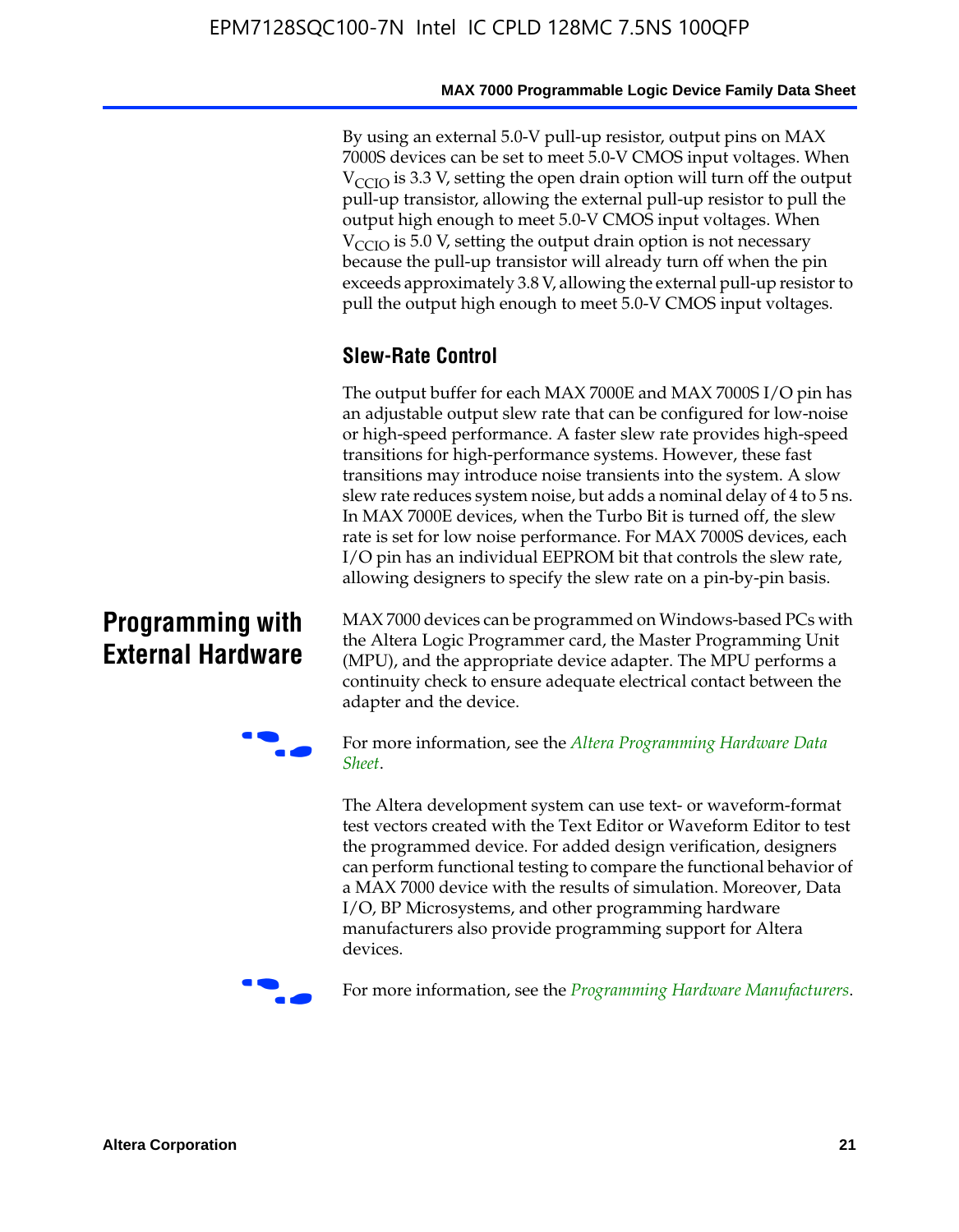By using an external 5.0-V pull-up resistor, output pins on MAX 7000S devices can be set to meet 5.0-V CMOS input voltages. When $V_{CCIO}$ is 3.3 V, setting the open drain option will turn off the output pull-up transistor, allowing the external pull-up resistor to pull the output high enough to meet 5.0-V CMOS input voltages. When $V_{CCIO}$ is 5.0 V, setting the output drain option is not necessary because the pull-up transistor will already turn off when the pin exceeds approximately 3.8 V, allowing the external pull-up resistor to pull the output high enough to meet 5.0-V CMOS input voltages.

### Slew-Rate Control

The output buffer for each MAX 7000E and MAX 7000S I/O pin has an adjustable output slew rate that can be configured for low-noise or high-speed performance. A faster slew rate provides high-speed transitions for high-performance systems. However, these fast transitions may introduce noise transients into the system. A slow slew rate reduces system noise, but adds a nominal delay of 4 to 5 ns. In MAX 7000E devices, when the Turbo Bit is turned off, the slew rate is set for low noise performance. For MAX 7000S devices, each I/O pin has an individual EEPROM bit that controls the slew rate, allowing designers to specify the slew rate on a pin-by-pin basis.

## Programming with External Hardware

MAX 7000 devices can be programmed on Windows-based PCs with the Altera Logic Programmer card, the Master Programming Unit (MPU), and the appropriate device adapter. The MPU performs a continuity check to ensure adequate electrical contact between the adapter and the device.

For more information, see the *Altera Programming Hardware Data Sheet*.

The Altera development system can use text- or waveform-format test vectors created with the Text Editor or Waveform Editor to test the programmed device. For added design verification, designers can perform functional testing to compare the functional behavior of a MAX 7000 device with the results of simulation. Moreover, Data I/O, BP Microsystems, and other programming hardware manufacturers also provide programming support for Altera devices.

For more information, see the *Programming Hardware Manufacturers*.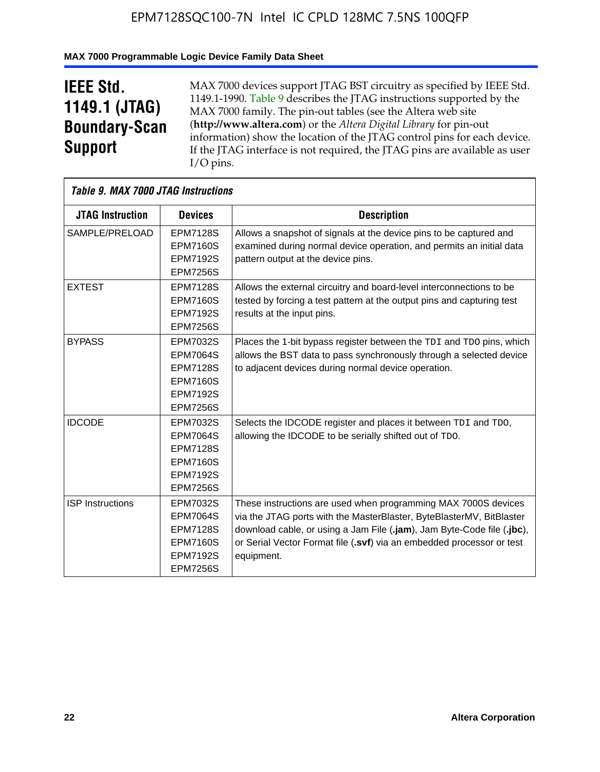## IEEE Std. 1149.1 (JTAG) Boundary-Scan Support

MAX 7000 devices support JTAG BST circuitry as specified by IEEE Std. 1149.1-1990. Table 9 describes the JTAG instructions supported by the MAX 7000 family. The pin-out tables (see the Altera web site (**http://www.altera.com**) or the *Altera Digital Library* for pin-out information) show the location of the JTAG control pins for each device. If the JTAG interface is not required, the JTAG pins are available as user I/O pins.

*Table 9. MAX 7000 JTAG Instructions*

| JTAG Instruction | Devices | Description |
|---|---|---|
| SAMPLE/PRELOAD | EPM7128S<br>EPM7160S<br>EPM7192S<br>EPM7256S | Allows a snapshot of signals at the device pins to be captured and examined during normal device operation, and permits an initial data pattern output at the device pins. |
| EXTEST | EPM7128S<br>EPM7160S<br>EPM7192S<br>EPM7256S | Allows the external circuitry and board-level interconnections to be tested by forcing a test pattern at the output pins and capturing test results at the input pins. |
| BYPASS | EPM7032S<br>EPM7064S<br>EPM7128S<br>EPM7160S<br>EPM7192S<br>EPM7256S | Places the 1-bit bypass register between the TDI and TDO pins, which allows the BST data to pass synchronously through a selected device to adjacent devices during normal device operation. |
| IDCODE | EPM7032S<br>EPM7064S<br>EPM7128S<br>EPM7160S<br>EPM7192S<br>EPM7256S | Selects the IDCODE register and places it between TDI and TDO, allowing the IDCODE to be serially shifted out of TDO. |
| ISP Instructions | EPM7032S<br>EPM7064S<br>EPM7128S<br>EPM7160S<br>EPM7192S<br>EPM7256S | These instructions are used when programming MAX 7000S devices via the JTAG ports with the MasterBlaster, ByteBlasterMV, BitBlaster download cable, or using a Jam File (**.jam**), Jam Byte-Code file (**.jbc**), or Serial Vector Format file (**.svf**) via an embedded processor or test equipment. |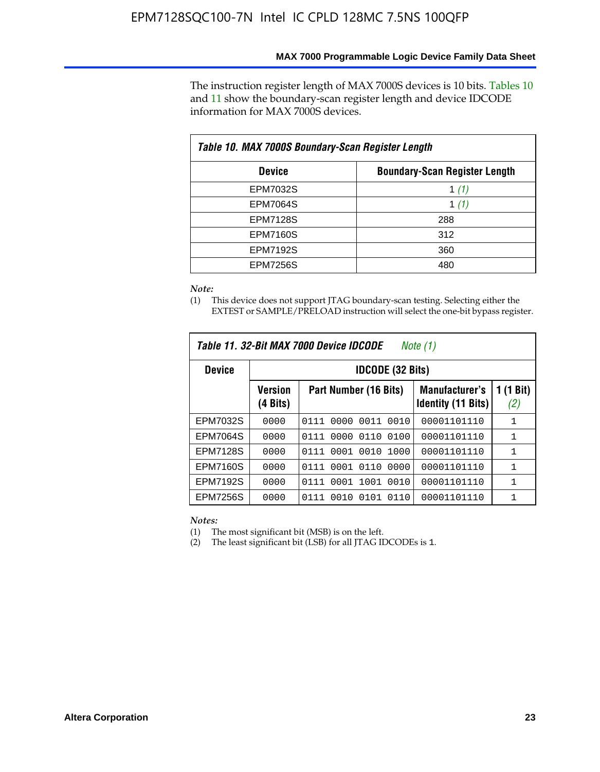The instruction register length of MAX 7000S devices is 10 bits. Tables 10 and 11 show the boundary-scan register length and device IDCODE information for MAX 7000S devices.

**Table 10. MAX 7000S Boundary-Scan Register Length**

| Device | Boundary-Scan Register Length |
|---|---|
| EPM7032S | 1 *(1)* |
| EPM7064S | 1 *(1)* |
| EPM7128S | 288 |
| EPM7160S | 312 |
| EPM7192S | 360 |
| EPM7256S | 480 |

*Note:*

(1) This device does not support JTAG boundary-scan testing. Selecting either the EXTEST or SAMPLE/PRELOAD instruction will select the one-bit bypass register.

**Table 11. 32-Bit MAX 7000 Device IDCODE** *Note (1)*

| Device | IDCODE (32 Bits) | | | |
|---|---|---|---|---|
| | Version (4 Bits) | Part Number (16 Bits) | Manufacturer's Identity (11 Bits) | 1 (1 Bit) *(2)* |
| EPM7032S | 0000 | 0111 0000 0011 0010 | 00001101110 | 1 |
| EPM7064S | 0000 | 0111 0000 0110 0100 | 00001101110 | 1 |
| EPM7128S | 0000 | 0111 0001 0010 1000 | 00001101110 | 1 |
| EPM7160S | 0000 | 0111 0001 0110 0000 | 00001101110 | 1 |
| EPM7192S | 0000 | 0111 0001 1001 0010 | 00001101110 | 1 |
| EPM7256S | 0000 | 0111 0010 0101 0110 | 00001101110 | 1 |

*Notes:*

(1) The most significant bit (MSB) is on the left.

(2) The least significant bit (LSB) for all JTAG IDCODEs is 1.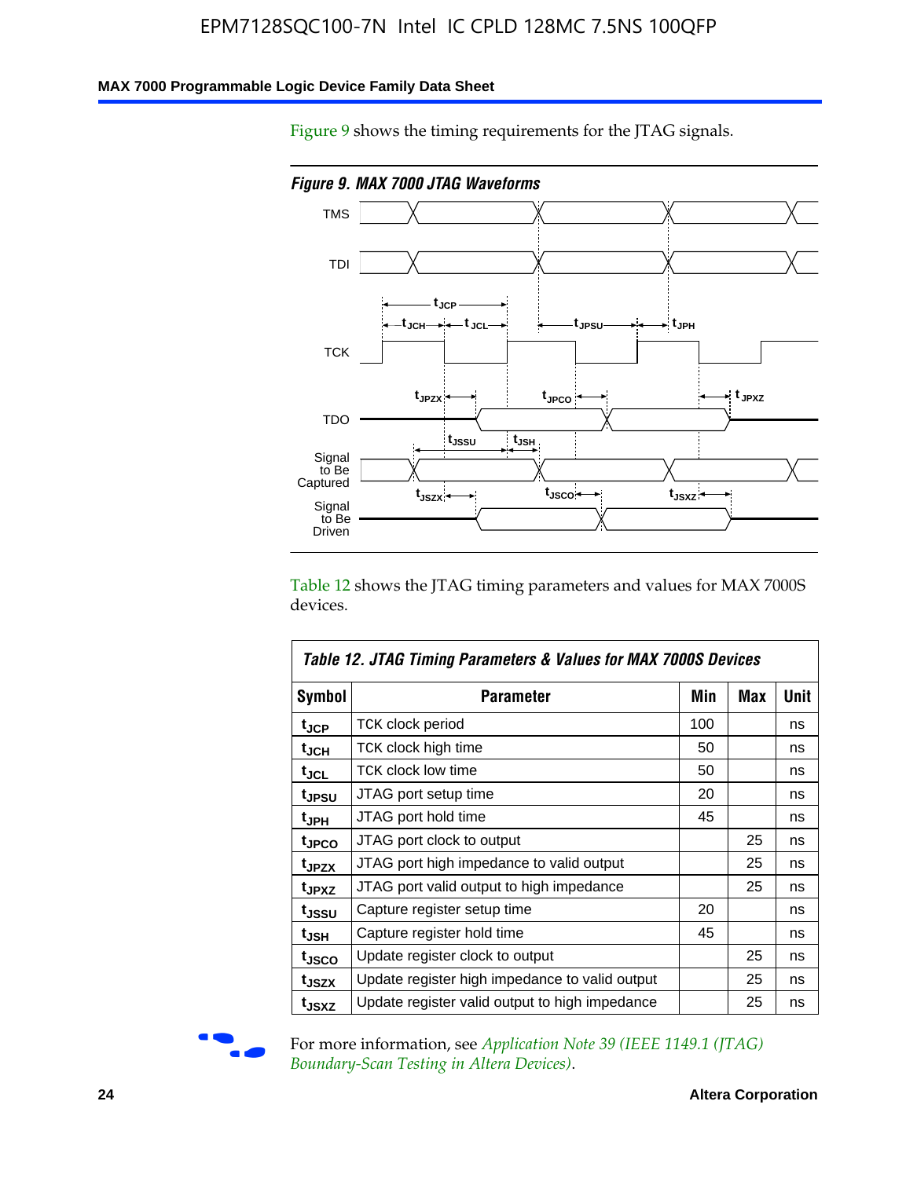Figure 9 shows the timing requirements for the JTAG signals.

*Figure 9. MAX 7000 JTAG Waveforms*

Table 12 shows the JTAG timing parameters and values for MAX 7000S devices.

**Table 12. JTAG Timing Parameters & Values for MAX 7000S Devices**

| Symbol | Parameter | Min | Max | Unit |
|---|---|---|---|---|
| $t_{JCP}$ | TCK clock period | 100 | | ns |
| $t_{JCH}$ | TCK clock high time | 50 | | ns |
| $t_{JCL}$ | TCK clock low time | 50 | | ns |
| $t_{JPSU}$ | JTAG port setup time | 20 | | ns |
| $t_{JPH}$ | JTAG port hold time | 45 | | ns |
| $t_{JPCO}$ | JTAG port clock to output | | 25 | ns |
| $t_{JPZX}$ | JTAG port high impedance to valid output | | 25 | ns |
| $t_{JPXZ}$ | JTAG port valid output to high impedance | | 25 | ns |
| $t_{JSSU}$ | Capture register setup time | 20 | | ns |
| $t_{JSH}$ | Capture register hold time | 45 | | ns |
| $t_{JSCO}$ | Update register clock to output | | 25 | ns |
| $t_{JSZX}$ | Update register high impedance to valid output | | 25 | ns |
| $t_{JSXZ}$ | Update register valid output to high impedance | | 25 | ns |

For more information, see *Application Note 39 (IEEE 1149.1 (JTAG) Boundary-Scan Testing in Altera Devices)*.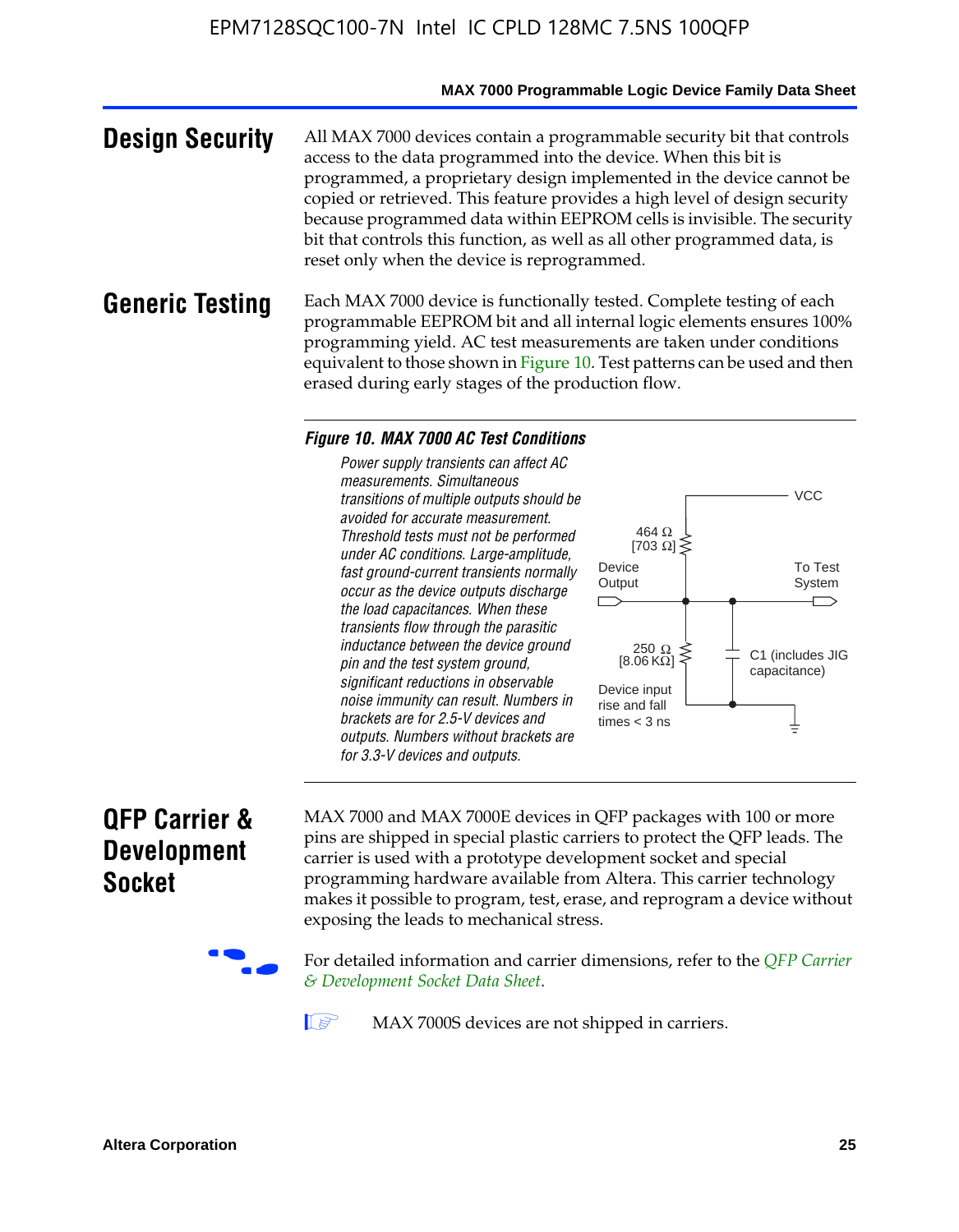## Design Security

All MAX 7000 devices contain a programmable security bit that controls access to the data programmed into the device. When this bit is programmed, a proprietary design implemented in the device cannot be copied or retrieved. This feature provides a high level of design security because programmed data within EEPROM cells is invisible. The security bit that controls this function, as well as all other programmed data, is reset only when the device is reprogrammed.

## Generic Testing

Each MAX 7000 device is functionally tested. Complete testing of each programmable EEPROM bit and all internal logic elements ensures 100% programming yield. AC test measurements are taken under conditions equivalent to those shown in Figure 10. Test patterns can be used and then erased during early stages of the production flow.

**Figure 10. MAX 7000 AC Test Conditions**

*Power supply transients can affect AC measurements. Simultaneous transitions of multiple outputs should be avoided for accurate measurement. Threshold tests must not be performed under AC conditions. Large-amplitude, fast ground-current transients normally occur as the device outputs discharge the load capacitances. When these transients flow through the parasitic inductance between the device ground pin and the test system ground, significant reductions in observable noise immunity can result. Numbers in brackets are for 2.5-V devices and outputs. Numbers without brackets are for 3.3-V devices and outputs.*

VCC

464 Ω [703 Ω]

Device Output

To Test System

250 Ω [8.06 KΩ]

C1 (includes JIG capacitance)

Device input rise and fall times < 3 ns

## QFP Carrier & Development Socket

MAX 7000 and MAX 7000E devices in QFP packages with 100 or more pins are shipped in special plastic carriers to protect the QFP leads. The carrier is used with a prototype development socket and special programming hardware available from Altera. This carrier technology makes it possible to program, test, erase, and reprogram a device without exposing the leads to mechanical stress.

For detailed information and carrier dimensions, refer to the *QFP Carrier & Development Socket Data Sheet*.

MAX 7000S devices are not shipped in carriers.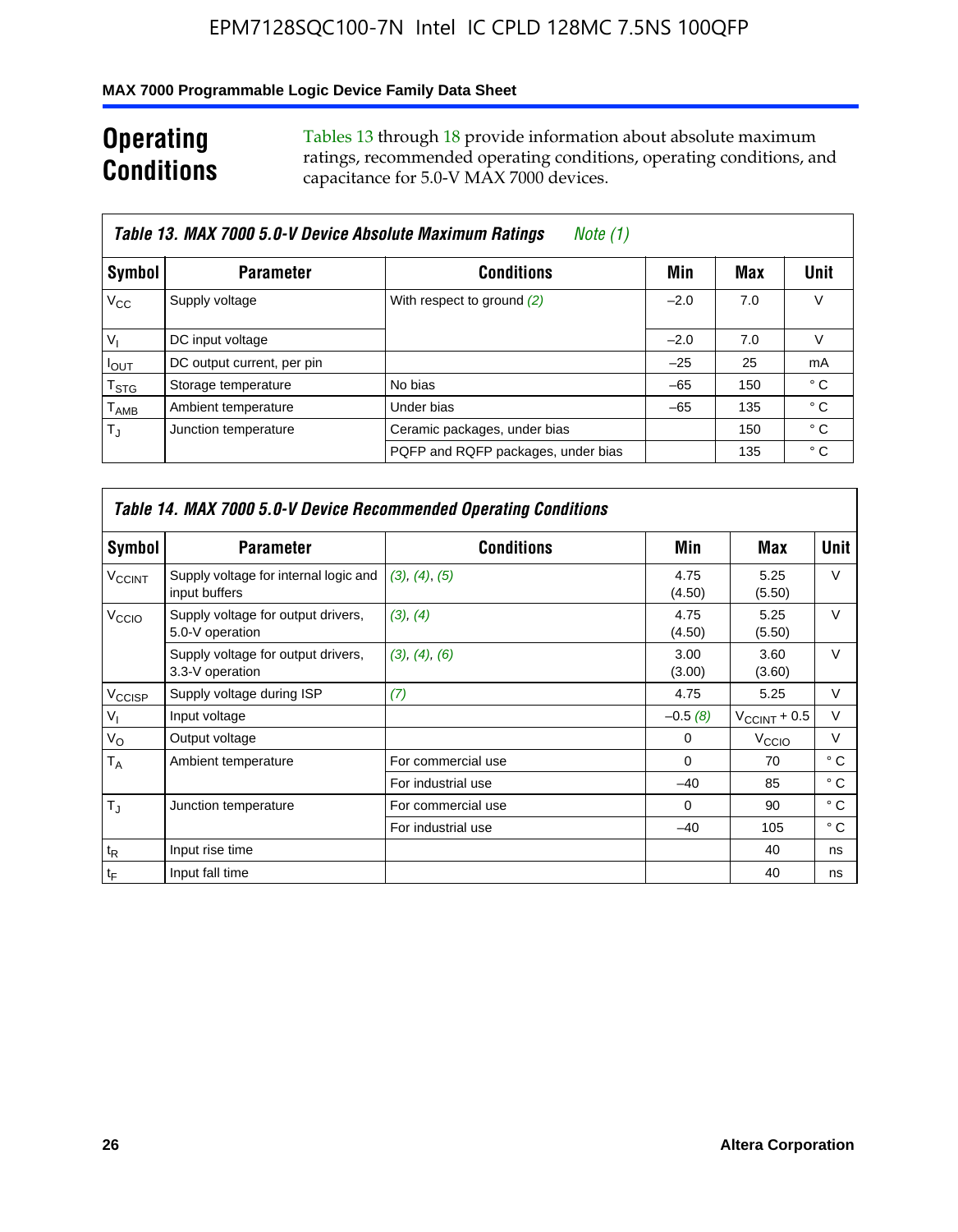## Operating Conditions

Tables 13 through 18 provide information about absolute maximum ratings, recommended operating conditions, operating conditions, and capacitance for 5.0-V MAX 7000 devices.

**Table 13. MAX 7000 5.0-V Device Absolute Maximum Ratings** *Note (1)*

| Symbol | Parameter | Conditions | Min | Max | Unit |
|---|---|---|---|---|---|
| $V_{CC}$ | Supply voltage | With respect to ground *(2)* | –2.0 | 7.0 | V |
| $V_I$ | DC input voltage | | –2.0 | 7.0 | V |
| $I_{OUT}$ | DC output current, per pin | | –25 | 25 | mA |
| $T_{STG}$ | Storage temperature | No bias | –65 | 150 | ° C |
| $T_{AMB}$ | Ambient temperature | Under bias | –65 | 135 | ° C |
| $T_J$ | Junction temperature | Ceramic packages, under bias | | 150 | ° C |
| | | PQFP and RQFP packages, under bias | | 135 | ° C |

**Table 14. MAX 7000 5.0-V Device Recommended Operating Conditions**

| Symbol | Parameter | Conditions | Min | Max | Unit |
|---|---|---|---|---|---|
| $V_{CCINT}$ | Supply voltage for internal logic and input buffers | *(3)*, *(4)*, *(5)* | 4.75 (4.50) | 5.25 (5.50) | V |
| $V_{CCIO}$ | Supply voltage for output drivers, 5.0-V operation | *(3)*, *(4)* | 4.75 (4.50) | 5.25 (5.50) | V |
| | Supply voltage for output drivers, 3.3-V operation | *(3)*, *(4)*, *(6)* | 3.00 (3.00) | 3.60 (3.60) | V |
| $V_{CCISP}$ | Supply voltage during ISP | *(7)* | 4.75 | 5.25 | V |
| $V_I$ | Input voltage | | –0.5 *(8)* | $V_{CCINT}$ + 0.5 | V |
| $V_O$ | Output voltage | | 0 | $V_{CCIO}$ | V |
| $T_A$ | Ambient temperature | For commercial use | 0 | 70 | ° C |
| | | For industrial use | –40 | 85 | ° C |
| $T_J$ | Junction temperature | For commercial use | 0 | 90 | ° C |
| | | For industrial use | –40 | 105 | ° C |
| $t_R$ | Input rise time | | | 40 | ns |
| $t_F$ | Input fall time | | | 40 | ns |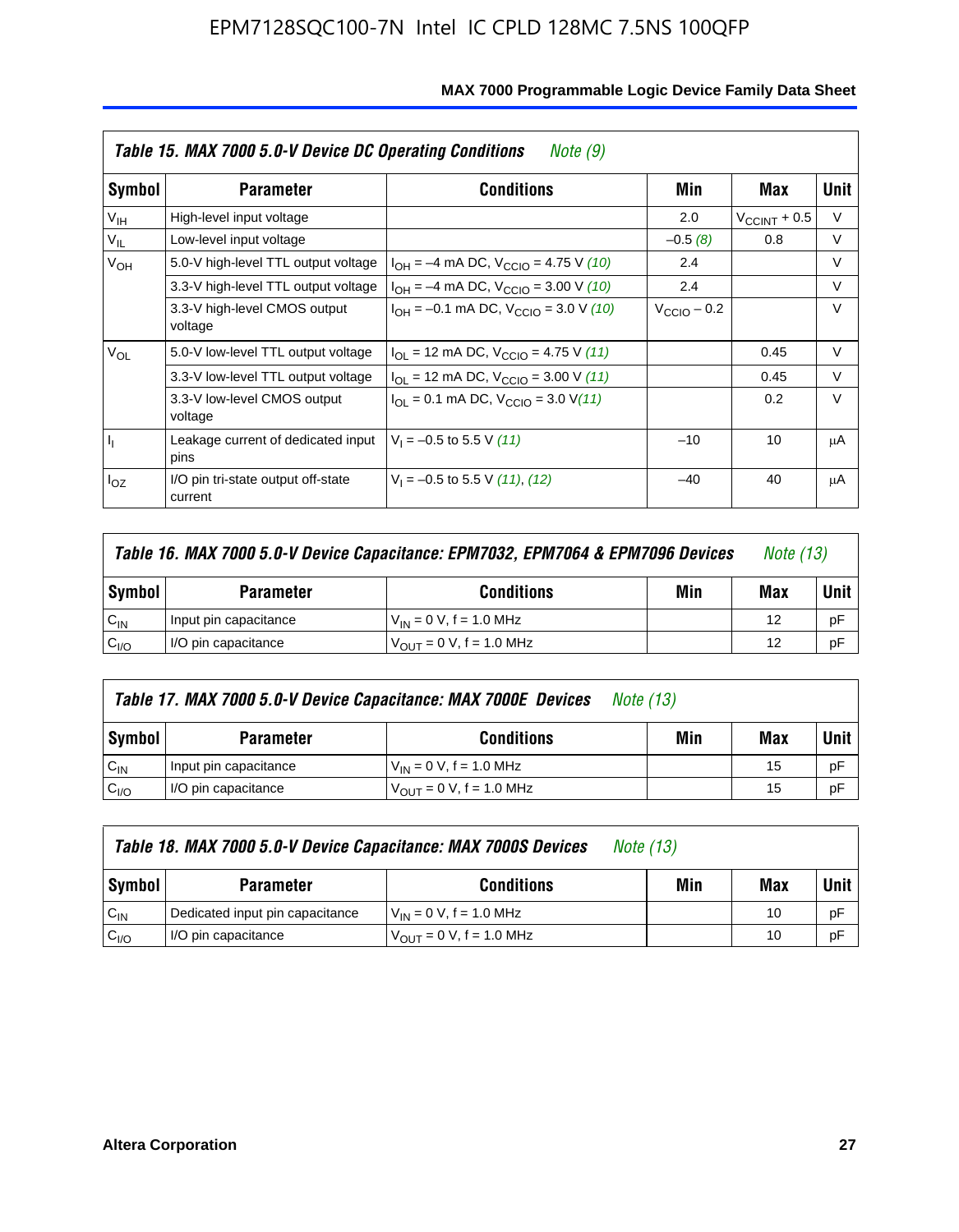**Table 15. MAX 7000 5.0-V Device DC Operating Conditions** *Note (9)*

| Symbol | Parameter | Conditions | Min | Max | Unit |
|---|---|---|---|---|---|
| $V_{IH}$ | High-level input voltage | | 2.0 | $V_{CCINT}$ + 0.5 | V |
| $V_{IL}$ | Low-level input voltage | | –0.5 *(8)* | 0.8 | V |
| $V_{OH}$ | 5.0-V high-level TTL output voltage | $I_{OH}$ = –4 mA DC, $V_{CCIO}$ = 4.75 V *(10)* | 2.4 | | V |
| | 3.3-V high-level TTL output voltage | $I_{OH}$ = –4 mA DC, $V_{CCIO}$ = 3.00 V *(10)* | 2.4 | | V |
| | 3.3-V high-level CMOS output voltage | $I_{OH}$ = –0.1 mA DC, $V_{CCIO}$ = 3.0 V *(10)* | $V_{CCIO}$ – 0.2 | | V |
| $V_{OL}$ | 5.0-V low-level TTL output voltage | $I_{OL}$ = 12 mA DC, $V_{CCIO}$ = 4.75 V *(11)* | | 0.45 | V |
| | 3.3-V low-level TTL output voltage | $I_{OL}$ = 12 mA DC, $V_{CCIO}$ = 3.00 V *(11)* | | 0.45 | V |
| | 3.3-V low-level CMOS output voltage | $I_{OL}$ = 0.1 mA DC, $V_{CCIO}$ = 3.0 V *(11)* | | 0.2 | V |
| $I_I$ | Leakage current of dedicated input pins | $V_I$ = –0.5 to 5.5 V *(11)* | –10 | 10 | μA |
| $I_{OZ}$ | I/O pin tri-state output off-state current | $V_I$ = –0.5 to 5.5 V *(11)*, *(12)* | –40 | 40 | μA |

**Table 16. MAX 7000 5.0-V Device Capacitance: EPM7032, EPM7064 & EPM7096 Devices** *Note (13)*

| Symbol | Parameter | Conditions | Min | Max | Unit |
|---|---|---|---|---|---|
| $C_{IN}$ | Input pin capacitance | $V_{IN}$ = 0 V, f = 1.0 MHz | | 12 | pF |
| $C_{I/O}$ | I/O pin capacitance | $V_{OUT}$ = 0 V, f = 1.0 MHz | | 12 | pF |

**Table 17. MAX 7000 5.0-V Device Capacitance: MAX 7000E Devices** *Note (13)*

| Symbol | Parameter | Conditions | Min | Max | Unit |
|---|---|---|---|---|---|
| $C_{IN}$ | Input pin capacitance | $V_{IN}$ = 0 V, f = 1.0 MHz | | 15 | pF |
| $C_{I/O}$ | I/O pin capacitance | $V_{OUT}$ = 0 V, f = 1.0 MHz | | 15 | pF |

**Table 18. MAX 7000 5.0-V Device Capacitance: MAX 7000S Devices** *Note (13)*

| Symbol | Parameter | Conditions | Min | Max | Unit |
|---|---|---|---|---|---|
| $C_{IN}$ | Dedicated input pin capacitance | $V_{IN}$ = 0 V, f = 1.0 MHz | | 10 | pF |
| $C_{I/O}$ | I/O pin capacitance | $V_{OUT}$ = 0 V, f = 1.0 MHz | | 10 | pF |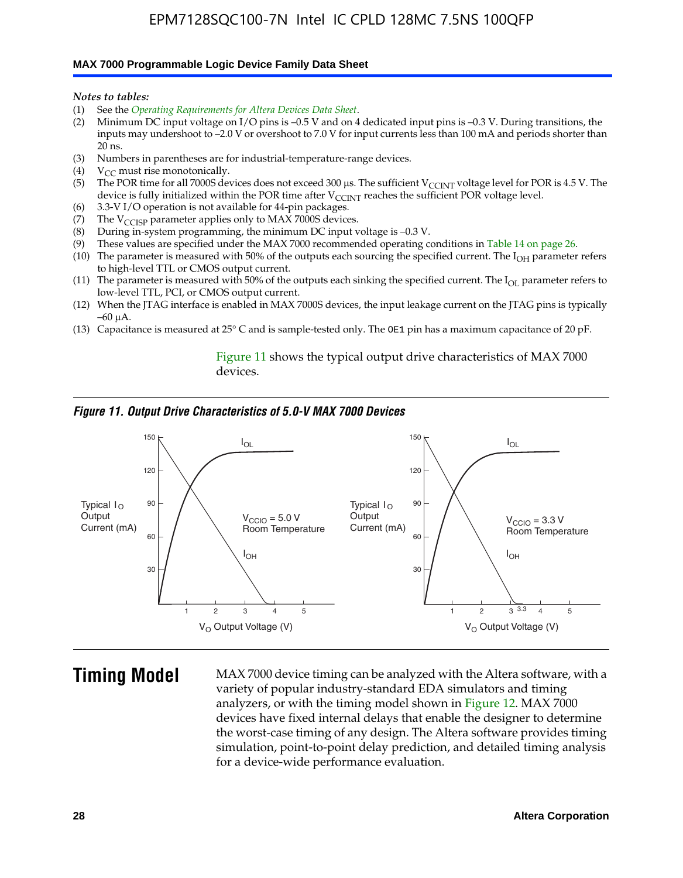*Notes to tables:*

(1) See the *Operating Requirements for Altera Devices Data Sheet*.
(2) Minimum DC input voltage on I/O pins is –0.5 V and on 4 dedicated input pins is –0.3 V. During transitions, the inputs may undershoot to –2.0 V or overshoot to 7.0 V for input currents less than 100 mA and periods shorter than 20 ns.
(3) Numbers in parentheses are for industrial-temperature-range devices.
(4) $V_{CC}$ must rise monotonically.
(5) The POR time for all 7000S devices does not exceed 300 µs. The sufficient $V_{CCINT}$ voltage level for POR is 4.5 V. The device is fully initialized within the POR time after $V_{CCINT}$ reaches the sufficient POR voltage level.
(6) 3.3-V I/O operation is not available for 44-pin packages.
(7) The $V_{CCISP}$ parameter applies only to MAX 7000S devices.
(8) During in-system programming, the minimum DC input voltage is –0.3 V.
(9) These values are specified under the MAX 7000 recommended operating conditions in Table 14 on page 26.
(10) The parameter is measured with 50% of the outputs each sourcing the specified current. The $I_{OH}$ parameter refers to high-level TTL or CMOS output current.
(11) The parameter is measured with 50% of the outputs each sinking the specified current. The $I_{OL}$ parameter refers to low-level TTL, PCI, or CMOS output current.
(12) When the JTAG interface is enabled in MAX 7000S devices, the input leakage current on the JTAG pins is typically –60 µA.
(13) Capacitance is measured at 25° C and is sample-tested only. The OE1 pin has a maximum capacitance of 20 pF.

Figure 11 shows the typical output drive characteristics of MAX 7000 devices.

*Figure 11. Output Drive Characteristics of 5.0-V MAX 7000 Devices*

# Timing Model

MAX 7000 device timing can be analyzed with the Altera software, with a variety of popular industry-standard EDA simulators and timing analyzers, or with the timing model shown in Figure 12. MAX 7000 devices have fixed internal delays that enable the designer to determine the worst-case timing of any design. The Altera software provides timing simulation, point-to-point delay prediction, and detailed timing analysis for a device-wide performance evaluation.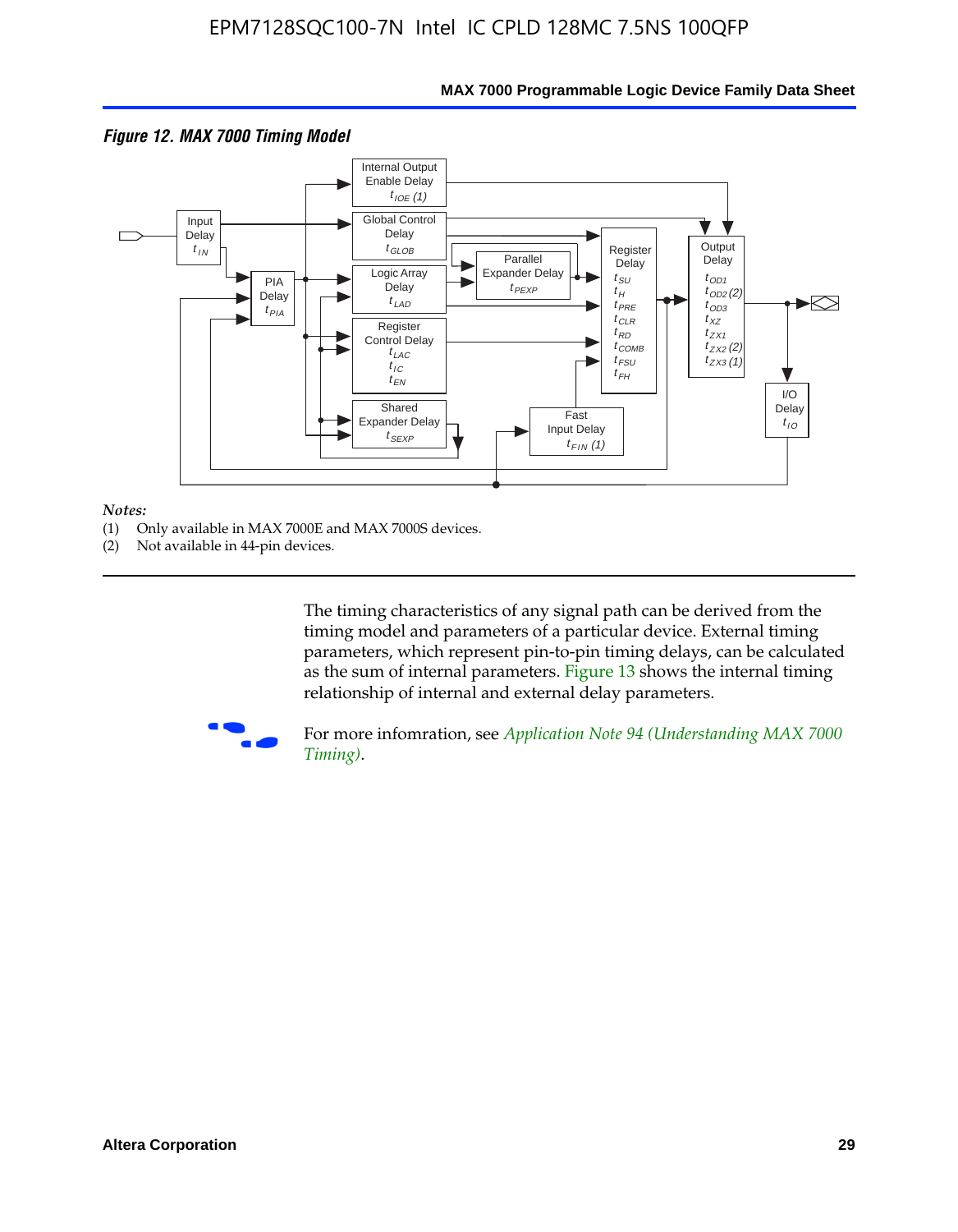*Figure 12. MAX 7000 Timing Model*

Internal Output Enable Delay $t_{IOE}$ (1)

Input Delay $t_{IN}$

Global Control Delay $t_{GLOB}$

Parallel Expander Delay $t_{PEXP}$

Register Delay $t_{SU}$ $t_{H}$ $t_{PRE}$ $t_{CLR}$ $t_{RD}$ $t_{COMB}$ $t_{FSU}$ $t_{FH}$

Output Delay $t_{OD1}$ $t_{OD2}$ (2) $t_{OD3}$ $t_{XZ}$ $t_{ZX1}$ $t_{ZX2}$ (2) $t_{ZX3}$ (1)

PIA Delay $t_{PIA}$

Logic Array Delay $t_{LAD}$

Register Control Delay $t_{LAC}$ $t_{IC}$ $t_{EN}$

Shared Expander Delay $t_{SEXP}$

Fast Input Delay $t_{FIN}$ (1)

I/O Delay $t_{IO}$

*Notes:*

(1) Only available in MAX 7000E and MAX 7000S devices.

(2) Not available in 44-pin devices.

The timing characteristics of any signal path can be derived from the timing model and parameters of a particular device. External timing parameters, which represent pin-to-pin timing delays, can be calculated as the sum of internal parameters. Figure 13 shows the internal timing relationship of internal and external delay parameters.

For more infomration, see *Application Note 94 (Understanding MAX 7000 Timing)*.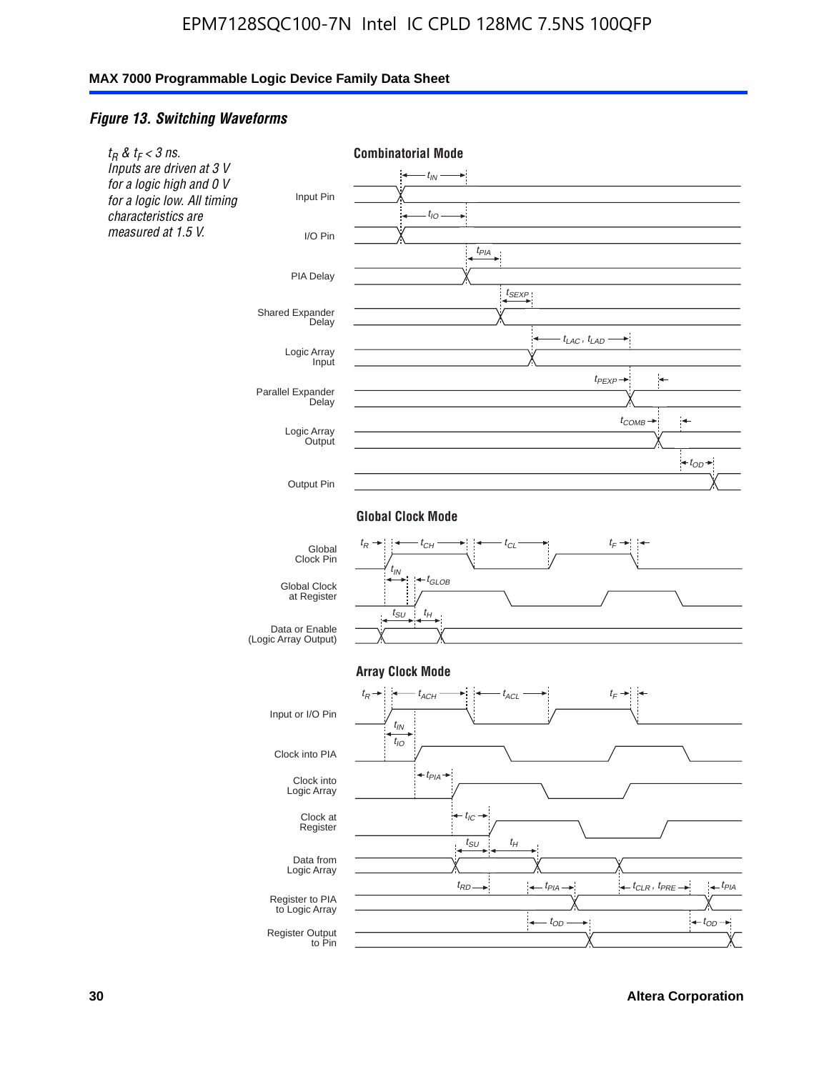### *Figure 13. Switching Waveforms*

*$t_R$ & $t_F$ < 3 ns. Inputs are driven at 3 V for a logic high and 0 V for a logic low. All timing characteristics are measured at 1.5 V.*

**Combinatorial Mode**

Input Pin ($t_{IN}$), I/O Pin ($t_{IO}$), PIA Delay ($t_{PIA}$), Shared Expander Delay ($t_{SEXP}$), Logic Array Input ($t_{LAC}$, $t_{LAD}$), Parallel Expander Delay ($t_{PEXP}$), Logic Array Output ($t_{COMB}$), Output Pin ($t_{OD}$)

**Global Clock Mode**

Global Clock Pin ($t_R$, $t_{CH}$, $t_{CL}$, $t_F$), Global Clock at Register ($t_{IN}$, $t_{GLOB}$), Data or Enable (Logic Array Output) ($t_{SU}$, $t_H$)

**Array Clock Mode**

Input or I/O Pin ($t_R$, $t_{ACH}$, $t_{ACL}$, $t_F$), Clock into PIA ($t_{IN}$, $t_{IO}$), Clock into Logic Array ($t_{PIA}$), Clock at Register ($t_{IC}$), Data from Logic Array ($t_{SU}$, $t_H$), Register to PIA to Logic Array ($t_{RD}$, $t_{PIA}$, $t_{CLR}$, $t_{PRE}$, $t_{PIA}$), Register Output to Pin ($t_{OD}$, $t_{OD}$)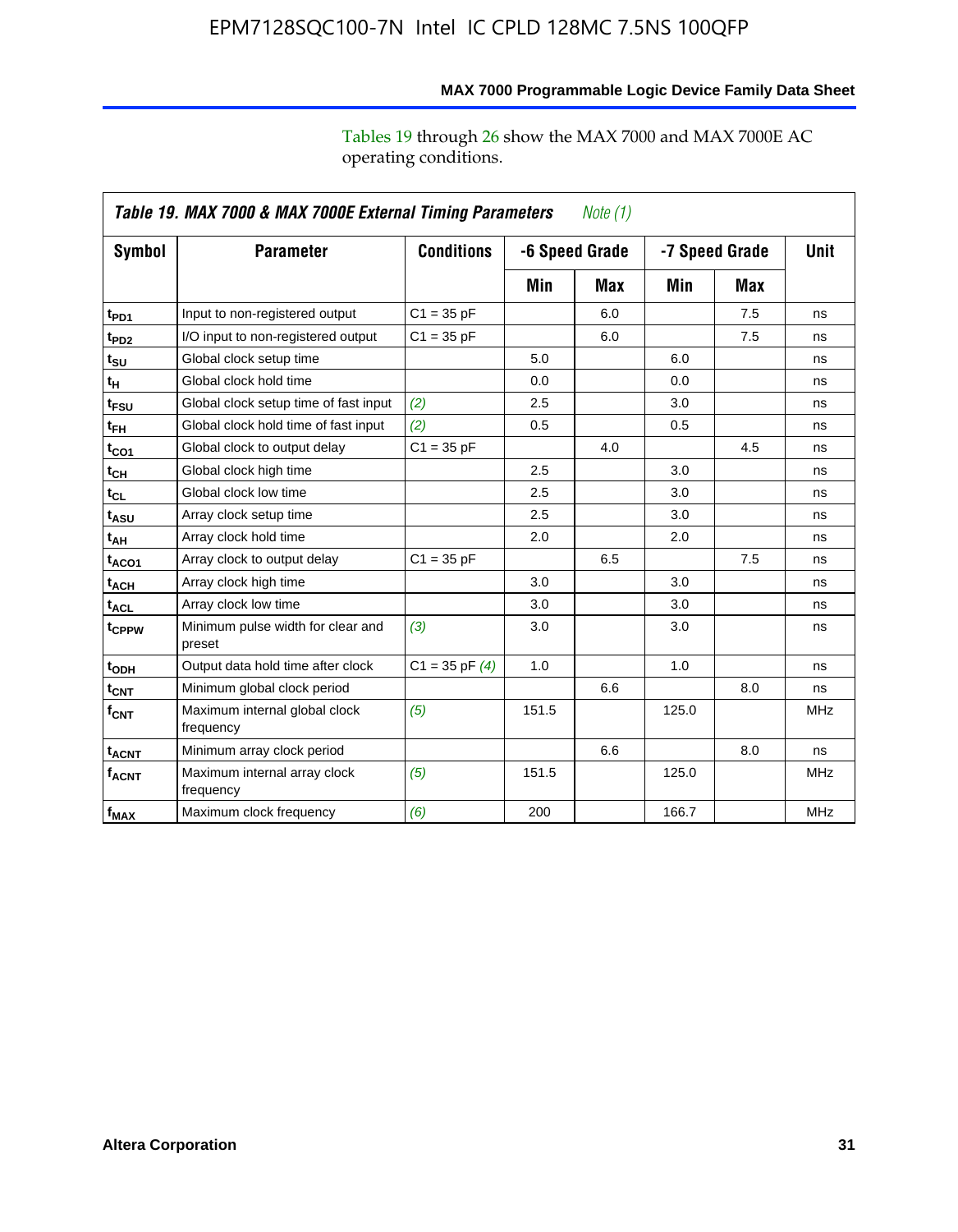Tables 19 through 26 show the MAX 7000 and MAX 7000E AC operating conditions.

**Table 19. MAX 7000 & MAX 7000E External Timing Parameters** *Note (1)*

| Symbol | Parameter | Conditions | -6 Speed Grade | | -7 Speed Grade | | Unit |
|---|---|---|---|---|---|---|---|
| | | | Min | Max | Min | Max | |
| $t_{PD1}$ | Input to non-registered output | C1 = 35 pF | | 6.0 | | 7.5 | ns |
| $t_{PD2}$ | I/O input to non-registered output | C1 = 35 pF | | 6.0 | | 7.5 | ns |
| $t_{SU}$ | Global clock setup time | | 5.0 | | 6.0 | | ns |
| $t_{H}$ | Global clock hold time | | 0.0 | | 0.0 | | ns |
| $t_{FSU}$ | Global clock setup time of fast input | *(2)* | 2.5 | | 3.0 | | ns |
| $t_{FH}$ | Global clock hold time of fast input | *(2)* | 0.5 | | 0.5 | | ns |
| $t_{CO1}$ | Global clock to output delay | C1 = 35 pF | | 4.0 | | 4.5 | ns |
| $t_{CH}$ | Global clock high time | | 2.5 | | 3.0 | | ns |
| $t_{CL}$ | Global clock low time | | 2.5 | | 3.0 | | ns |
| $t_{ASU}$ | Array clock setup time | | 2.5 | | 3.0 | | ns |
| $t_{AH}$ | Array clock hold time | | 2.0 | | 2.0 | | ns |
| $t_{ACO1}$ | Array clock to output delay | C1 = 35 pF | | 6.5 | | 7.5 | ns |
| $t_{ACH}$ | Array clock high time | | 3.0 | | 3.0 | | ns |
| $t_{ACL}$ | Array clock low time | | 3.0 | | 3.0 | | ns |
| $t_{CPPW}$ | Minimum pulse width for clear and preset | *(3)* | 3.0 | | 3.0 | | ns |
| $t_{ODH}$ | Output data hold time after clock | C1 = 35 pF *(4)* | 1.0 | | 1.0 | | ns |
| $t_{CNT}$ | Minimum global clock period | | | 6.6 | | 8.0 | ns |
| $f_{CNT}$ | Maximum internal global clock frequency | *(5)* | 151.5 | | 125.0 | | MHz |
| $t_{ACNT}$ | Minimum array clock period | | | 6.6 | | 8.0 | ns |
| $f_{ACNT}$ | Maximum internal array clock frequency | *(5)* | 151.5 | | 125.0 | | MHz |
| $f_{MAX}$ | Maximum clock frequency | *(6)* | 200 | | 166.7 | | MHz |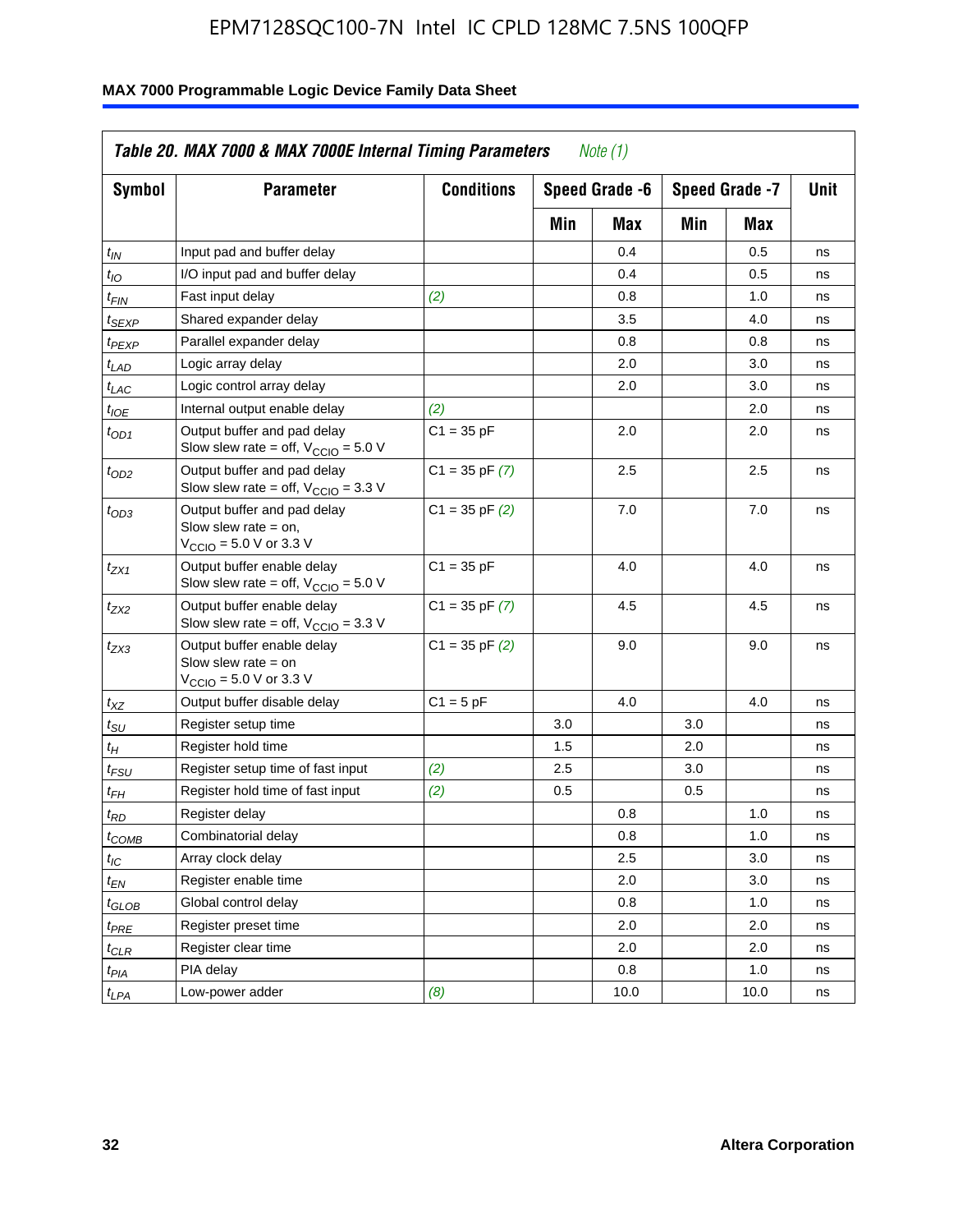EPM7128SQC100-7N Intel IC CPLD 128MC 7.5NS 100QFP

**Table 20. MAX 7000 & MAX 7000E Internal Timing Parameters** *Note (1)*

| Symbol | Parameter | Conditions | Speed Grade -6 | | Speed Grade -7 | | Unit |
|---|---|---|---|---|---|---|---|
| | | | Min | Max | Min | Max | |
| $t_{IN}$ | Input pad and buffer delay | | | 0.4 | | 0.5 | ns |
| $t_{IO}$ | I/O input pad and buffer delay | | | 0.4 | | 0.5 | ns |
| $t_{FIN}$ | Fast input delay | *(2)* | | 0.8 | | 1.0 | ns |
| $t_{SEXP}$ | Shared expander delay | | | 3.5 | | 4.0 | ns |
| $t_{PEXP}$ | Parallel expander delay | | | 0.8 | | 0.8 | ns |
| $t_{LAD}$ | Logic array delay | | | 2.0 | | 3.0 | ns |
| $t_{LAC}$ | Logic control array delay | | | 2.0 | | 3.0 | ns |
| $t_{IOE}$ | Internal output enable delay | *(2)* | | | | 2.0 | ns |
| $t_{OD1}$ | Output buffer and pad delay Slow slew rate = off, $V_{CCIO}$ = 5.0 V | C1 = 35 pF | | 2.0 | | 2.0 | ns |
| $t_{OD2}$ | Output buffer and pad delay Slow slew rate = off, $V_{CCIO}$ = 3.3 V | C1 = 35 pF *(7)* | | 2.5 | | 2.5 | ns |
| $t_{OD3}$ | Output buffer and pad delay Slow slew rate = on, $V_{CCIO}$ = 5.0 V or 3.3 V | C1 = 35 pF *(2)* | | 7.0 | | 7.0 | ns |
| $t_{ZX1}$ | Output buffer enable delay Slow slew rate = off, $V_{CCIO}$ = 5.0 V | C1 = 35 pF | | 4.0 | | 4.0 | ns |
| $t_{ZX2}$ | Output buffer enable delay Slow slew rate = off, $V_{CCIO}$ = 3.3 V | C1 = 35 pF *(7)* | | 4.5 | | 4.5 | ns |
| $t_{ZX3}$ | Output buffer enable delay Slow slew rate = on $V_{CCIO}$ = 5.0 V or 3.3 V | C1 = 35 pF *(2)* | | 9.0 | | 9.0 | ns |
| $t_{XZ}$ | Output buffer disable delay | C1 = 5 pF | | 4.0 | | 4.0 | ns |
| $t_{SU}$ | Register setup time | | 3.0 | | 3.0 | | ns |
| $t_{H}$ | Register hold time | | 1.5 | | 2.0 | | ns |
| $t_{FSU}$ | Register setup time of fast input | *(2)* | 2.5 | | 3.0 | | ns |
| $t_{FH}$ | Register hold time of fast input | *(2)* | 0.5 | | 0.5 | | ns |
| $t_{RD}$ | Register delay | | | 0.8 | | 1.0 | ns |
| $t_{COMB}$ | Combinatorial delay | | | 0.8 | | 1.0 | ns |
| $t_{IC}$ | Array clock delay | | | 2.5 | | 3.0 | ns |
| $t_{EN}$ | Register enable time | | | 2.0 | | 3.0 | ns |
| $t_{GLOB}$ | Global control delay | | | 0.8 | | 1.0 | ns |
| $t_{PRE}$ | Register preset time | | | 2.0 | | 2.0 | ns |
| $t_{CLR}$ | Register clear time | | | 2.0 | | 2.0 | ns |
| $t_{PIA}$ | PIA delay | | | 0.8 | | 1.0 | ns |
| $t_{LPA}$ | Low-power adder | *(8)* | | 10.0 | | 10.0 | ns |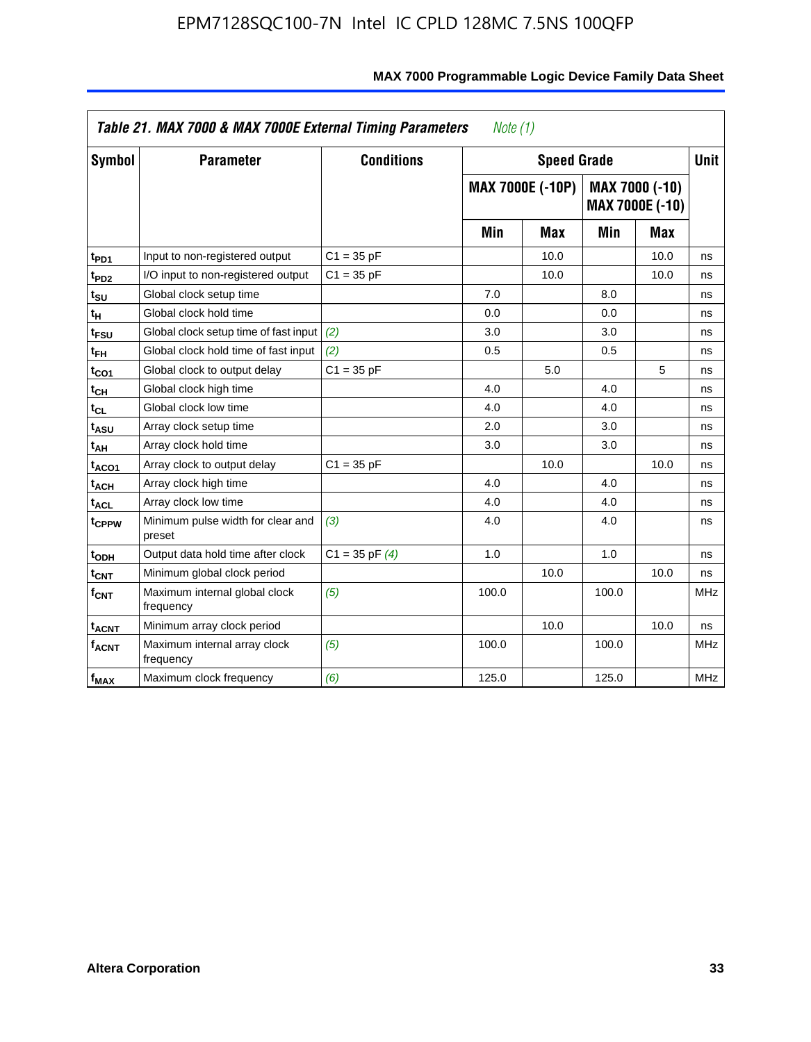**Table 21. MAX 7000 & MAX 7000E External Timing Parameters** *Note (1)*

| Symbol | Parameter | Conditions | Speed Grade | | | | Unit |
|---|---|---|---|---|---|---|---|
| | | | MAX 7000E (-10P) | | MAX 7000 (-10) MAX 7000E (-10) | | |
| | | | Min | Max | Min | Max | |
| $t_{PD1}$ | Input to non-registered output | C1 = 35 pF | | 10.0 | | 10.0 | ns |
| $t_{PD2}$ | I/O input to non-registered output | C1 = 35 pF | | 10.0 | | 10.0 | ns |
| $t_{SU}$ | Global clock setup time | | 7.0 | | 8.0 | | ns |
| $t_{H}$ | Global clock hold time | | 0.0 | | 0.0 | | ns |
| $t_{FSU}$ | Global clock setup time of fast input | *(2)* | 3.0 | | 3.0 | | ns |
| $t_{FH}$ | Global clock hold time of fast input | *(2)* | 0.5 | | 0.5 | | ns |
| $t_{CO1}$ | Global clock to output delay | C1 = 35 pF | | 5.0 | | 5 | ns |
| $t_{CH}$ | Global clock high time | | 4.0 | | 4.0 | | ns |
| $t_{CL}$ | Global clock low time | | 4.0 | | 4.0 | | ns |
| $t_{ASU}$ | Array clock setup time | | 2.0 | | 3.0 | | ns |
| $t_{AH}$ | Array clock hold time | | 3.0 | | 3.0 | | ns |
| $t_{ACO1}$ | Array clock to output delay | C1 = 35 pF | | 10.0 | | 10.0 | ns |
| $t_{ACH}$ | Array clock high time | | 4.0 | | 4.0 | | ns |
| $t_{ACL}$ | Array clock low time | | 4.0 | | 4.0 | | ns |
| $t_{CPPW}$ | Minimum pulse width for clear and preset | *(3)* | 4.0 | | 4.0 | | ns |
| $t_{ODH}$ | Output data hold time after clock | C1 = 35 pF *(4)* | 1.0 | | 1.0 | | ns |
| $t_{CNT}$ | Minimum global clock period | | | 10.0 | | 10.0 | ns |
| $f_{CNT}$ | Maximum internal global clock frequency | *(5)* | 100.0 | | 100.0 | | MHz |
| $t_{ACNT}$ | Minimum array clock period | | | 10.0 | | 10.0 | ns |
| $f_{ACNT}$ | Maximum internal array clock frequency | *(5)* | 100.0 | | 100.0 | | MHz |
| $f_{MAX}$ | Maximum clock frequency | *(6)* | 125.0 | | 125.0 | | MHz |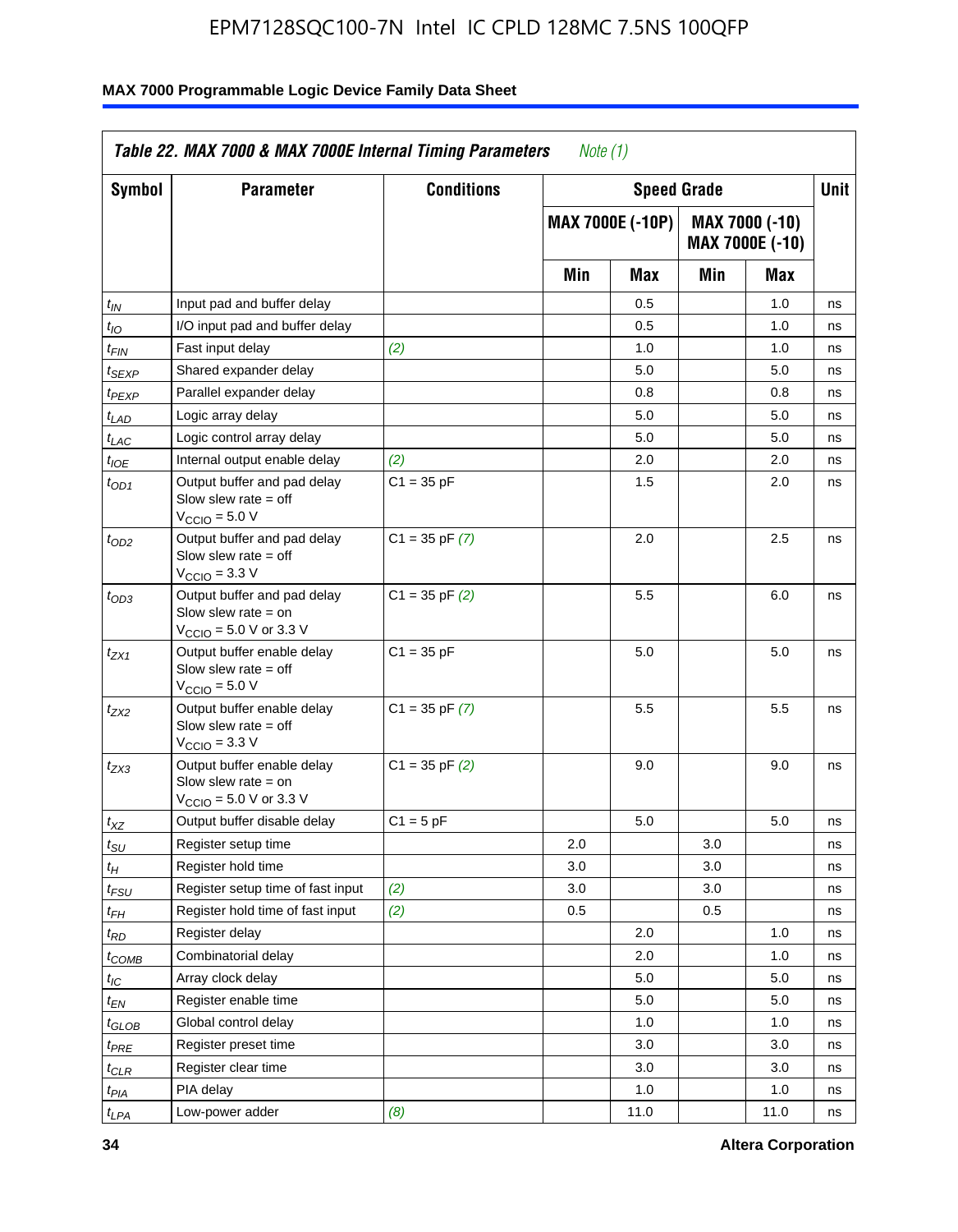**Table 22. MAX 7000 & MAX 7000E Internal Timing Parameters** *Note (1)*

| Symbol | Parameter | Conditions | Speed Grade | | | | Unit |
|---|---|---|---|---|---|---|---|
| | | | MAX 7000E (-10P) | | MAX 7000 (-10) MAX 7000E (-10) | | |
| | | | Min | Max | Min | Max | |
| $t_{IN}$ | Input pad and buffer delay | | | 0.5 | | 1.0 | ns |
| $t_{IO}$ | I/O input pad and buffer delay | | | 0.5 | | 1.0 | ns |
| $t_{FIN}$ | Fast input delay | *(2)* | | 1.0 | | 1.0 | ns |
| $t_{SEXP}$ | Shared expander delay | | | 5.0 | | 5.0 | ns |
| $t_{PEXP}$ | Parallel expander delay | | | 0.8 | | 0.8 | ns |
| $t_{LAD}$ | Logic array delay | | | 5.0 | | 5.0 | ns |
| $t_{LAC}$ | Logic control array delay | | | 5.0 | | 5.0 | ns |
| $t_{IOE}$ | Internal output enable delay | *(2)* | | 2.0 | | 2.0 | ns |
| $t_{OD1}$ | Output buffer and pad delay Slow slew rate = off $V_{CCIO}$ = 5.0 V | C1 = 35 pF | | 1.5 | | 2.0 | ns |
| $t_{OD2}$ | Output buffer and pad delay Slow slew rate = off $V_{CCIO}$ = 3.3 V | C1 = 35 pF *(7)* | | 2.0 | | 2.5 | ns |
| $t_{OD3}$ | Output buffer and pad delay Slow slew rate = on $V_{CCIO}$ = 5.0 V or 3.3 V | C1 = 35 pF *(2)* | | 5.5 | | 6.0 | ns |
| $t_{ZX1}$ | Output buffer enable delay Slow slew rate = off $V_{CCIO}$ = 5.0 V | C1 = 35 pF | | 5.0 | | 5.0 | ns |
| $t_{ZX2}$ | Output buffer enable delay Slow slew rate = off $V_{CCIO}$ = 3.3 V | C1 = 35 pF *(7)* | | 5.5 | | 5.5 | ns |
| $t_{ZX3}$ | Output buffer enable delay Slow slew rate = on $V_{CCIO}$ = 5.0 V or 3.3 V | C1 = 35 pF *(2)* | | 9.0 | | 9.0 | ns |
| $t_{XZ}$ | Output buffer disable delay | C1 = 5 pF | | 5.0 | | 5.0 | ns |
| $t_{SU}$ | Register setup time | | 2.0 | | 3.0 | | ns |
| $t_{H}$ | Register hold time | | 3.0 | | 3.0 | | ns |
| $t_{FSU}$ | Register setup time of fast input | *(2)* | 3.0 | | 3.0 | | ns |
| $t_{FH}$ | Register hold time of fast input | *(2)* | 0.5 | | 0.5 | | ns |
| $t_{RD}$ | Register delay | | | 2.0 | | 1.0 | ns |
| $t_{COMB}$ | Combinatorial delay | | | 2.0 | | 1.0 | ns |
| $t_{IC}$ | Array clock delay | | | 5.0 | | 5.0 | ns |
| $t_{EN}$ | Register enable time | | | 5.0 | | 5.0 | ns |
| $t_{GLOB}$ | Global control delay | | | 1.0 | | 1.0 | ns |
| $t_{PRE}$ | Register preset time | | | 3.0 | | 3.0 | ns |
| $t_{CLR}$ | Register clear time | | | 3.0 | | 3.0 | ns |
| $t_{PIA}$ | PIA delay | | | 1.0 | | 1.0 | ns |
| $t_{LPA}$ | Low-power adder | *(8)* | | 11.0 | | 11.0 | ns |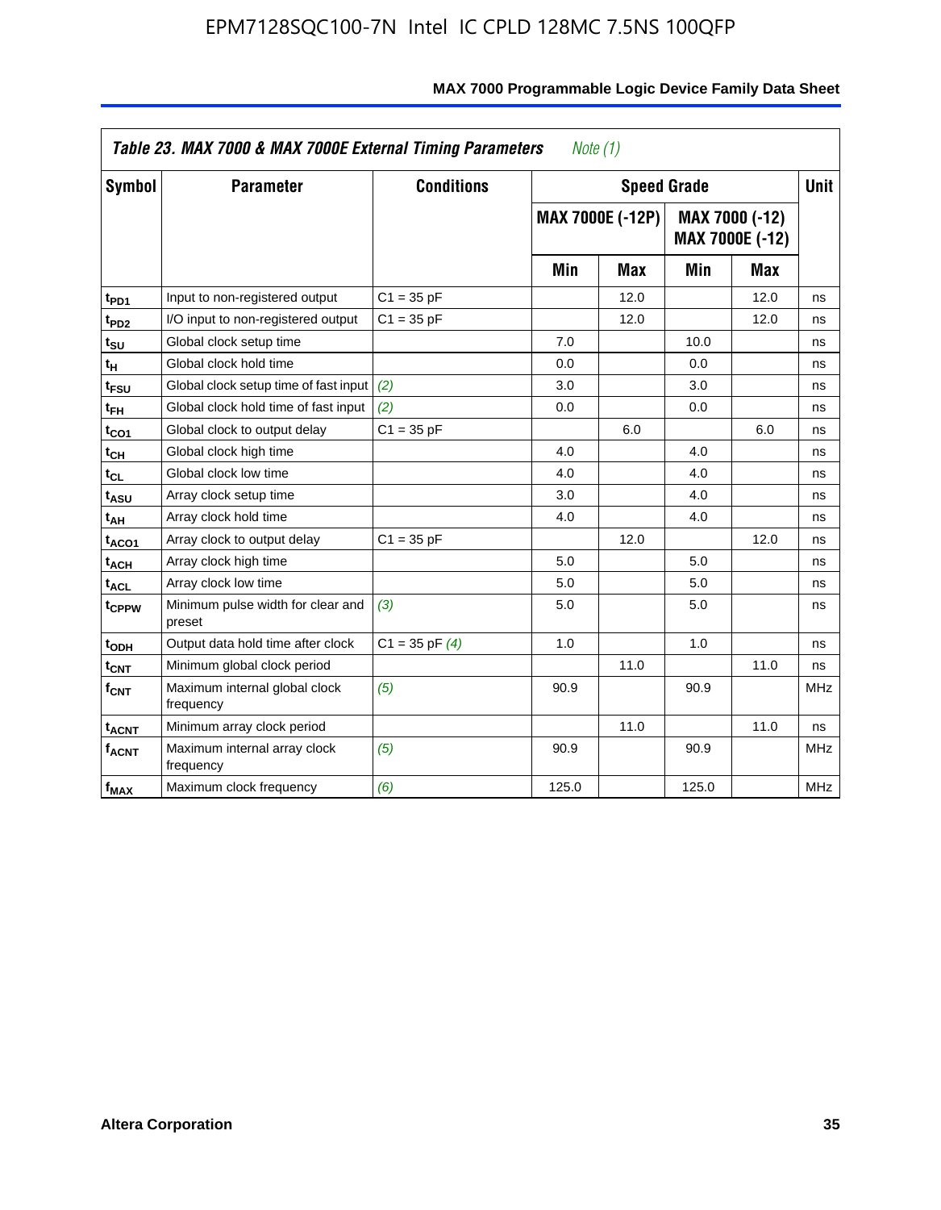**Table 23. MAX 7000 & MAX 7000E External Timing Parameters** *Note (1)*

| Symbol | Parameter | Conditions | Speed Grade | | | | Unit |
|---|---|---|---|---|---|---|---|
| | | | MAX 7000E (-12P) | | MAX 7000 (-12) MAX 7000E (-12) | | |
| | | | Min | Max | Min | Max | |
| $t_{PD1}$ | Input to non-registered output | C1 = 35 pF | | 12.0 | | 12.0 | ns |
| $t_{PD2}$ | I/O input to non-registered output | C1 = 35 pF | | 12.0 | | 12.0 | ns |
| $t_{SU}$ | Global clock setup time | | 7.0 | | 10.0 | | ns |
| $t_{H}$ | Global clock hold time | | 0.0 | | 0.0 | | ns |
| $t_{FSU}$ | Global clock setup time of fast input | *(2)* | 3.0 | | 3.0 | | ns |
| $t_{FH}$ | Global clock hold time of fast input | *(2)* | 0.0 | | 0.0 | | ns |
| $t_{CO1}$ | Global clock to output delay | C1 = 35 pF | | 6.0 | | 6.0 | ns |
| $t_{CH}$ | Global clock high time | | 4.0 | | 4.0 | | ns |
| $t_{CL}$ | Global clock low time | | 4.0 | | 4.0 | | ns |
| $t_{ASU}$ | Array clock setup time | | 3.0 | | 4.0 | | ns |
| $t_{AH}$ | Array clock hold time | | 4.0 | | 4.0 | | ns |
| $t_{ACO1}$ | Array clock to output delay | C1 = 35 pF | | 12.0 | | 12.0 | ns |
| $t_{ACH}$ | Array clock high time | | 5.0 | | 5.0 | | ns |
| $t_{ACL}$ | Array clock low time | | 5.0 | | 5.0 | | ns |
| $t_{CPPW}$ | Minimum pulse width for clear and preset | *(3)* | 5.0 | | 5.0 | | ns |
| $t_{ODH}$ | Output data hold time after clock | C1 = 35 pF *(4)* | 1.0 | | 1.0 | | ns |
| $t_{CNT}$ | Minimum global clock period | | | 11.0 | | 11.0 | ns |
| $f_{CNT}$ | Maximum internal global clock frequency | *(5)* | 90.9 | | 90.9 | | MHz |
| $t_{ACNT}$ | Minimum array clock period | | | 11.0 | | 11.0 | ns |
| $f_{ACNT}$ | Maximum internal array clock frequency | *(5)* | 90.9 | | 90.9 | | MHz |
| $f_{MAX}$ | Maximum clock frequency | *(6)* | 125.0 | | 125.0 | | MHz |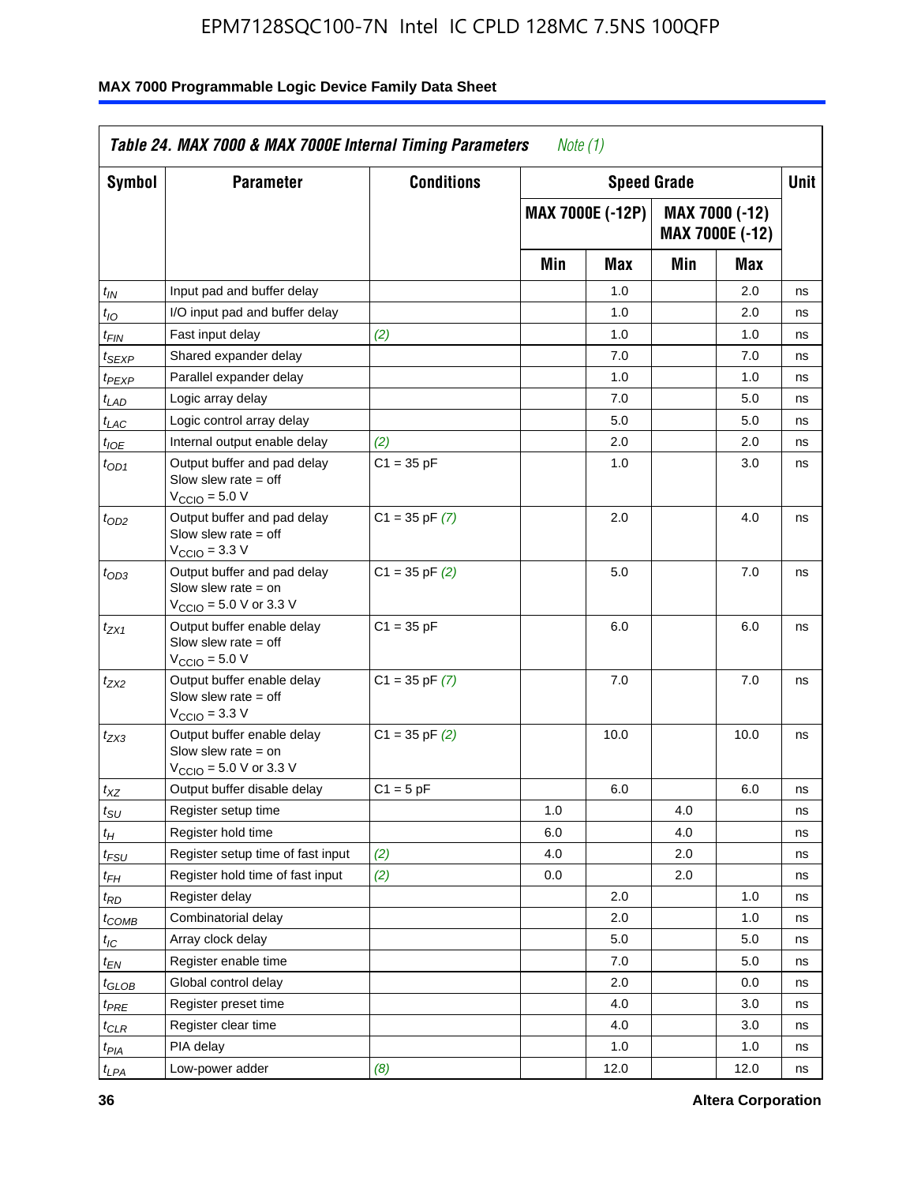**Table 24. MAX 7000 & MAX 7000E Internal Timing Parameters** *Note (1)*

| Symbol | Parameter | Conditions | Speed Grade | | | | Unit |
|---|---|---|---|---|---|---|---|
| | | | MAX 7000E (-12P) | | MAX 7000 (-12) MAX 7000E (-12) | | |
| | | | Min | Max | Min | Max | |
| $t_{IN}$ | Input pad and buffer delay | | | 1.0 | | 2.0 | ns |
| $t_{IO}$ | I/O input pad and buffer delay | | | 1.0 | | 2.0 | ns |
| $t_{FIN}$ | Fast input delay | *(2)* | | 1.0 | | 1.0 | ns |
| $t_{SEXP}$ | Shared expander delay | | | 7.0 | | 7.0 | ns |
| $t_{PEXP}$ | Parallel expander delay | | | 1.0 | | 1.0 | ns |
| $t_{LAD}$ | Logic array delay | | | 7.0 | | 5.0 | ns |
| $t_{LAC}$ | Logic control array delay | | | 5.0 | | 5.0 | ns |
| $t_{IOE}$ | Internal output enable delay | *(2)* | | 2.0 | | 2.0 | ns |
| $t_{OD1}$ | Output buffer and pad delay Slow slew rate = off $V_{CCIO}$ = 5.0 V | C1 = 35 pF | | 1.0 | | 3.0 | ns |
| $t_{OD2}$ | Output buffer and pad delay Slow slew rate = off $V_{CCIO}$ = 3.3 V | C1 = 35 pF *(7)* | | 2.0 | | 4.0 | ns |
| $t_{OD3}$ | Output buffer and pad delay Slow slew rate = on $V_{CCIO}$ = 5.0 V or 3.3 V | C1 = 35 pF *(2)* | | 5.0 | | 7.0 | ns |
| $t_{ZX1}$ | Output buffer enable delay Slow slew rate = off $V_{CCIO}$ = 5.0 V | C1 = 35 pF | | 6.0 | | 6.0 | ns |
| $t_{ZX2}$ | Output buffer enable delay Slow slew rate = off $V_{CCIO}$ = 3.3 V | C1 = 35 pF *(7)* | | 7.0 | | 7.0 | ns |
| $t_{ZX3}$ | Output buffer enable delay Slow slew rate = on $V_{CCIO}$ = 5.0 V or 3.3 V | C1 = 35 pF *(2)* | | 10.0 | | 10.0 | ns |
| $t_{XZ}$ | Output buffer disable delay | C1 = 5 pF | | 6.0 | | 6.0 | ns |
| $t_{SU}$ | Register setup time | | 1.0 | | 4.0 | | ns |
| $t_{H}$ | Register hold time | | 6.0 | | 4.0 | | ns |
| $t_{FSU}$ | Register setup time of fast input | *(2)* | 4.0 | | 2.0 | | ns |
| $t_{FH}$ | Register hold time of fast input | *(2)* | 0.0 | | 2.0 | | ns |
| $t_{RD}$ | Register delay | | | 2.0 | | 1.0 | ns |
| $t_{COMB}$ | Combinatorial delay | | | 2.0 | | 1.0 | ns |
| $t_{IC}$ | Array clock delay | | | 5.0 | | 5.0 | ns |
| $t_{EN}$ | Register enable time | | | 7.0 | | 5.0 | ns |
| $t_{GLOB}$ | Global control delay | | | 2.0 | | 0.0 | ns |
| $t_{PRE}$ | Register preset time | | | 4.0 | | 3.0 | ns |
| $t_{CLR}$ | Register clear time | | | 4.0 | | 3.0 | ns |
| $t_{PIA}$ | PIA delay | | | 1.0 | | 1.0 | ns |
| $t_{LPA}$ | Low-power adder | *(8)* | | 12.0 | | 12.0 | ns |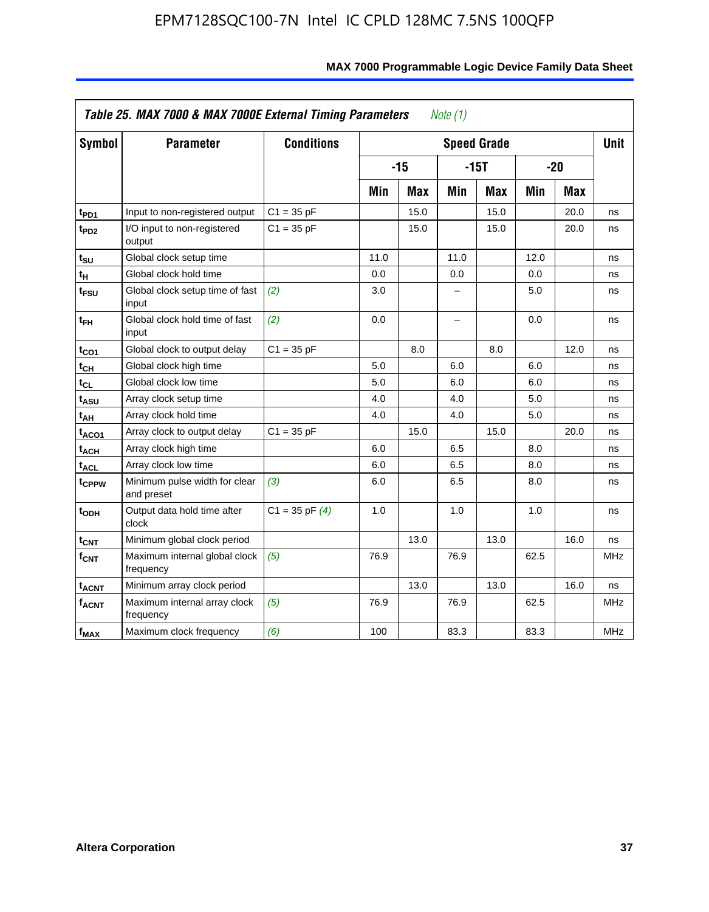| Table 25. MAX 7000 & MAX 7000E External Timing Parameters *Note (1)* | | | | | | | | | |
|---|---|---|---|---|---|---|---|---|---|
| **Symbol** | **Parameter** | **Conditions** | **Speed Grade** | | | | | | **Unit** |
| | | | **-15** | | **-15T** | | **-20** | | |
| | | | **Min** | **Max** | **Min** | **Max** | **Min** | **Max** | |
| $t_{PD1}$ | Input to non-registered output | C1 = 35 pF | | 15.0 | | 15.0 | | 20.0 | ns |
| $t_{PD2}$ | I/O input to non-registered output | C1 = 35 pF | | 15.0 | | 15.0 | | 20.0 | ns |
| $t_{SU}$ | Global clock setup time | | 11.0 | | 11.0 | | 12.0 | | ns |
| $t_H$ | Global clock hold time | | 0.0 | | 0.0 | | 0.0 | | ns |
| $t_{FSU}$ | Global clock setup time of fast input | *(2)* | 3.0 | | – | | 5.0 | | ns |
| $t_{FH}$ | Global clock hold time of fast input | *(2)* | 0.0 | | – | | 0.0 | | ns |
| $t_{CO1}$ | Global clock to output delay | C1 = 35 pF | | 8.0 | | 8.0 | | 12.0 | ns |
| $t_{CH}$ | Global clock high time | | 5.0 | | 6.0 | | 6.0 | | ns |
| $t_{CL}$ | Global clock low time | | 5.0 | | 6.0 | | 6.0 | | ns |
| $t_{ASU}$ | Array clock setup time | | 4.0 | | 4.0 | | 5.0 | | ns |
| $t_{AH}$ | Array clock hold time | | 4.0 | | 4.0 | | 5.0 | | ns |
| $t_{ACO1}$ | Array clock to output delay | C1 = 35 pF | | 15.0 | | 15.0 | | 20.0 | ns |
| $t_{ACH}$ | Array clock high time | | 6.0 | | 6.5 | | 8.0 | | ns |
| $t_{ACL}$ | Array clock low time | | 6.0 | | 6.5 | | 8.0 | | ns |
| $t_{CPPW}$ | Minimum pulse width for clear and preset | *(3)* | 6.0 | | 6.5 | | 8.0 | | ns |
| $t_{ODH}$ | Output data hold time after clock | C1 = 35 pF *(4)* | 1.0 | | 1.0 | | 1.0 | | ns |
| $t_{CNT}$ | Minimum global clock period | | | 13.0 | | 13.0 | | 16.0 | ns |
| $f_{CNT}$ | Maximum internal global clock frequency | *(5)* | 76.9 | | 76.9 | | 62.5 | | MHz |
| $t_{ACNT}$ | Minimum array clock period | | | 13.0 | | 13.0 | | 16.0 | ns |
| $f_{ACNT}$ | Maximum internal array clock frequency | *(5)* | 76.9 | | 76.9 | | 62.5 | | MHz |
| $f_{MAX}$ | Maximum clock frequency | *(6)* | 100 | | 83.3 | | 83.3 | | MHz |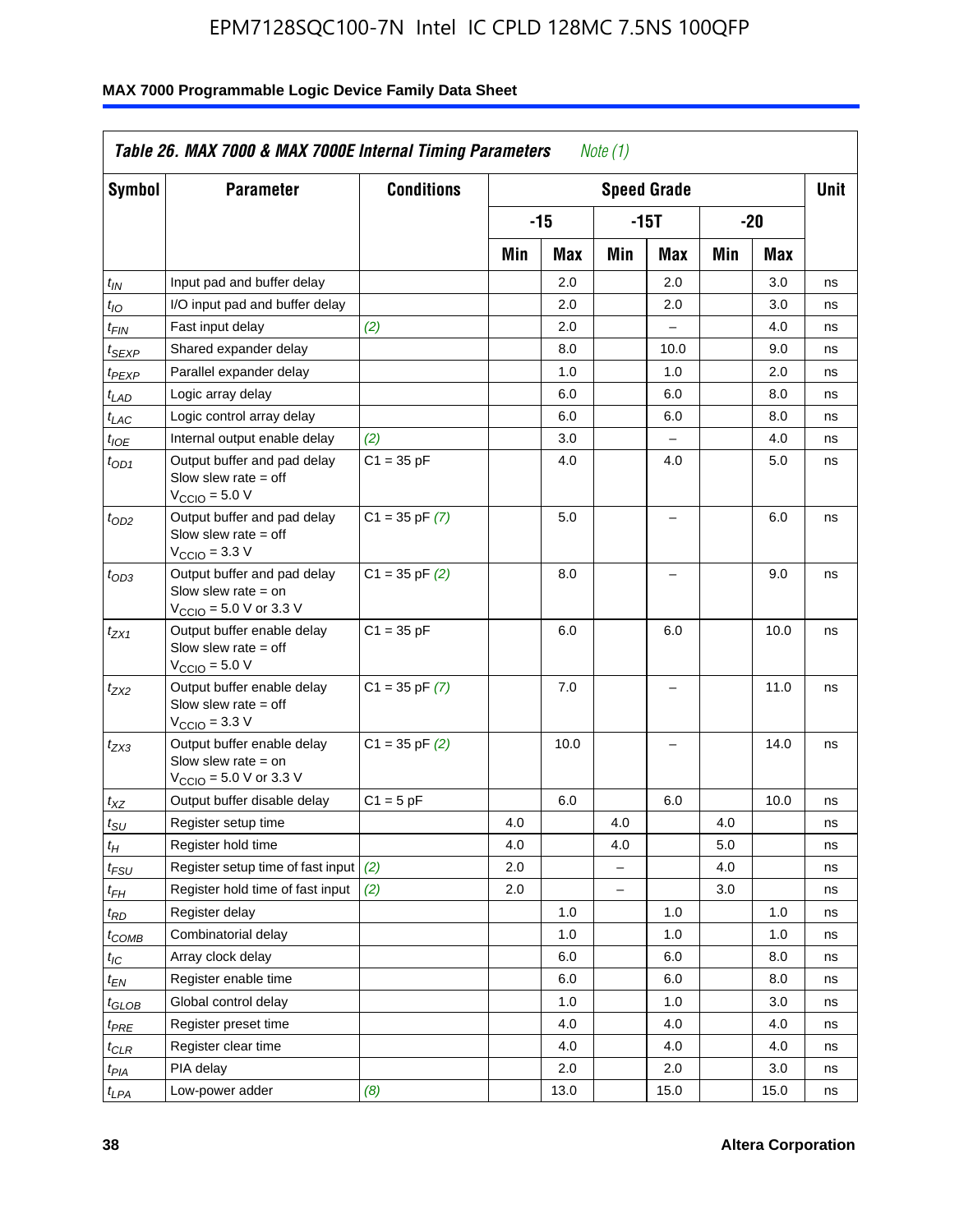**Table 26. MAX 7000 & MAX 7000E Internal Timing Parameters** *Note (1)*

| Symbol | Parameter | Conditions | Speed Grade | | | | | | Unit |
|---|---|---|---|---|---|---|---|---|---|
| | | | -15 | | -15T | | -20 | | |
| | | | Min | Max | Min | Max | Min | Max | |
| $t_{IN}$ | Input pad and buffer delay | | | 2.0 | | 2.0 | | 3.0 | ns |
| $t_{IO}$ | I/O input pad and buffer delay | | | 2.0 | | 2.0 | | 3.0 | ns |
| $t_{FIN}$ | Fast input delay | *(2)* | | 2.0 | | – | | 4.0 | ns |
| $t_{SEXP}$ | Shared expander delay | | | 8.0 | | 10.0 | | 9.0 | ns |
| $t_{PEXP}$ | Parallel expander delay | | | 1.0 | | 1.0 | | 2.0 | ns |
| $t_{LAD}$ | Logic array delay | | | 6.0 | | 6.0 | | 8.0 | ns |
| $t_{LAC}$ | Logic control array delay | | | 6.0 | | 6.0 | | 8.0 | ns |
| $t_{IOE}$ | Internal output enable delay | *(2)* | | 3.0 | | – | | 4.0 | ns |
| $t_{OD1}$ | Output buffer and pad delay Slow slew rate = off $V_{CCIO}$ = 5.0 V | C1 = 35 pF | | 4.0 | | 4.0 | | 5.0 | ns |
| $t_{OD2}$ | Output buffer and pad delay Slow slew rate = off $V_{CCIO}$ = 3.3 V | C1 = 35 pF *(7)* | | 5.0 | | – | | 6.0 | ns |
| $t_{OD3}$ | Output buffer and pad delay Slow slew rate = on $V_{CCIO}$ = 5.0 V or 3.3 V | C1 = 35 pF *(2)* | | 8.0 | | – | | 9.0 | ns |
| $t_{ZX1}$ | Output buffer enable delay Slow slew rate = off $V_{CCIO}$ = 5.0 V | C1 = 35 pF | | 6.0 | | 6.0 | | 10.0 | ns |
| $t_{ZX2}$ | Output buffer enable delay Slow slew rate = off $V_{CCIO}$ = 3.3 V | C1 = 35 pF *(7)* | | 7.0 | | – | | 11.0 | ns |
| $t_{ZX3}$ | Output buffer enable delay Slow slew rate = on $V_{CCIO}$ = 5.0 V or 3.3 V | C1 = 35 pF *(2)* | | 10.0 | | – | | 14.0 | ns |
| $t_{XZ}$ | Output buffer disable delay | C1 = 5 pF | | 6.0 | | 6.0 | | 10.0 | ns |
| $t_{SU}$ | Register setup time | | 4.0 | | 4.0 | | 4.0 | | ns |
| $t_{H}$ | Register hold time | | 4.0 | | 4.0 | | 5.0 | | ns |
| $t_{FSU}$ | Register setup time of fast input | *(2)* | 2.0 | | – | | 4.0 | | ns |
| $t_{FH}$ | Register hold time of fast input | *(2)* | 2.0 | | – | | 3.0 | | ns |
| $t_{RD}$ | Register delay | | | 1.0 | | 1.0 | | 1.0 | ns |
| $t_{COMB}$ | Combinatorial delay | | | 1.0 | | 1.0 | | 1.0 | ns |
| $t_{IC}$ | Array clock delay | | | 6.0 | | 6.0 | | 8.0 | ns |
| $t_{EN}$ | Register enable time | | | 6.0 | | 6.0 | | 8.0 | ns |
| $t_{GLOB}$ | Global control delay | | | 1.0 | | 1.0 | | 3.0 | ns |
| $t_{PRE}$ | Register preset time | | | 4.0 | | 4.0 | | 4.0 | ns |
| $t_{CLR}$ | Register clear time | | | 4.0 | | 4.0 | | 4.0 | ns |
| $t_{PIA}$ | PIA delay | | | 2.0 | | 2.0 | | 3.0 | ns |
| $t_{LPA}$ | Low-power adder | *(8)* | | 13.0 | | 15.0 | | 15.0 | ns |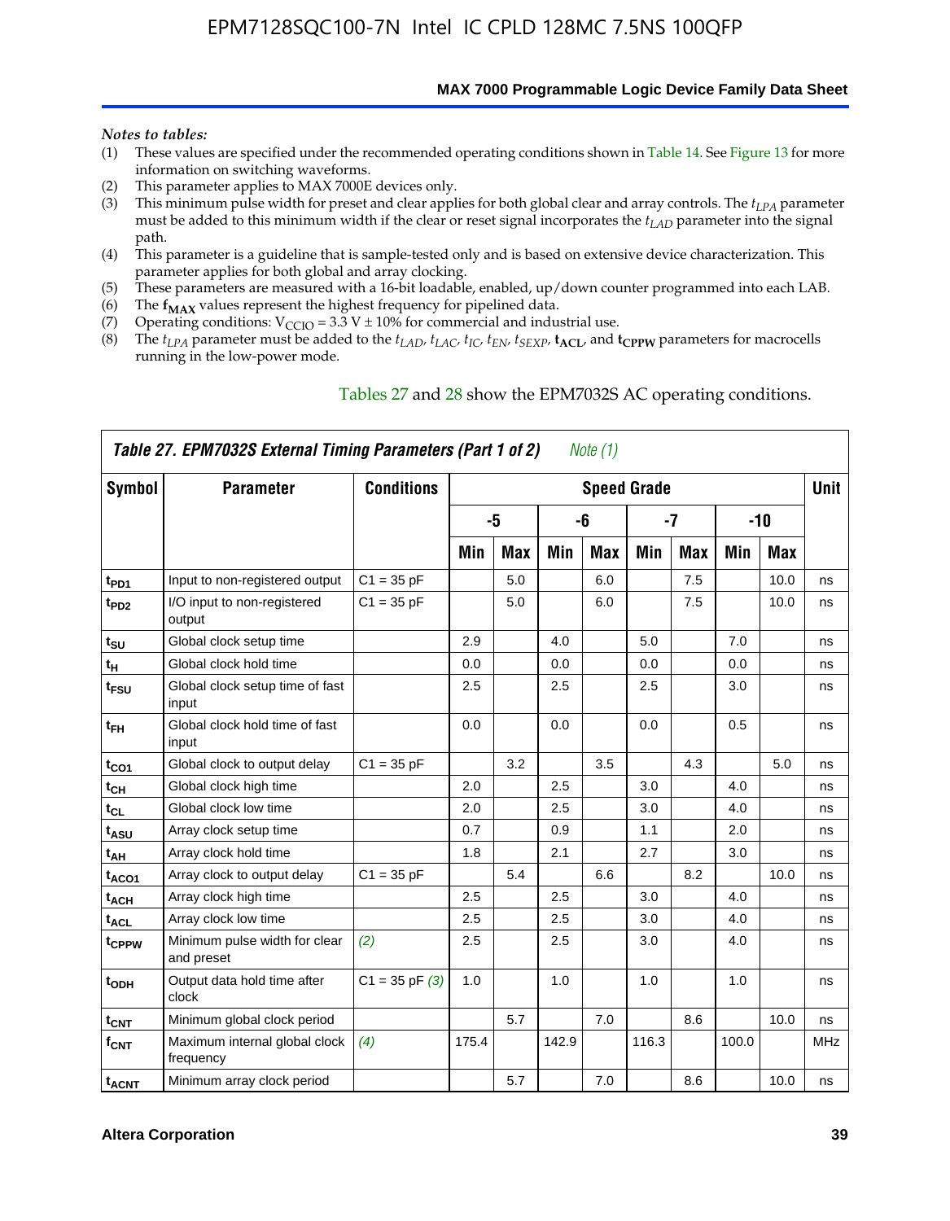*Notes to tables:*

(1) These values are specified under the recommended operating conditions shown in Table 14. See Figure 13 for more information on switching waveforms.
(2) This parameter applies to MAX 7000E devices only.
(3) This minimum pulse width for preset and clear applies for both global clear and array controls. The $t_{LPA}$ parameter must be added to this minimum width if the clear or reset signal incorporates the $t_{LAD}$ parameter into the signal path.
(4) This parameter is a guideline that is sample-tested only and is based on extensive device characterization. This parameter applies for both global and array clocking.
(5) These parameters are measured with a 16-bit loadable, enabled, up/down counter programmed into each LAB.
(6) The $\mathbf{f_{MAX}}$ values represent the highest frequency for pipelined data.
(7) Operating conditions: $V_{CCIO}$ = 3.3 V ± 10% for commercial and industrial use.
(8) The $t_{LPA}$ parameter must be added to the $t_{LAD}$, $t_{LAC}$, $t_{IC}$, $t_{EN}$, $t_{SEXP}$, $\mathbf{t_{ACL}}$, and $\mathbf{t_{CPPW}}$ parameters for macrocells running in the low-power mode.

Tables 27 and 28 show the EPM7032S AC operating conditions.

**Table 27. EPM7032S External Timing Parameters (Part 1 of 2)** *Note (1)*

| Symbol | Parameter | Conditions | Speed Grade | | | | | | | | Unit |
|---|---|---|---|---|---|---|---|---|---|---|---|
| | | | -5 | | -6 | | -7 | | -10 | | |
| | | | Min | Max | Min | Max | Min | Max | Min | Max | |
| $t_{PD1}$ | Input to non-registered output | C1 = 35 pF | | 5.0 | | 6.0 | | 7.5 | | 10.0 | ns |
| $t_{PD2}$ | I/O input to non-registered output | C1 = 35 pF | | 5.0 | | 6.0 | | 7.5 | | 10.0 | ns |
| $t_{SU}$ | Global clock setup time | | 2.9 | | 4.0 | | 5.0 | | 7.0 | | ns |
| $t_{H}$ | Global clock hold time | | 0.0 | | 0.0 | | 0.0 | | 0.0 | | ns |
| $t_{FSU}$ | Global clock setup time of fast input | | 2.5 | | 2.5 | | 2.5 | | 3.0 | | ns |
| $t_{FH}$ | Global clock hold time of fast input | | 0.0 | | 0.0 | | 0.0 | | 0.5 | | ns |
| $t_{CO1}$ | Global clock to output delay | C1 = 35 pF | | 3.2 | | 3.5 | | 4.3 | | 5.0 | ns |
| $t_{CH}$ | Global clock high time | | 2.0 | | 2.5 | | 3.0 | | 4.0 | | ns |
| $t_{CL}$ | Global clock low time | | 2.0 | | 2.5 | | 3.0 | | 4.0 | | ns |
| $t_{ASU}$ | Array clock setup time | | 0.7 | | 0.9 | | 1.1 | | 2.0 | | ns |
| $t_{AH}$ | Array clock hold time | | 1.8 | | 2.1 | | 2.7 | | 3.0 | | ns |
| $t_{ACO1}$ | Array clock to output delay | C1 = 35 pF | | 5.4 | | 6.6 | | 8.2 | | 10.0 | ns |
| $t_{ACH}$ | Array clock high time | | 2.5 | | 2.5 | | 3.0 | | 4.0 | | ns |
| $t_{ACL}$ | Array clock low time | | 2.5 | | 2.5 | | 3.0 | | 4.0 | | ns |
| $t_{CPPW}$ | Minimum pulse width for clear and preset | *(2)* | 2.5 | | 2.5 | | 3.0 | | 4.0 | | ns |
| $t_{ODH}$ | Output data hold time after clock | C1 = 35 pF *(3)* | 1.0 | | 1.0 | | 1.0 | | 1.0 | | ns |
| $t_{CNT}$ | Minimum global clock period | | | 5.7 | | 7.0 | | 8.6 | | 10.0 | ns |
| $f_{CNT}$ | Maximum internal global clock frequency | *(4)* | 175.4 | | 142.9 | | 116.3 | | 100.0 | | MHz |
| $t_{ACNT}$ | Minimum array clock period | | | 5.7 | | 7.0 | | 8.6 | | 10.0 | ns |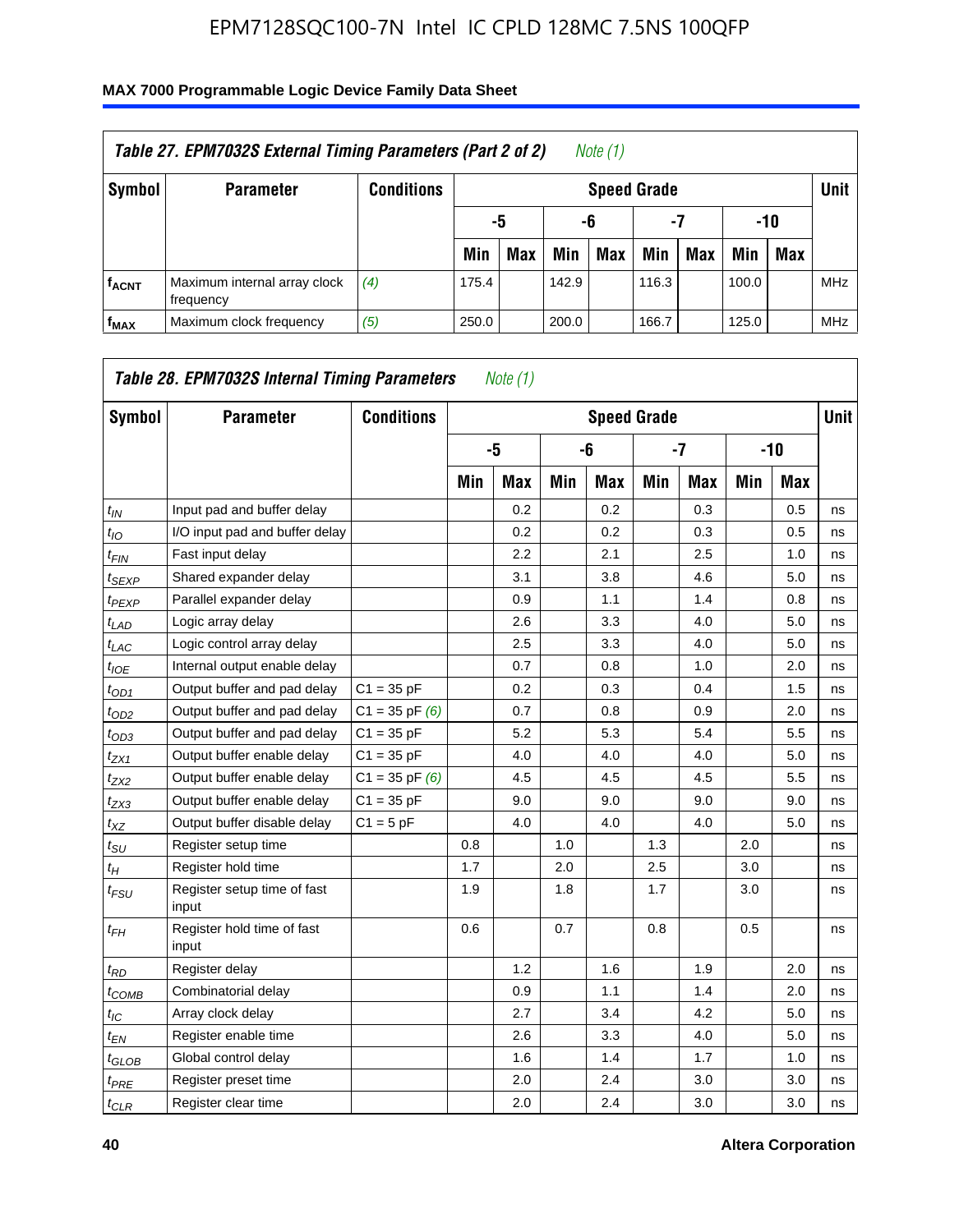**Table 27. EPM7032S External Timing Parameters (Part 2 of 2)** *Note (1)*

| Symbol | Parameter | Conditions | Speed Grade | | | | | | | | Unit |
|---|---|---|---|---|---|---|---|---|---|---|---|
| | | | -5 | | -6 | | -7 | | -10 | | |
| | | | Min | Max | Min | Max | Min | Max | Min | Max | |
| $f_{ACNT}$ | Maximum internal array clock frequency | *(4)* | 175.4 | | 142.9 | | 116.3 | | 100.0 | | MHz |
| $f_{MAX}$ | Maximum clock frequency | *(5)* | 250.0 | | 200.0 | | 166.7 | | 125.0 | | MHz |

**Table 28. EPM7032S Internal Timing Parameters** *Note (1)*

| Symbol | Parameter | Conditions | Speed Grade | | | | | | | | Unit |
|---|---|---|---|---|---|---|---|---|---|---|---|
| | | | -5 | | -6 | | -7 | | -10 | | |
| | | | Min | Max | Min | Max | Min | Max | Min | Max | |
| $t_{IN}$ | Input pad and buffer delay | | | 0.2 | | 0.2 | | 0.3 | | 0.5 | ns |
| $t_{IO}$ | I/O input pad and buffer delay | | | 0.2 | | 0.2 | | 0.3 | | 0.5 | ns |
| $t_{FIN}$ | Fast input delay | | | 2.2 | | 2.1 | | 2.5 | | 1.0 | ns |
| $t_{SEXP}$ | Shared expander delay | | | 3.1 | | 3.8 | | 4.6 | | 5.0 | ns |
| $t_{PEXP}$ | Parallel expander delay | | | 0.9 | | 1.1 | | 1.4 | | 0.8 | ns |
| $t_{LAD}$ | Logic array delay | | | 2.6 | | 3.3 | | 4.0 | | 5.0 | ns |
| $t_{LAC}$ | Logic control array delay | | | 2.5 | | 3.3 | | 4.0 | | 5.0 | ns |
| $t_{IOE}$ | Internal output enable delay | | | 0.7 | | 0.8 | | 1.0 | | 2.0 | ns |
| $t_{OD1}$ | Output buffer and pad delay | C1 = 35 pF | | 0.2 | | 0.3 | | 0.4 | | 1.5 | ns |
| $t_{OD2}$ | Output buffer and pad delay | C1 = 35 pF *(6)* | | 0.7 | | 0.8 | | 0.9 | | 2.0 | ns |
| $t_{OD3}$ | Output buffer and pad delay | C1 = 35 pF | | 5.2 | | 5.3 | | 5.4 | | 5.5 | ns |
| $t_{ZX1}$ | Output buffer enable delay | C1 = 35 pF | | 4.0 | | 4.0 | | 4.0 | | 5.0 | ns |
| $t_{ZX2}$ | Output buffer enable delay | C1 = 35 pF *(6)* | | 4.5 | | 4.5 | | 4.5 | | 5.5 | ns |
| $t_{ZX3}$ | Output buffer enable delay | C1 = 35 pF | | 9.0 | | 9.0 | | 9.0 | | 9.0 | ns |
| $t_{XZ}$ | Output buffer disable delay | C1 = 5 pF | | 4.0 | | 4.0 | | 4.0 | | 5.0 | ns |
| $t_{SU}$ | Register setup time | | 0.8 | | 1.0 | | 1.3 | | 2.0 | | ns |
| $t_{H}$ | Register hold time | | 1.7 | | 2.0 | | 2.5 | | 3.0 | | ns |
| $t_{FSU}$ | Register setup time of fast input | | 1.9 | | 1.8 | | 1.7 | | 3.0 | | ns |
| $t_{FH}$ | Register hold time of fast input | | 0.6 | | 0.7 | | 0.8 | | 0.5 | | ns |
| $t_{RD}$ | Register delay | | | 1.2 | | 1.6 | | 1.9 | | 2.0 | ns |
| $t_{COMB}$ | Combinatorial delay | | | 0.9 | | 1.1 | | 1.4 | | 2.0 | ns |
| $t_{IC}$ | Array clock delay | | | 2.7 | | 3.4 | | 4.2 | | 5.0 | ns |
| $t_{EN}$ | Register enable time | | | 2.6 | | 3.3 | | 4.0 | | 5.0 | ns |
| $t_{GLOB}$ | Global control delay | | | 1.6 | | 1.4 | | 1.7 | | 1.0 | ns |
| $t_{PRE}$ | Register preset time | | | 2.0 | | 2.4 | | 3.0 | | 3.0 | ns |
| $t_{CLR}$ | Register clear time | | | 2.0 | | 2.4 | | 3.0 | | 3.0 | ns |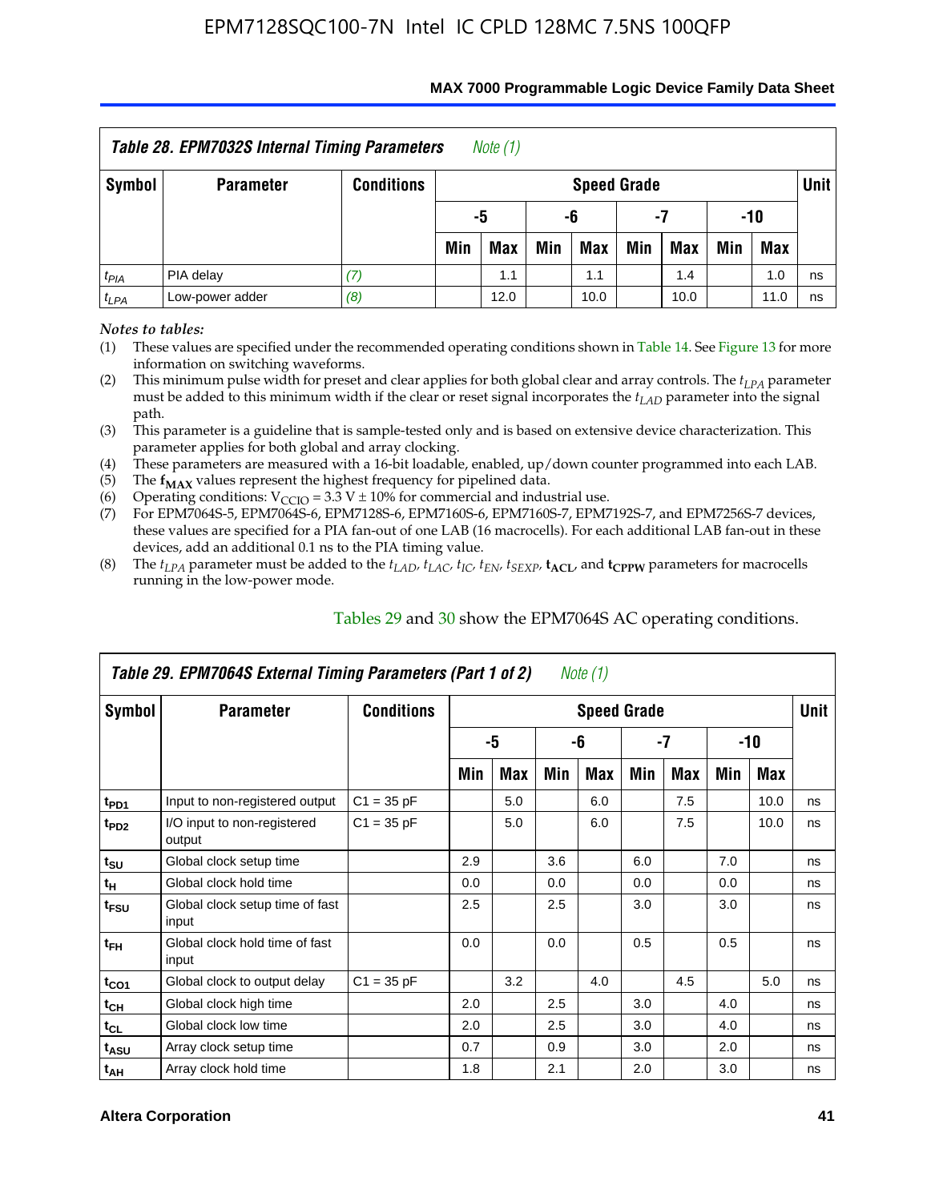**Table 28. EPM7032S Internal Timing Parameters** *Note (1)*

| Symbol | Parameter | Conditions | Speed Grade | | | | | | | | Unit |
|---|---|---|---|---|---|---|---|---|---|---|---|
| | | | -5 | | -6 | | -7 | | -10 | | |
| | | | Min | Max | Min | Max | Min | Max | Min | Max | |
| $t_{PIA}$ | PIA delay | *(7)* | | 1.1 | | 1.1 | | 1.4 | | 1.0 | ns |
| $t_{LPA}$ | Low-power adder | *(8)* | | 12.0 | | 10.0 | | 10.0 | | 11.0 | ns |

*Notes to tables:*

(1) These values are specified under the recommended operating conditions shown in Table 14. See Figure 13 for more information on switching waveforms.
(2) This minimum pulse width for preset and clear applies for both global clear and array controls. The $t_{LPA}$ parameter must be added to this minimum width if the clear or reset signal incorporates the $t_{LAD}$ parameter into the signal path.
(3) This parameter is a guideline that is sample-tested only and is based on extensive device characterization. This parameter applies for both global and array clocking.
(4) These parameters are measured with a 16-bit loadable, enabled, up/down counter programmed into each LAB.
(5) The $\mathbf{f_{MAX}}$ values represent the highest frequency for pipelined data.
(6) Operating conditions: $V_{CCIO}$ = 3.3 V ± 10% for commercial and industrial use.
(7) For EPM7064S-5, EPM7064S-6, EPM7128S-6, EPM7160S-6, EPM7160S-7, EPM7192S-7, and EPM7256S-7 devices, these values are specified for a PIA fan-out of one LAB (16 macrocells). For each additional LAB fan-out in these devices, add an additional 0.1 ns to the PIA timing value.
(8) The $t_{LPA}$ parameter must be added to the $t_{LAD}$, $t_{LAC}$, $t_{IC}$, $t_{EN}$, $t_{SEXP}$, $\mathbf{t_{ACL}}$, and $\mathbf{t_{CPPW}}$ parameters for macrocells running in the low-power mode.

Tables 29 and 30 show the EPM7064S AC operating conditions.

**Table 29. EPM7064S External Timing Parameters (Part 1 of 2)** *Note (1)*

| Symbol | Parameter | Conditions | Speed Grade | | | | | | | | Unit |
|---|---|---|---|---|---|---|---|---|---|---|---|
| | | | -5 | | -6 | | -7 | | -10 | | |
| | | | Min | Max | Min | Max | Min | Max | Min | Max | |
| $t_{PD1}$ | Input to non-registered output | C1 = 35 pF | | 5.0 | | 6.0 | | 7.5 | | 10.0 | ns |
| $t_{PD2}$ | I/O input to non-registered output | C1 = 35 pF | | 5.0 | | 6.0 | | 7.5 | | 10.0 | ns |
| $t_{SU}$ | Global clock setup time | | 2.9 | | 3.6 | | 6.0 | | 7.0 | | ns |
| $t_{H}$ | Global clock hold time | | 0.0 | | 0.0 | | 0.0 | | 0.0 | | ns |
| $t_{FSU}$ | Global clock setup time of fast input | | 2.5 | | 2.5 | | 3.0 | | 3.0 | | ns |
| $t_{FH}$ | Global clock hold time of fast input | | 0.0 | | 0.0 | | 0.5 | | 0.5 | | ns |
| $t_{CO1}$ | Global clock to output delay | C1 = 35 pF | | 3.2 | | 4.0 | | 4.5 | | 5.0 | ns |
| $t_{CH}$ | Global clock high time | | 2.0 | | 2.5 | | 3.0 | | 4.0 | | ns |
| $t_{CL}$ | Global clock low time | | 2.0 | | 2.5 | | 3.0 | | 4.0 | | ns |
| $t_{ASU}$ | Array clock setup time | | 0.7 | | 0.9 | | 3.0 | | 2.0 | | ns |
| $t_{AH}$ | Array clock hold time | | 1.8 | | 2.1 | | 2.0 | | 3.0 | | ns |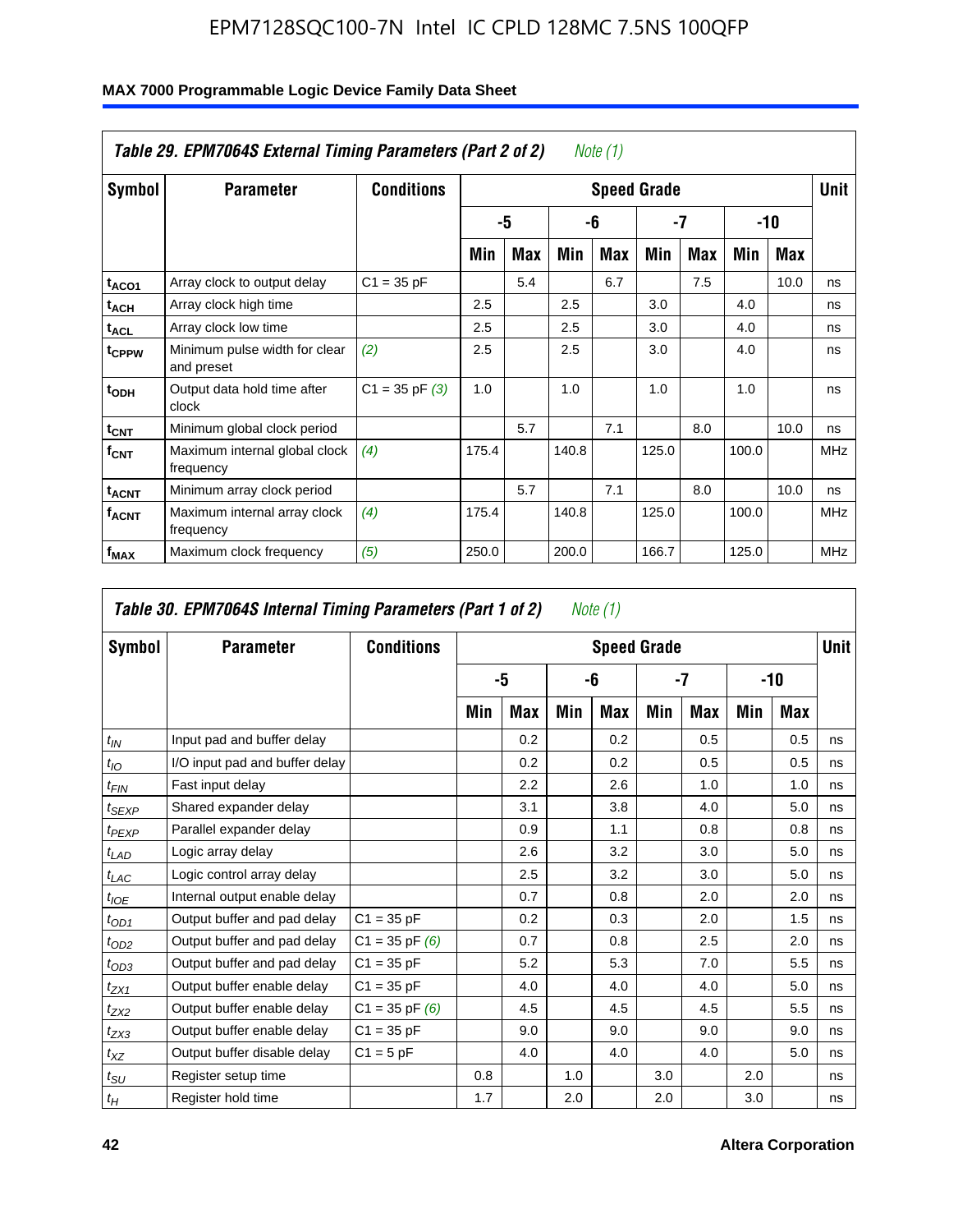**Table 29. EPM7064S External Timing Parameters (Part 2 of 2)** *Note (1)*

| Symbol | Parameter | Conditions | Speed Grade | | | | | | | | Unit |
|---|---|---|---|---|---|---|---|---|---|---|---|
| | | | -5 | | -6 | | -7 | | -10 | | |
| | | | Min | Max | Min | Max | Min | Max | Min | Max | |
| $t_{ACO1}$ | Array clock to output delay | C1 = 35 pF | | 5.4 | | 6.7 | | 7.5 | | 10.0 | ns |
| $t_{ACH}$ | Array clock high time | | 2.5 | | 2.5 | | 3.0 | | 4.0 | | ns |
| $t_{ACL}$ | Array clock low time | | 2.5 | | 2.5 | | 3.0 | | 4.0 | | ns |
| $t_{CPPW}$ | Minimum pulse width for clear and preset | *(2)* | 2.5 | | 2.5 | | 3.0 | | 4.0 | | ns |
| $t_{ODH}$ | Output data hold time after clock | C1 = 35 pF *(3)* | 1.0 | | 1.0 | | 1.0 | | 1.0 | | ns |
| $t_{CNT}$ | Minimum global clock period | | | 5.7 | | 7.1 | | 8.0 | | 10.0 | ns |
| $f_{CNT}$ | Maximum internal global clock frequency | *(4)* | 175.4 | | 140.8 | | 125.0 | | 100.0 | | MHz |
| $t_{ACNT}$ | Minimum array clock period | | | 5.7 | | 7.1 | | 8.0 | | 10.0 | ns |
| $f_{ACNT}$ | Maximum internal array clock frequency | *(4)* | 175.4 | | 140.8 | | 125.0 | | 100.0 | | MHz |
| $f_{MAX}$ | Maximum clock frequency | *(5)* | 250.0 | | 200.0 | | 166.7 | | 125.0 | | MHz |

**Table 30. EPM7064S Internal Timing Parameters (Part 1 of 2)** *Note (1)*

| Symbol | Parameter | Conditions | Speed Grade | | | | | | | | Unit |
|---|---|---|---|---|---|---|---|---|---|---|---|
| | | | -5 | | -6 | | -7 | | -10 | | |
| | | | Min | Max | Min | Max | Min | Max | Min | Max | |
| $t_{IN}$ | Input pad and buffer delay | | | 0.2 | | 0.2 | | 0.5 | | 0.5 | ns |
| $t_{IO}$ | I/O input pad and buffer delay | | | 0.2 | | 0.2 | | 0.5 | | 0.5 | ns |
| $t_{FIN}$ | Fast input delay | | | 2.2 | | 2.6 | | 1.0 | | 1.0 | ns |
| $t_{SEXP}$ | Shared expander delay | | | 3.1 | | 3.8 | | 4.0 | | 5.0 | ns |
| $t_{PEXP}$ | Parallel expander delay | | | 0.9 | | 1.1 | | 0.8 | | 0.8 | ns |
| $t_{LAD}$ | Logic array delay | | | 2.6 | | 3.2 | | 3.0 | | 5.0 | ns |
| $t_{LAC}$ | Logic control array delay | | | 2.5 | | 3.2 | | 3.0 | | 5.0 | ns |
| $t_{IOE}$ | Internal output enable delay | | | 0.7 | | 0.8 | | 2.0 | | 2.0 | ns |
| $t_{OD1}$ | Output buffer and pad delay | C1 = 35 pF | | 0.2 | | 0.3 | | 2.0 | | 1.5 | ns |
| $t_{OD2}$ | Output buffer and pad delay | C1 = 35 pF *(6)* | | 0.7 | | 0.8 | | 2.5 | | 2.0 | ns |
| $t_{OD3}$ | Output buffer and pad delay | C1 = 35 pF | | 5.2 | | 5.3 | | 7.0 | | 5.5 | ns |
| $t_{ZX1}$ | Output buffer enable delay | C1 = 35 pF | | 4.0 | | 4.0 | | 4.0 | | 5.0 | ns |
| $t_{ZX2}$ | Output buffer enable delay | C1 = 35 pF *(6)* | | 4.5 | | 4.5 | | 4.5 | | 5.5 | ns |
| $t_{ZX3}$ | Output buffer enable delay | C1 = 35 pF | | 9.0 | | 9.0 | | 9.0 | | 9.0 | ns |
| $t_{XZ}$ | Output buffer disable delay | C1 = 5 pF | | 4.0 | | 4.0 | | 4.0 | | 5.0 | ns |
| $t_{SU}$ | Register setup time | | 0.8 | | 1.0 | | 3.0 | | 2.0 | | ns |
| $t_{H}$ | Register hold time | | 1.7 | | 2.0 | | 2.0 | | 3.0 | | ns |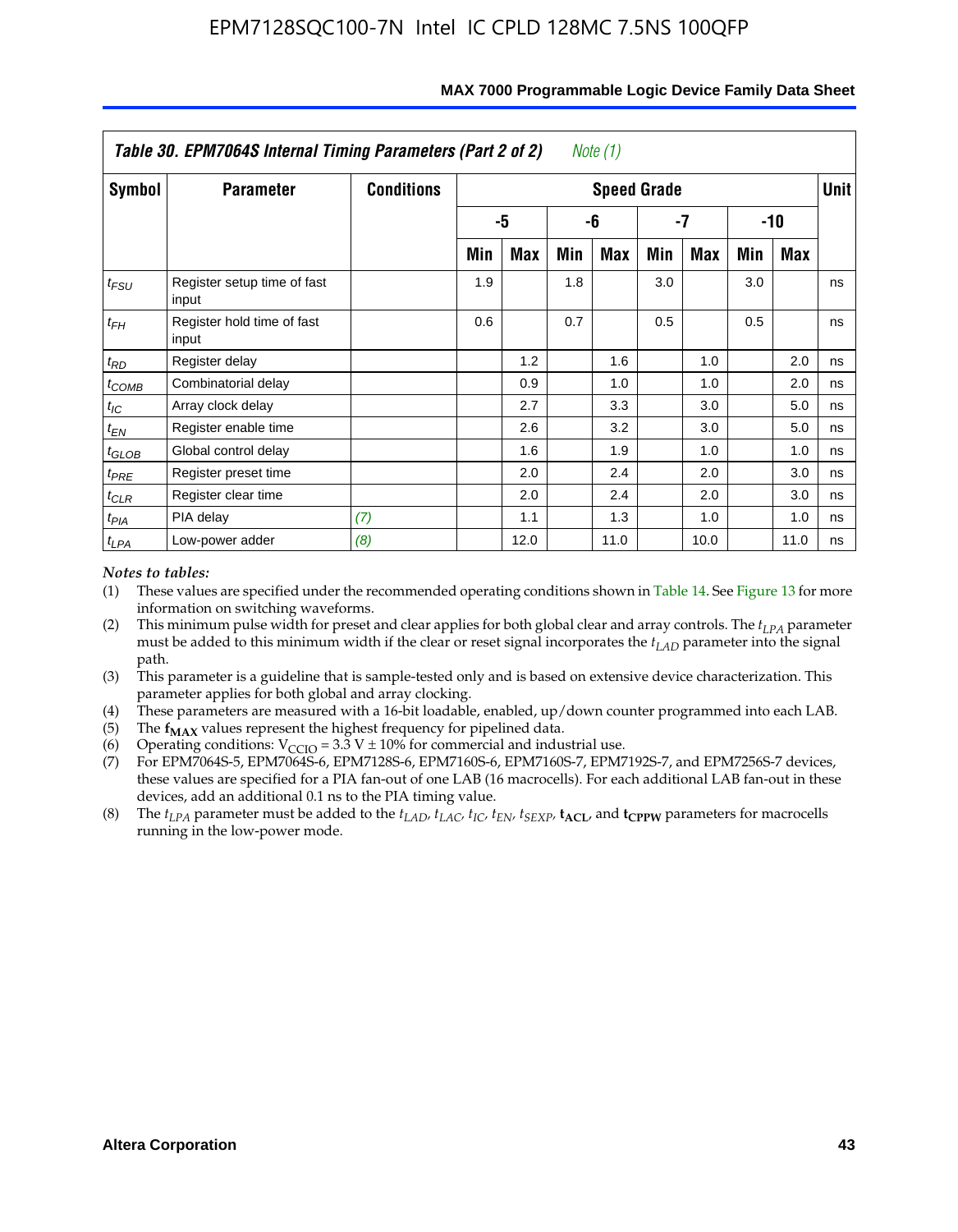**Table 30. EPM7064S Internal Timing Parameters (Part 2 of 2)** *Note (1)*

| Symbol | Parameter | Conditions | Speed Grade | | | | | | | | Unit |
|---|---|---|---|---|---|---|---|---|---|---|---|
| | | | -5 | | -6 | | -7 | | -10 | | |
| | | | Min | Max | Min | Max | Min | Max | Min | Max | |
| $t_{FSU}$ | Register setup time of fast input | | 1.9 | | 1.8 | | 3.0 | | 3.0 | | ns |
| $t_{FH}$ | Register hold time of fast input | | 0.6 | | 0.7 | | 0.5 | | 0.5 | | ns |
| $t_{RD}$ | Register delay | | | 1.2 | | 1.6 | | 1.0 | | 2.0 | ns |
| $t_{COMB}$ | Combinatorial delay | | | 0.9 | | 1.0 | | 1.0 | | 2.0 | ns |
| $t_{IC}$ | Array clock delay | | | 2.7 | | 3.3 | | 3.0 | | 5.0 | ns |
| $t_{EN}$ | Register enable time | | | 2.6 | | 3.2 | | 3.0 | | 5.0 | ns |
| $t_{GLOB}$ | Global control delay | | | 1.6 | | 1.9 | | 1.0 | | 1.0 | ns |
| $t_{PRE}$ | Register preset time | | | 2.0 | | 2.4 | | 2.0 | | 3.0 | ns |
| $t_{CLR}$ | Register clear time | | | 2.0 | | 2.4 | | 2.0 | | 3.0 | ns |
| $t_{PIA}$ | PIA delay | *(7)* | | 1.1 | | 1.3 | | 1.0 | | 1.0 | ns |
| $t_{LPA}$ | Low-power adder | *(8)* | | 12.0 | | 11.0 | | 10.0 | | 11.0 | ns |

*Notes to tables:*

(1) These values are specified under the recommended operating conditions shown in Table 14. See Figure 13 for more information on switching waveforms.

(2) This minimum pulse width for preset and clear applies for both global clear and array controls. The $t_{LPA}$ parameter must be added to this minimum width if the clear or reset signal incorporates the $t_{LAD}$ parameter into the signal path.

(3) This parameter is a guideline that is sample-tested only and is based on extensive device characterization. This parameter applies for both global and array clocking.

(4) These parameters are measured with a 16-bit loadable, enabled, up/down counter programmed into each LAB.

(5) The $\mathbf{f_{MAX}}$ values represent the highest frequency for pipelined data.

(6) Operating conditions: $V_{CCIO} = 3.3$ V $\pm$ 10% for commercial and industrial use.

(7) For EPM7064S-5, EPM7064S-6, EPM7128S-6, EPM7160S-6, EPM7160S-7, EPM7192S-7, and EPM7256S-7 devices, these values are specified for a PIA fan-out of one LAB (16 macrocells). For each additional LAB fan-out in these devices, add an additional 0.1 ns to the PIA timing value.

(8) The $t_{LPA}$ parameter must be added to the $t_{LAD}$, $t_{LAC}$, $t_{IC}$, $t_{EN}$, $t_{SEXP}$, $\mathbf{t_{ACL}}$, and $\mathbf{t_{CPPW}}$ parameters for macrocells running in the low-power mode.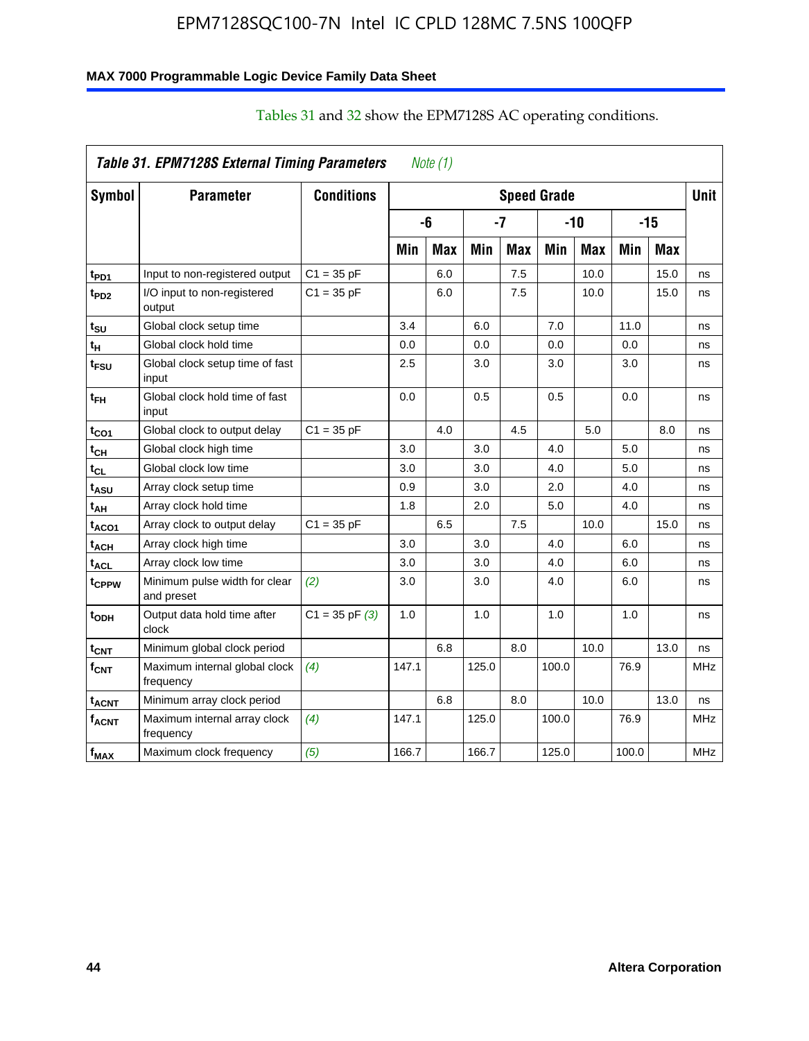Tables 31 and 32 show the EPM7128S AC operating conditions.

**Table 31. EPM7128S External Timing Parameters** *Note (1)*

| Symbol | Parameter | Conditions | Speed Grade | | | | | | | | Unit |
|---|---|---|---|---|---|---|---|---|---|---|---|
| | | | -6 | | -7 | | -10 | | -15 | | |
| | | | Min | Max | Min | Max | Min | Max | Min | Max | |
| $t_{PD1}$ | Input to non-registered output | C1 = 35 pF | | 6.0 | | 7.5 | | 10.0 | | 15.0 | ns |
| $t_{PD2}$ | I/O input to non-registered output | C1 = 35 pF | | 6.0 | | 7.5 | | 10.0 | | 15.0 | ns |
| $t_{SU}$ | Global clock setup time | | 3.4 | | 6.0 | | 7.0 | | 11.0 | | ns |
| $t_H$ | Global clock hold time | | 0.0 | | 0.0 | | 0.0 | | 0.0 | | ns |
| $t_{FSU}$ | Global clock setup time of fast input | | 2.5 | | 3.0 | | 3.0 | | 3.0 | | ns |
| $t_{FH}$ | Global clock hold time of fast input | | 0.0 | | 0.5 | | 0.5 | | 0.0 | | ns |
| $t_{CO1}$ | Global clock to output delay | C1 = 35 pF | | 4.0 | | 4.5 | | 5.0 | | 8.0 | ns |
| $t_{CH}$ | Global clock high time | | 3.0 | | 3.0 | | 4.0 | | 5.0 | | ns |
| $t_{CL}$ | Global clock low time | | 3.0 | | 3.0 | | 4.0 | | 5.0 | | ns |
| $t_{ASU}$ | Array clock setup time | | 0.9 | | 3.0 | | 2.0 | | 4.0 | | ns |
| $t_{AH}$ | Array clock hold time | | 1.8 | | 2.0 | | 5.0 | | 4.0 | | ns |
| $t_{ACO1}$ | Array clock to output delay | C1 = 35 pF | | 6.5 | | 7.5 | | 10.0 | | 15.0 | ns |
| $t_{ACH}$ | Array clock high time | | 3.0 | | 3.0 | | 4.0 | | 6.0 | | ns |
| $t_{ACL}$ | Array clock low time | | 3.0 | | 3.0 | | 4.0 | | 6.0 | | ns |
| $t_{CPPW}$ | Minimum pulse width for clear and preset | *(2)* | 3.0 | | 3.0 | | 4.0 | | 6.0 | | ns |
| $t_{ODH}$ | Output data hold time after clock | C1 = 35 pF *(3)* | 1.0 | | 1.0 | | 1.0 | | 1.0 | | ns |
| $t_{CNT}$ | Minimum global clock period | | | 6.8 | | 8.0 | | 10.0 | | 13.0 | ns |
| $f_{CNT}$ | Maximum internal global clock frequency | *(4)* | 147.1 | | 125.0 | | 100.0 | | 76.9 | | MHz |
| $t_{ACNT}$ | Minimum array clock period | | | 6.8 | | 8.0 | | 10.0 | | 13.0 | ns |
| $f_{ACNT}$ | Maximum internal array clock frequency | *(4)* | 147.1 | | 125.0 | | 100.0 | | 76.9 | | MHz |
| $f_{MAX}$ | Maximum clock frequency | *(5)* | 166.7 | | 166.7 | | 125.0 | | 100.0 | | MHz |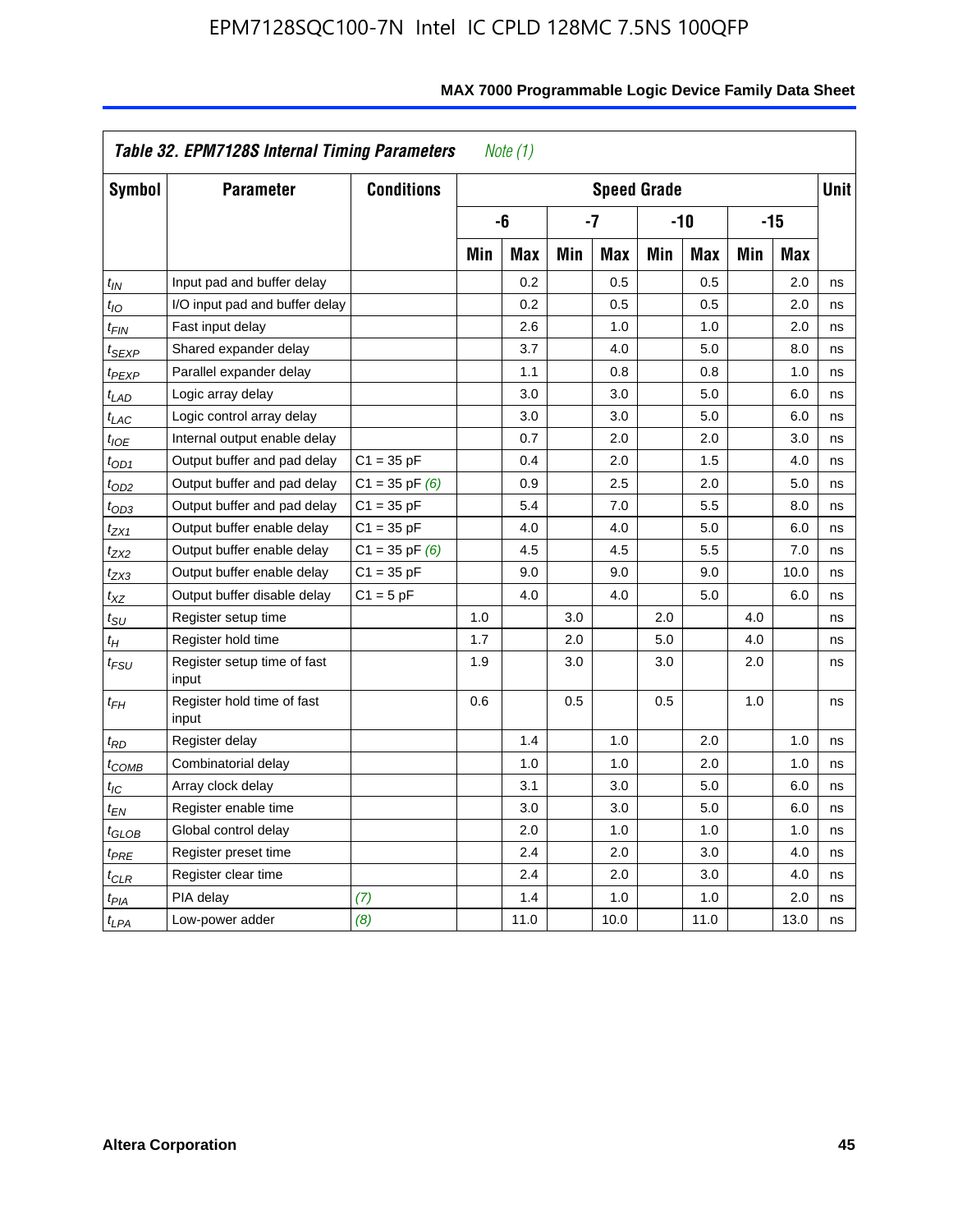**Table 32. EPM7128S Internal Timing Parameters** *Note (1)*

| Symbol | Parameter | Conditions | Speed Grade | | | | | | | | Unit |
|---|---|---|---|---|---|---|---|---|---|---|---|
| | | | -6 | | -7 | | -10 | | -15 | | |
| | | | Min | Max | Min | Max | Min | Max | Min | Max | |
| $t_{IN}$ | Input pad and buffer delay | | | 0.2 | | 0.5 | | 0.5 | | 2.0 | ns |
| $t_{IO}$ | I/O input pad and buffer delay | | | 0.2 | | 0.5 | | 0.5 | | 2.0 | ns |
| $t_{FIN}$ | Fast input delay | | | 2.6 | | 1.0 | | 1.0 | | 2.0 | ns |
| $t_{SEXP}$ | Shared expander delay | | | 3.7 | | 4.0 | | 5.0 | | 8.0 | ns |
| $t_{PEXP}$ | Parallel expander delay | | | 1.1 | | 0.8 | | 0.8 | | 1.0 | ns |
| $t_{LAD}$ | Logic array delay | | | 3.0 | | 3.0 | | 5.0 | | 6.0 | ns |
| $t_{LAC}$ | Logic control array delay | | | 3.0 | | 3.0 | | 5.0 | | 6.0 | ns |
| $t_{IOE}$ | Internal output enable delay | | | 0.7 | | 2.0 | | 2.0 | | 3.0 | ns |
| $t_{OD1}$ | Output buffer and pad delay | C1 = 35 pF | | 0.4 | | 2.0 | | 1.5 | | 4.0 | ns |
| $t_{OD2}$ | Output buffer and pad delay | C1 = 35 pF *(6)* | | 0.9 | | 2.5 | | 2.0 | | 5.0 | ns |
| $t_{OD3}$ | Output buffer and pad delay | C1 = 35 pF | | 5.4 | | 7.0 | | 5.5 | | 8.0 | ns |
| $t_{ZX1}$ | Output buffer enable delay | C1 = 35 pF | | 4.0 | | 4.0 | | 5.0 | | 6.0 | ns |
| $t_{ZX2}$ | Output buffer enable delay | C1 = 35 pF *(6)* | | 4.5 | | 4.5 | | 5.5 | | 7.0 | ns |
| $t_{ZX3}$ | Output buffer enable delay | C1 = 35 pF | | 9.0 | | 9.0 | | 9.0 | | 10.0 | ns |
| $t_{XZ}$ | Output buffer disable delay | C1 = 5 pF | | 4.0 | | 4.0 | | 5.0 | | 6.0 | ns |
| $t_{SU}$ | Register setup time | | 1.0 | | 3.0 | | 2.0 | | 4.0 | | ns |
| $t_{H}$ | Register hold time | | 1.7 | | 2.0 | | 5.0 | | 4.0 | | ns |
| $t_{FSU}$ | Register setup time of fast input | | 1.9 | | 3.0 | | 3.0 | | 2.0 | | ns |
| $t_{FH}$ | Register hold time of fast input | | 0.6 | | 0.5 | | 0.5 | | 1.0 | | ns |
| $t_{RD}$ | Register delay | | | 1.4 | | 1.0 | | 2.0 | | 1.0 | ns |
| $t_{COMB}$ | Combinatorial delay | | | 1.0 | | 1.0 | | 2.0 | | 1.0 | ns |
| $t_{IC}$ | Array clock delay | | | 3.1 | | 3.0 | | 5.0 | | 6.0 | ns |
| $t_{EN}$ | Register enable time | | | 3.0 | | 3.0 | | 5.0 | | 6.0 | ns |
| $t_{GLOB}$ | Global control delay | | | 2.0 | | 1.0 | | 1.0 | | 1.0 | ns |
| $t_{PRE}$ | Register preset time | | | 2.4 | | 2.0 | | 3.0 | | 4.0 | ns |
| $t_{CLR}$ | Register clear time | | | 2.4 | | 2.0 | | 3.0 | | 4.0 | ns |
| $t_{PIA}$ | PIA delay | *(7)* | | 1.4 | | 1.0 | | 1.0 | | 2.0 | ns |
| $t_{LPA}$ | Low-power adder | *(8)* | | 11.0 | | 10.0 | | 11.0 | | 13.0 | ns |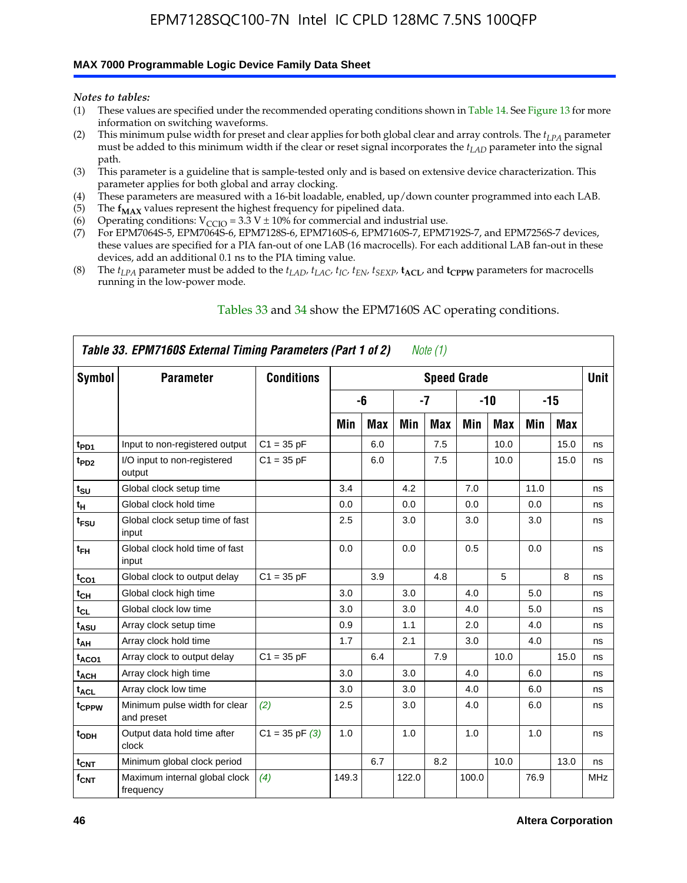*Notes to tables:*

(1) These values are specified under the recommended operating conditions shown in Table 14. See Figure 13 for more information on switching waveforms.
(2) This minimum pulse width for preset and clear applies for both global clear and array controls. The $t_{LPA}$ parameter must be added to this minimum width if the clear or reset signal incorporates the $t_{LAD}$ parameter into the signal path.
(3) This parameter is a guideline that is sample-tested only and is based on extensive device characterization. This parameter applies for both global and array clocking.
(4) These parameters are measured with a 16-bit loadable, enabled, up/down counter programmed into each LAB.
(5) The $f_{MAX}$ values represent the highest frequency for pipelined data.
(6) Operating conditions: $V_{CCIO}$ = 3.3 V ± 10% for commercial and industrial use.
(7) For EPM7064S-5, EPM7064S-6, EPM7128S-6, EPM7160S-6, EPM7160S-7, EPM7192S-7, and EPM7256S-7 devices, these values are specified for a PIA fan-out of one LAB (16 macrocells). For each additional LAB fan-out in these devices, add an additional 0.1 ns to the PIA timing value.
(8) The $t_{LPA}$ parameter must be added to the $t_{LAD}$, $t_{LAC}$, $t_{IC}$, $t_{EN}$, $t_{SEXP}$, $t_{ACL}$, and $t_{CPPW}$ parameters for macrocells running in the low-power mode.

Tables 33 and 34 show the EPM7160S AC operating conditions.

**Table 33. EPM7160S External Timing Parameters (Part 1 of 2)** *Note (1)*

| Symbol | Parameter | Conditions | Speed Grade | | | | | | | | Unit |
|---|---|---|---|---|---|---|---|---|---|---|---|
| | | | -6 | | -7 | | -10 | | -15 | | |
| | | | Min | Max | Min | Max | Min | Max | Min | Max | |
| $t_{PD1}$ | Input to non-registered output | C1 = 35 pF | | 6.0 | | 7.5 | | 10.0 | | 15.0 | ns |
| $t_{PD2}$ | I/O input to non-registered output | C1 = 35 pF | | 6.0 | | 7.5 | | 10.0 | | 15.0 | ns |
| $t_{SU}$ | Global clock setup time | | 3.4 | | 4.2 | | 7.0 | | 11.0 | | ns |
| $t_H$ | Global clock hold time | | 0.0 | | 0.0 | | 0.0 | | 0.0 | | ns |
| $t_{FSU}$ | Global clock setup time of fast input | | 2.5 | | 3.0 | | 3.0 | | 3.0 | | ns |
| $t_{FH}$ | Global clock hold time of fast input | | 0.0 | | 0.0 | | 0.5 | | 0.0 | | ns |
| $t_{CO1}$ | Global clock to output delay | C1 = 35 pF | | 3.9 | | 4.8 | | 5 | | 8 | ns |
| $t_{CH}$ | Global clock high time | | 3.0 | | 3.0 | | 4.0 | | 5.0 | | ns |
| $t_{CL}$ | Global clock low time | | 3.0 | | 3.0 | | 4.0 | | 5.0 | | ns |
| $t_{ASU}$ | Array clock setup time | | 0.9 | | 1.1 | | 2.0 | | 4.0 | | ns |
| $t_{AH}$ | Array clock hold time | | 1.7 | | 2.1 | | 3.0 | | 4.0 | | ns |
| $t_{ACO1}$ | Array clock to output delay | C1 = 35 pF | | 6.4 | | 7.9 | | 10.0 | | 15.0 | ns |
| $t_{ACH}$ | Array clock high time | | 3.0 | | 3.0 | | 4.0 | | 6.0 | | ns |
| $t_{ACL}$ | Array clock low time | | 3.0 | | 3.0 | | 4.0 | | 6.0 | | ns |
| $t_{CPPW}$ | Minimum pulse width for clear and preset | *(2)* | 2.5 | | 3.0 | | 4.0 | | 6.0 | | ns |
| $t_{ODH}$ | Output data hold time after clock | C1 = 35 pF *(3)* | 1.0 | | 1.0 | | 1.0 | | 1.0 | | ns |
| $t_{CNT}$ | Minimum global clock period | | | 6.7 | | 8.2 | | 10.0 | | 13.0 | ns |
| $f_{CNT}$ | Maximum internal global clock frequency | *(4)* | 149.3 | | 122.0 | | 100.0 | | 76.9 | | MHz |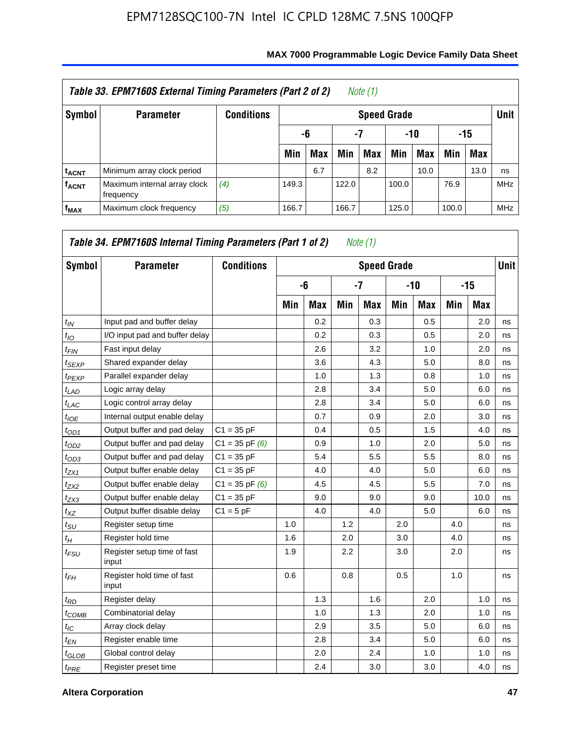### Table 33. EPM7160S External Timing Parameters (Part 2 of 2) *Note (1)*

| Symbol | Parameter | Conditions | Speed Grade | | | | | | | | Unit |
|---|---|---|---|---|---|---|---|---|---|---|---|
| | | | -6 | | -7 | | -10 | | -15 | | |
| | | | Min | Max | Min | Max | Min | Max | Min | Max | |
| $t_{ACNT}$ | Minimum array clock period | | | 6.7 | | 8.2 | | 10.0 | | 13.0 | ns |
| $f_{ACNT}$ | Maximum internal array clock frequency | *(4)* | 149.3 | | 122.0 | | 100.0 | | 76.9 | | MHz |
| $f_{MAX}$ | Maximum clock frequency | *(5)* | 166.7 | | 166.7 | | 125.0 | | 100.0 | | MHz |

### Table 34. EPM7160S Internal Timing Parameters (Part 1 of 2) *Note (1)*

| Symbol | Parameter | Conditions | Speed Grade | | | | | | | | Unit |
|---|---|---|---|---|---|---|---|---|---|---|---|
| | | | -6 | | -7 | | -10 | | -15 | | |
| | | | Min | Max | Min | Max | Min | Max | Min | Max | |
| $t_{IN}$ | Input pad and buffer delay | | | 0.2 | | 0.3 | | 0.5 | | 2.0 | ns |
| $t_{IO}$ | I/O input pad and buffer delay | | | 0.2 | | 0.3 | | 0.5 | | 2.0 | ns |
| $t_{FIN}$ | Fast input delay | | | 2.6 | | 3.2 | | 1.0 | | 2.0 | ns |
| $t_{SEXP}$ | Shared expander delay | | | 3.6 | | 4.3 | | 5.0 | | 8.0 | ns |
| $t_{PEXP}$ | Parallel expander delay | | | 1.0 | | 1.3 | | 0.8 | | 1.0 | ns |
| $t_{LAD}$ | Logic array delay | | | 2.8 | | 3.4 | | 5.0 | | 6.0 | ns |
| $t_{LAC}$ | Logic control array delay | | | 2.8 | | 3.4 | | 5.0 | | 6.0 | ns |
| $t_{IOE}$ | Internal output enable delay | | | 0.7 | | 0.9 | | 2.0 | | 3.0 | ns |
| $t_{OD1}$ | Output buffer and pad delay | C1 = 35 pF | | 0.4 | | 0.5 | | 1.5 | | 4.0 | ns |
| $t_{OD2}$ | Output buffer and pad delay | C1 = 35 pF *(6)* | | 0.9 | | 1.0 | | 2.0 | | 5.0 | ns |
| $t_{OD3}$ | Output buffer and pad delay | C1 = 35 pF | | 5.4 | | 5.5 | | 5.5 | | 8.0 | ns |
| $t_{ZX1}$ | Output buffer enable delay | C1 = 35 pF | | 4.0 | | 4.0 | | 5.0 | | 6.0 | ns |
| $t_{ZX2}$ | Output buffer enable delay | C1 = 35 pF *(6)* | | 4.5 | | 4.5 | | 5.5 | | 7.0 | ns |
| $t_{ZX3}$ | Output buffer enable delay | C1 = 35 pF | | 9.0 | | 9.0 | | 9.0 | | 10.0 | ns |
| $t_{XZ}$ | Output buffer disable delay | C1 = 5 pF | | 4.0 | | 4.0 | | 5.0 | | 6.0 | ns |
| $t_{SU}$ | Register setup time | | 1.0 | | 1.2 | | 2.0 | | 4.0 | | ns |
| $t_{H}$ | Register hold time | | 1.6 | | 2.0 | | 3.0 | | 4.0 | | ns |
| $t_{FSU}$ | Register setup time of fast input | | 1.9 | | 2.2 | | 3.0 | | 2.0 | | ns |
| $t_{FH}$ | Register hold time of fast input | | 0.6 | | 0.8 | | 0.5 | | 1.0 | | ns |
| $t_{RD}$ | Register delay | | | 1.3 | | 1.6 | | 2.0 | | 1.0 | ns |
| $t_{COMB}$ | Combinatorial delay | | | 1.0 | | 1.3 | | 2.0 | | 1.0 | ns |
| $t_{IC}$ | Array clock delay | | | 2.9 | | 3.5 | | 5.0 | | 6.0 | ns |
| $t_{EN}$ | Register enable time | | | 2.8 | | 3.4 | | 5.0 | | 6.0 | ns |
| $t_{GLOB}$ | Global control delay | | | 2.0 | | 2.4 | | 1.0 | | 1.0 | ns |
| $t_{PRE}$ | Register preset time | | | 2.4 | | 3.0 | | 3.0 | | 4.0 | ns |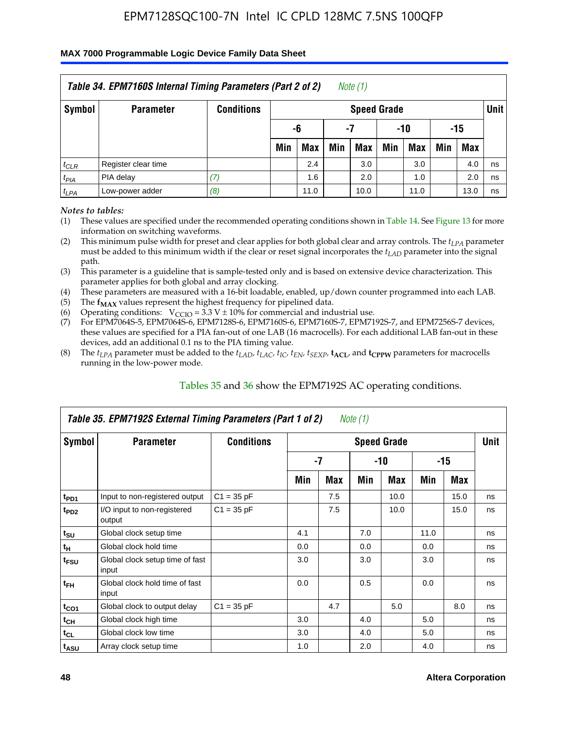### Table 34. EPM7160S Internal Timing Parameters (Part 2 of 2) *Note (1)*

| Symbol | Parameter | Conditions | Speed Grade | | | | | | | | Unit |
|---|---|---|---|---|---|---|---|---|---|---|---|
| | | | -6 | | -7 | | -10 | | -15 | | |
| | | | Min | Max | Min | Max | Min | Max | Min | Max | |
| $t_{CLR}$ | Register clear time | | | 2.4 | | 3.0 | | 3.0 | | 4.0 | ns |
| $t_{PIA}$ | PIA delay | *(7)* | | 1.6 | | 2.0 | | 1.0 | | 2.0 | ns |
| $t_{LPA}$ | Low-power adder | *(8)* | | 11.0 | | 10.0 | | 11.0 | | 13.0 | ns |

*Notes to tables:*

(1) These values are specified under the recommended operating conditions shown in Table 14. See Figure 13 for more information on switching waveforms.

(2) This minimum pulse width for preset and clear applies for both global clear and array controls. The $t_{LPA}$ parameter must be added to this minimum width if the clear or reset signal incorporates the $t_{LAD}$ parameter into the signal path.

(3) This parameter is a guideline that is sample-tested only and is based on extensive device characterization. This parameter applies for both global and array clocking.

(4) These parameters are measured with a 16-bit loadable, enabled, up/down counter programmed into each LAB.

(5) The $\mathbf{f_{MAX}}$ values represent the highest frequency for pipelined data.

(6) Operating conditions: $V_{CCIO} = 3.3\ V \pm 10\%$ for commercial and industrial use.

(7) For EPM7064S-5, EPM7064S-6, EPM7128S-6, EPM7160S-6, EPM7160S-7, EPM7192S-7, and EPM7256S-7 devices, these values are specified for a PIA fan-out of one LAB (16 macrocells). For each additional LAB fan-out in these devices, add an additional 0.1 ns to the PIA timing value.

(8) The $t_{LPA}$ parameter must be added to the $t_{LAD}$, $t_{LAC}$, $t_{IC}$, $t_{EN}$, $t_{SEXP}$, $\mathbf{t_{ACL}}$, and $\mathbf{t_{CPPW}}$ parameters for macrocells running in the low-power mode.

Tables 35 and 36 show the EPM7192S AC operating conditions.

### Table 35. EPM7192S External Timing Parameters (Part 1 of 2) *Note (1)*

| Symbol | Parameter | Conditions | Speed Grade | | | | | | Unit |
|---|---|---|---|---|---|---|---|---|---|
| | | | -7 | | -10 | | -15 | | |
| | | | Min | Max | Min | Max | Min | Max | |
| $t_{PD1}$ | Input to non-registered output | C1 = 35 pF | | 7.5 | | 10.0 | | 15.0 | ns |
| $t_{PD2}$ | I/O input to non-registered output | C1 = 35 pF | | 7.5 | | 10.0 | | 15.0 | ns |
| $t_{SU}$ | Global clock setup time | | 4.1 | | 7.0 | | 11.0 | | ns |
| $t_{H}$ | Global clock hold time | | 0.0 | | 0.0 | | 0.0 | | ns |
| $t_{FSU}$ | Global clock setup time of fast input | | 3.0 | | 3.0 | | 3.0 | | ns |
| $t_{FH}$ | Global clock hold time of fast input | | 0.0 | | 0.5 | | 0.0 | | ns |
| $t_{CO1}$ | Global clock to output delay | C1 = 35 pF | | 4.7 | | 5.0 | | 8.0 | ns |
| $t_{CH}$ | Global clock high time | | 3.0 | | 4.0 | | 5.0 | | ns |
| $t_{CL}$ | Global clock low time | | 3.0 | | 4.0 | | 5.0 | | ns |
| $t_{ASU}$ | Array clock setup time | | 1.0 | | 2.0 | | 4.0 | | ns |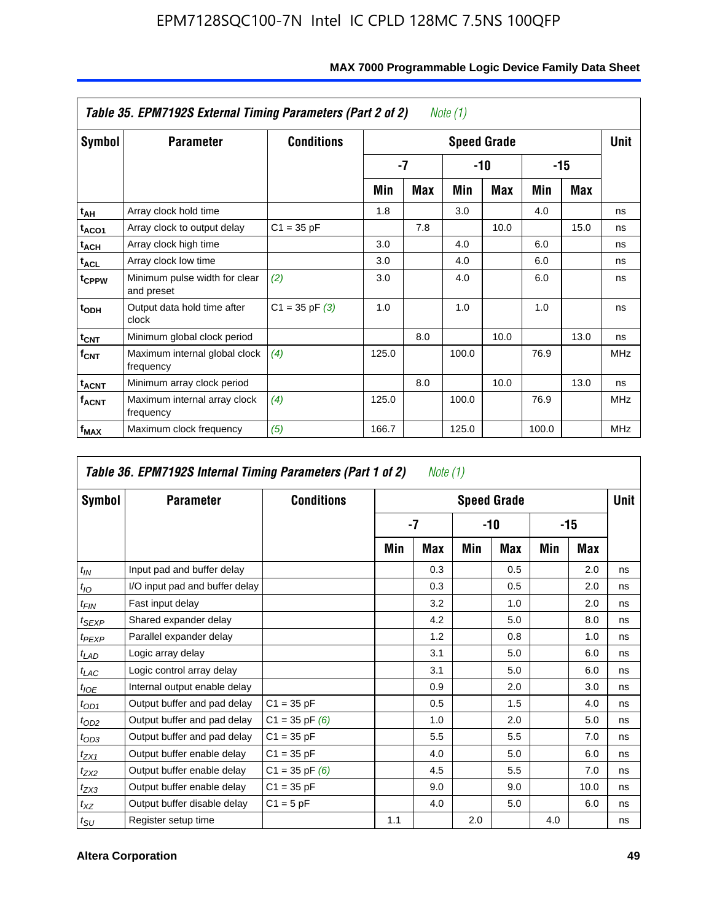**Table 35. EPM7192S External Timing Parameters (Part 2 of 2)** *Note (1)*

| Symbol | Parameter | Conditions | Speed Grade | | | | | | Unit |
|---|---|---|---|---|---|---|---|---|---|
| | | | -7 | | -10 | | -15 | | |
| | | | Min | Max | Min | Max | Min | Max | |
| $t_{AH}$ | Array clock hold time | | 1.8 | | 3.0 | | 4.0 | | ns |
| $t_{ACO1}$ | Array clock to output delay | C1 = 35 pF | | 7.8 | | 10.0 | | 15.0 | ns |
| $t_{ACH}$ | Array clock high time | | 3.0 | | 4.0 | | 6.0 | | ns |
| $t_{ACL}$ | Array clock low time | | 3.0 | | 4.0 | | 6.0 | | ns |
| $t_{CPPW}$ | Minimum pulse width for clear and preset | *(2)* | 3.0 | | 4.0 | | 6.0 | | ns |
| $t_{ODH}$ | Output data hold time after clock | C1 = 35 pF *(3)* | 1.0 | | 1.0 | | 1.0 | | ns |
| $t_{CNT}$ | Minimum global clock period | | | 8.0 | | 10.0 | | 13.0 | ns |
| $f_{CNT}$ | Maximum internal global clock frequency | *(4)* | 125.0 | | 100.0 | | 76.9 | | MHz |
| $t_{ACNT}$ | Minimum array clock period | | | 8.0 | | 10.0 | | 13.0 | ns |
| $f_{ACNT}$ | Maximum internal array clock frequency | *(4)* | 125.0 | | 100.0 | | 76.9 | | MHz |
| $f_{MAX}$ | Maximum clock frequency | *(5)* | 166.7 | | 125.0 | | 100.0 | | MHz |

**Table 36. EPM7192S Internal Timing Parameters (Part 1 of 2)** *Note (1)*

| Symbol | Parameter | Conditions | Speed Grade | | | | | | Unit |
|---|---|---|---|---|---|---|---|---|---|
| | | | -7 | | -10 | | -15 | | |
| | | | Min | Max | Min | Max | Min | Max | |
| $t_{IN}$ | Input pad and buffer delay | | | 0.3 | | 0.5 | | 2.0 | ns |
| $t_{IO}$ | I/O input pad and buffer delay | | | 0.3 | | 0.5 | | 2.0 | ns |
| $t_{FIN}$ | Fast input delay | | | 3.2 | | 1.0 | | 2.0 | ns |
| $t_{SEXP}$ | Shared expander delay | | | 4.2 | | 5.0 | | 8.0 | ns |
| $t_{PEXP}$ | Parallel expander delay | | | 1.2 | | 0.8 | | 1.0 | ns |
| $t_{LAD}$ | Logic array delay | | | 3.1 | | 5.0 | | 6.0 | ns |
| $t_{LAC}$ | Logic control array delay | | | 3.1 | | 5.0 | | 6.0 | ns |
| $t_{IOE}$ | Internal output enable delay | | | 0.9 | | 2.0 | | 3.0 | ns |
| $t_{OD1}$ | Output buffer and pad delay | C1 = 35 pF | | 0.5 | | 1.5 | | 4.0 | ns |
| $t_{OD2}$ | Output buffer and pad delay | C1 = 35 pF *(6)* | | 1.0 | | 2.0 | | 5.0 | ns |
| $t_{OD3}$ | Output buffer and pad delay | C1 = 35 pF | | 5.5 | | 5.5 | | 7.0 | ns |
| $t_{ZX1}$ | Output buffer enable delay | C1 = 35 pF | | 4.0 | | 5.0 | | 6.0 | ns |
| $t_{ZX2}$ | Output buffer enable delay | C1 = 35 pF *(6)* | | 4.5 | | 5.5 | | 7.0 | ns |
| $t_{ZX3}$ | Output buffer enable delay | C1 = 35 pF | | 9.0 | | 9.0 | | 10.0 | ns |
| $t_{XZ}$ | Output buffer disable delay | C1 = 5 pF | | 4.0 | | 5.0 | | 6.0 | ns |
| $t_{SU}$ | Register setup time | | 1.1 | | 2.0 | | 4.0 | | ns |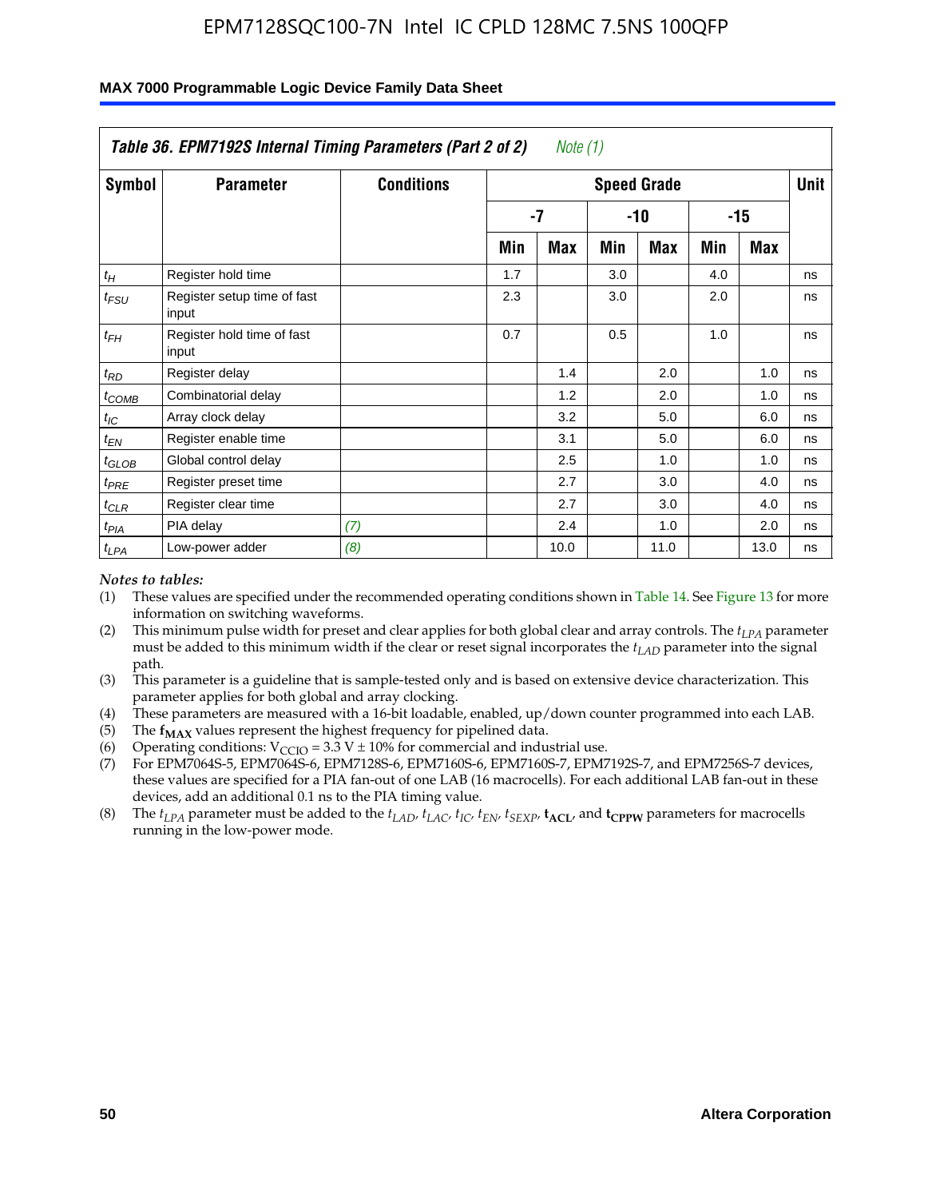**Table 36. EPM7192S Internal Timing Parameters (Part 2 of 2)** *Note (1)*

| Symbol | Parameter | Conditions | Speed Grade | | | | | | Unit |
|---|---|---|---|---|---|---|---|---|---|
| | | | -7 | | -10 | | -15 | | |
| | | | Min | Max | Min | Max | Min | Max | |
| $t_H$ | Register hold time | | 1.7 | | 3.0 | | 4.0 | | ns |
| $t_{FSU}$ | Register setup time of fast input | | 2.3 | | 3.0 | | 2.0 | | ns |
| $t_{FH}$ | Register hold time of fast input | | 0.7 | | 0.5 | | 1.0 | | ns |
| $t_{RD}$ | Register delay | | | 1.4 | | 2.0 | | 1.0 | ns |
| $t_{COMB}$ | Combinatorial delay | | | 1.2 | | 2.0 | | 1.0 | ns |
| $t_{IC}$ | Array clock delay | | | 3.2 | | 5.0 | | 6.0 | ns |
| $t_{EN}$ | Register enable time | | | 3.1 | | 5.0 | | 6.0 | ns |
| $t_{GLOB}$ | Global control delay | | | 2.5 | | 1.0 | | 1.0 | ns |
| $t_{PRE}$ | Register preset time | | | 2.7 | | 3.0 | | 4.0 | ns |
| $t_{CLR}$ | Register clear time | | | 2.7 | | 3.0 | | 4.0 | ns |
| $t_{PIA}$ | PIA delay | *(7)* | | 2.4 | | 1.0 | | 2.0 | ns |
| $t_{LPA}$ | Low-power adder | *(8)* | | 10.0 | | 11.0 | | 13.0 | ns |

*Notes to tables:*

(1) These values are specified under the recommended operating conditions shown in Table 14. See Figure 13 for more information on switching waveforms.

(2) This minimum pulse width for preset and clear applies for both global clear and array controls. The $t_{LPA}$ parameter must be added to this minimum width if the clear or reset signal incorporates the $t_{LAD}$ parameter into the signal path.

(3) This parameter is a guideline that is sample-tested only and is based on extensive device characterization. This parameter applies for both global and array clocking.

(4) These parameters are measured with a 16-bit loadable, enabled, up/down counter programmed into each LAB.

(5) The $\mathbf{f_{MAX}}$ values represent the highest frequency for pipelined data.

(6) Operating conditions: $V_{CCIO} = 3.3\ V \pm 10\%$ for commercial and industrial use.

(7) For EPM7064S-5, EPM7064S-6, EPM7128S-6, EPM7160S-6, EPM7160S-7, EPM7192S-7, and EPM7256S-7 devices, these values are specified for a PIA fan-out of one LAB (16 macrocells). For each additional LAB fan-out in these devices, add an additional 0.1 ns to the PIA timing value.

(8) The $t_{LPA}$ parameter must be added to the $t_{LAD}$, $t_{LAC}$, $t_{IC}$, $t_{EN}$, $t_{SEXP}$, $\mathbf{t_{ACL}}$, and $\mathbf{t_{CPPW}}$ parameters for macrocells running in the low-power mode.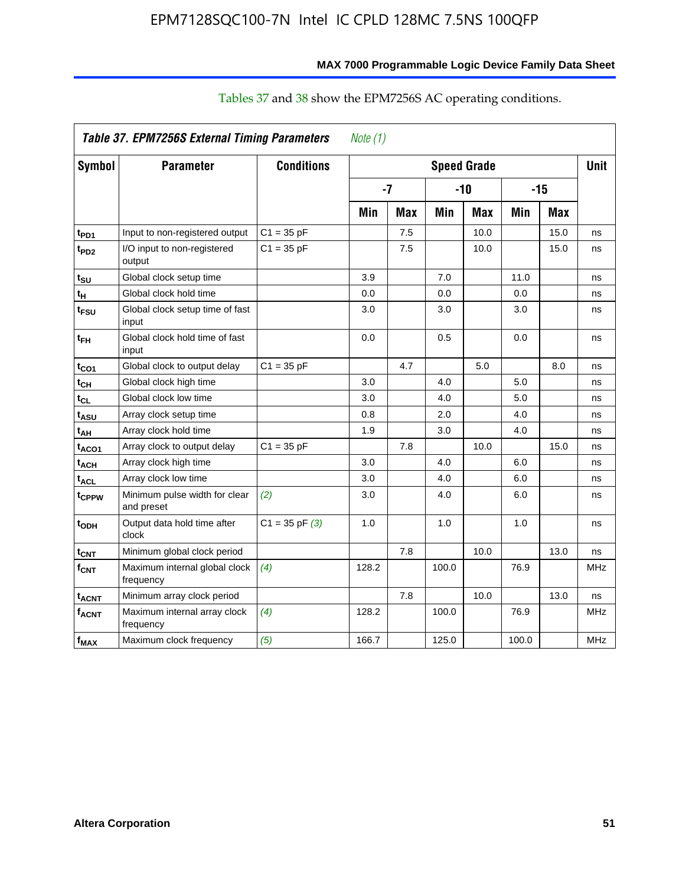Tables 37 and 38 show the EPM7256S AC operating conditions.

| *Table 37. EPM7256S External Timing Parameters* *Note (1)* | | | | | | | | | |
|---|---|---|---|---|---|---|---|---|---|
| **Symbol** | **Parameter** | **Conditions** | **Speed Grade** | | | | | | **Unit** |
| | | | **-7** | | **-10** | | **-15** | | |
| | | | **Min** | **Max** | **Min** | **Max** | **Min** | **Max** | |
| $t_{PD1}$ | Input to non-registered output | C1 = 35 pF | | 7.5 | | 10.0 | | 15.0 | ns |
| $t_{PD2}$ | I/O input to non-registered output | C1 = 35 pF | | 7.5 | | 10.0 | | 15.0 | ns |
| $t_{SU}$ | Global clock setup time | | 3.9 | | 7.0 | | 11.0 | | ns |
| $t_{H}$ | Global clock hold time | | 0.0 | | 0.0 | | 0.0 | | ns |
| $t_{FSU}$ | Global clock setup time of fast input | | 3.0 | | 3.0 | | 3.0 | | ns |
| $t_{FH}$ | Global clock hold time of fast input | | 0.0 | | 0.5 | | 0.0 | | ns |
| $t_{CO1}$ | Global clock to output delay | C1 = 35 pF | | 4.7 | | 5.0 | | 8.0 | ns |
| $t_{CH}$ | Global clock high time | | 3.0 | | 4.0 | | 5.0 | | ns |
| $t_{CL}$ | Global clock low time | | 3.0 | | 4.0 | | 5.0 | | ns |
| $t_{ASU}$ | Array clock setup time | | 0.8 | | 2.0 | | 4.0 | | ns |
| $t_{AH}$ | Array clock hold time | | 1.9 | | 3.0 | | 4.0 | | ns |
| $t_{ACO1}$ | Array clock to output delay | C1 = 35 pF | | 7.8 | | 10.0 | | 15.0 | ns |
| $t_{ACH}$ | Array clock high time | | 3.0 | | 4.0 | | 6.0 | | ns |
| $t_{ACL}$ | Array clock low time | | 3.0 | | 4.0 | | 6.0 | | ns |
| $t_{CPPW}$ | Minimum pulse width for clear and preset | *(2)* | 3.0 | | 4.0 | | 6.0 | | ns |
| $t_{ODH}$ | Output data hold time after clock | C1 = 35 pF *(3)* | 1.0 | | 1.0 | | 1.0 | | ns |
| $t_{CNT}$ | Minimum global clock period | | | 7.8 | | 10.0 | | 13.0 | ns |
| $f_{CNT}$ | Maximum internal global clock frequency | *(4)* | 128.2 | | 100.0 | | 76.9 | | MHz |
| $t_{ACNT}$ | Minimum array clock period | | | 7.8 | | 10.0 | | 13.0 | ns |
| $f_{ACNT}$ | Maximum internal array clock frequency | *(4)* | 128.2 | | 100.0 | | 76.9 | | MHz |
| $f_{MAX}$ | Maximum clock frequency | *(5)* | 166.7 | | 125.0 | | 100.0 | | MHz |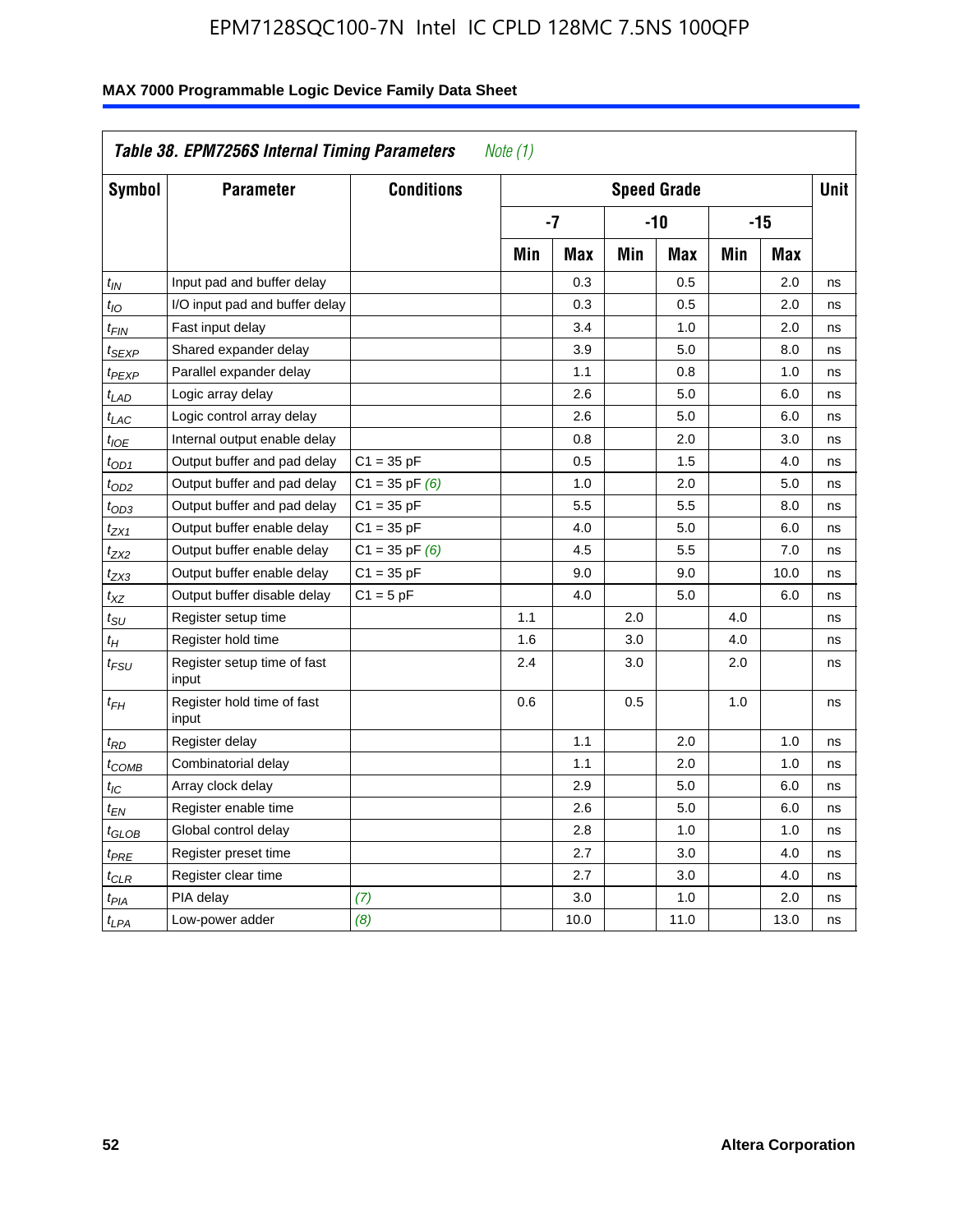EPM7128SQC100-7N Intel IC CPLD 128MC 7.5NS 100QFP

**MAX 7000 Programmable Logic Device Family Data Sheet**

| *Table 38. EPM7256S Internal Timing Parameters* *Note (1)* | | | | | | | | | |
|---|---|---|---|---|---|---|---|---|---|
| **Symbol** | **Parameter** | **Conditions** | **Speed Grade** | | | | | | **Unit** |
| | | | **-7** | | **-10** | | **-15** | | |
| | | | **Min** | **Max** | **Min** | **Max** | **Min** | **Max** | |
| $t_{IN}$ | Input pad and buffer delay | | | 0.3 | | 0.5 | | 2.0 | ns |
| $t_{IO}$ | I/O input pad and buffer delay | | | 0.3 | | 0.5 | | 2.0 | ns |
| $t_{FIN}$ | Fast input delay | | | 3.4 | | 1.0 | | 2.0 | ns |
| $t_{SEXP}$ | Shared expander delay | | | 3.9 | | 5.0 | | 8.0 | ns |
| $t_{PEXP}$ | Parallel expander delay | | | 1.1 | | 0.8 | | 1.0 | ns |
| $t_{LAD}$ | Logic array delay | | | 2.6 | | 5.0 | | 6.0 | ns |
| $t_{LAC}$ | Logic control array delay | | | 2.6 | | 5.0 | | 6.0 | ns |
| $t_{IOE}$ | Internal output enable delay | | | 0.8 | | 2.0 | | 3.0 | ns |
| $t_{OD1}$ | Output buffer and pad delay | C1 = 35 pF | | 0.5 | | 1.5 | | 4.0 | ns |
| $t_{OD2}$ | Output buffer and pad delay | C1 = 35 pF *(6)* | | 1.0 | | 2.0 | | 5.0 | ns |
| $t_{OD3}$ | Output buffer and pad delay | C1 = 35 pF | | 5.5 | | 5.5 | | 8.0 | ns |
| $t_{ZX1}$ | Output buffer enable delay | C1 = 35 pF | | 4.0 | | 5.0 | | 6.0 | ns |
| $t_{ZX2}$ | Output buffer enable delay | C1 = 35 pF *(6)* | | 4.5 | | 5.5 | | 7.0 | ns |
| $t_{ZX3}$ | Output buffer enable delay | C1 = 35 pF | | 9.0 | | 9.0 | | 10.0 | ns |
| $t_{XZ}$ | Output buffer disable delay | C1 = 5 pF | | 4.0 | | 5.0 | | 6.0 | ns |
| $t_{SU}$ | Register setup time | | 1.1 | | 2.0 | | 4.0 | | ns |
| $t_{H}$ | Register hold time | | 1.6 | | 3.0 | | 4.0 | | ns |
| $t_{FSU}$ | Register setup time of fast input | | 2.4 | | 3.0 | | 2.0 | | ns |
| $t_{FH}$ | Register hold time of fast input | | 0.6 | | 0.5 | | 1.0 | | ns |
| $t_{RD}$ | Register delay | | | 1.1 | | 2.0 | | 1.0 | ns |
| $t_{COMB}$ | Combinatorial delay | | | 1.1 | | 2.0 | | 1.0 | ns |
| $t_{IC}$ | Array clock delay | | | 2.9 | | 5.0 | | 6.0 | ns |
| $t_{EN}$ | Register enable time | | | 2.6 | | 5.0 | | 6.0 | ns |
| $t_{GLOB}$ | Global control delay | | | 2.8 | | 1.0 | | 1.0 | ns |
| $t_{PRE}$ | Register preset time | | | 2.7 | | 3.0 | | 4.0 | ns |
| $t_{CLR}$ | Register clear time | | | 2.7 | | 3.0 | | 4.0 | ns |
| $t_{PIA}$ | PIA delay | *(7)* | | 3.0 | | 1.0 | | 2.0 | ns |
| $t_{LPA}$ | Low-power adder | *(8)* | | 10.0 | | 11.0 | | 13.0 | ns |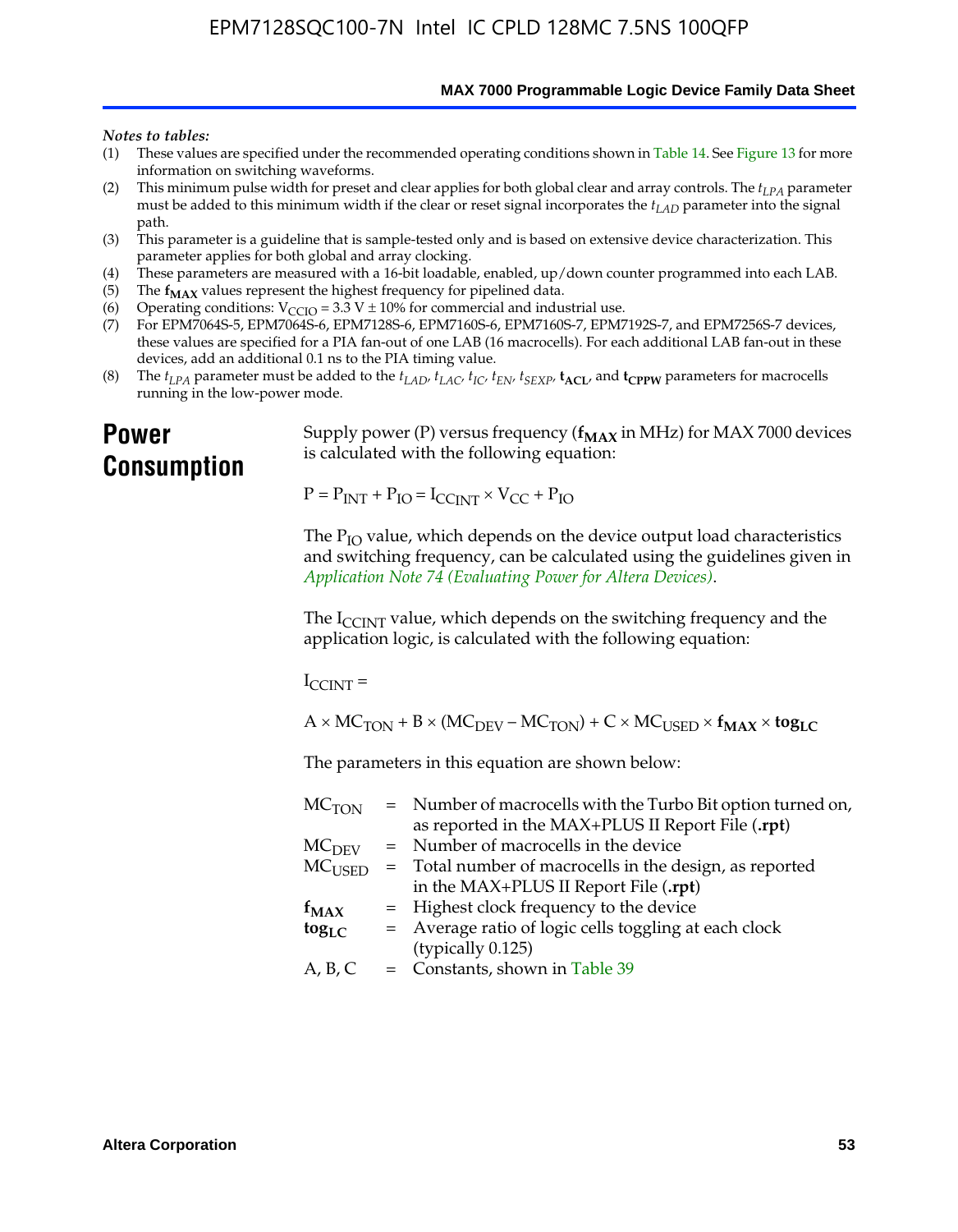*Notes to tables:*

(1) These values are specified under the recommended operating conditions shown in Table 14. See Figure 13 for more information on switching waveforms.
(2) This minimum pulse width for preset and clear applies for both global clear and array controls. The $t_{LPA}$ parameter must be added to this minimum width if the clear or reset signal incorporates the $t_{LAD}$ parameter into the signal path.
(3) This parameter is a guideline that is sample-tested only and is based on extensive device characterization. This parameter applies for both global and array clocking.
(4) These parameters are measured with a 16-bit loadable, enabled, up/down counter programmed into each LAB.
(5) The $\mathbf{f_{MAX}}$ values represent the highest frequency for pipelined data.
(6) Operating conditions: $V_{CCIO} = 3.3\ V \pm 10\%$ for commercial and industrial use.
(7) For EPM7064S-5, EPM7064S-6, EPM7128S-6, EPM7160S-6, EPM7160S-7, EPM7192S-7, and EPM7256S-7 devices, these values are specified for a PIA fan-out of one LAB (16 macrocells). For each additional LAB fan-out in these devices, add an additional 0.1 ns to the PIA timing value.
(8) The $t_{LPA}$ parameter must be added to the $t_{LAD}$, $t_{LAC}$, $t_{IC}$, $t_{EN}$, $t_{SEXP}$, $\mathbf{t_{ACL}}$, and $\mathbf{t_{CPPW}}$ parameters for macrocells running in the low-power mode.

# Power Consumption

Supply power (P) versus frequency ($\mathbf{f_{MAX}}$ in MHz) for MAX 7000 devices is calculated with the following equation:

$$P = P_{INT} + P_{IO} = I_{CCINT} \times V_{CC} + P_{IO}$$

The $P_{IO}$ value, which depends on the device output load characteristics and switching frequency, can be calculated using the guidelines given in *Application Note 74 (Evaluating Power for Altera Devices)*.

The $I_{CCINT}$ value, which depends on the switching frequency and the application logic, is calculated with the following equation:

$$I_{CCINT} =$$

$$A \times MC_{TON} + B \times (MC_{DEV} - MC_{TON}) + C \times MC_{USED} \times \mathbf{f_{MAX}} \times \mathbf{tog_{LC}}$$

The parameters in this equation are shown below:

| | | |
|---|---|---|
| $MC_{TON}$ | = | Number of macrocells with the Turbo Bit option turned on, as reported in the MAX+PLUS II Report File (**.rpt**) |
| $MC_{DEV}$ | = | Number of macrocells in the device |
| $MC_{USED}$ | = | Total number of macrocells in the design, as reported in the MAX+PLUS II Report File (**.rpt**) |
| $\mathbf{f_{MAX}}$ | = | Highest clock frequency to the device |
| $\mathbf{tog_{LC}}$ | = | Average ratio of logic cells toggling at each clock (typically 0.125) |
| A, B, C | = | Constants, shown in Table 39 |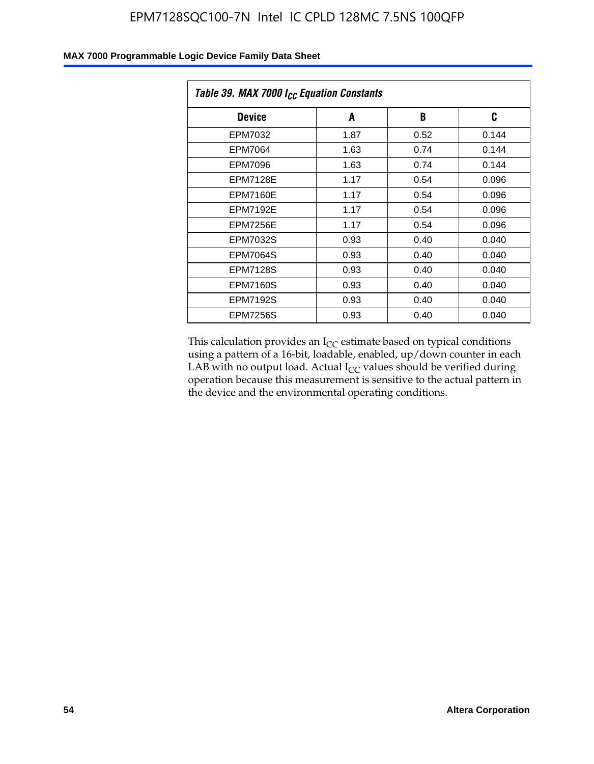*Table 39. MAX 7000 $I_{CC}$ Equation Constants*

| Device | A | B | C |
|---|---|---|---|
| EPM7032 | 1.87 | 0.52 | 0.144 |
| EPM7064 | 1.63 | 0.74 | 0.144 |
| EPM7096 | 1.63 | 0.74 | 0.144 |
| EPM7128E | 1.17 | 0.54 | 0.096 |
| EPM7160E | 1.17 | 0.54 | 0.096 |
| EPM7192E | 1.17 | 0.54 | 0.096 |
| EPM7256E | 1.17 | 0.54 | 0.096 |
| EPM7032S | 0.93 | 0.40 | 0.040 |
| EPM7064S | 0.93 | 0.40 | 0.040 |
| EPM7128S | 0.93 | 0.40 | 0.040 |
| EPM7160S | 0.93 | 0.40 | 0.040 |
| EPM7192S | 0.93 | 0.40 | 0.040 |
| EPM7256S | 0.93 | 0.40 | 0.040 |

This calculation provides an $I_{CC}$ estimate based on typical conditions using a pattern of a 16-bit, loadable, enabled, up/down counter in each LAB with no output load. Actual $I_{CC}$ values should be verified during operation because this measurement is sensitive to the actual pattern in the device and the environmental operating conditions.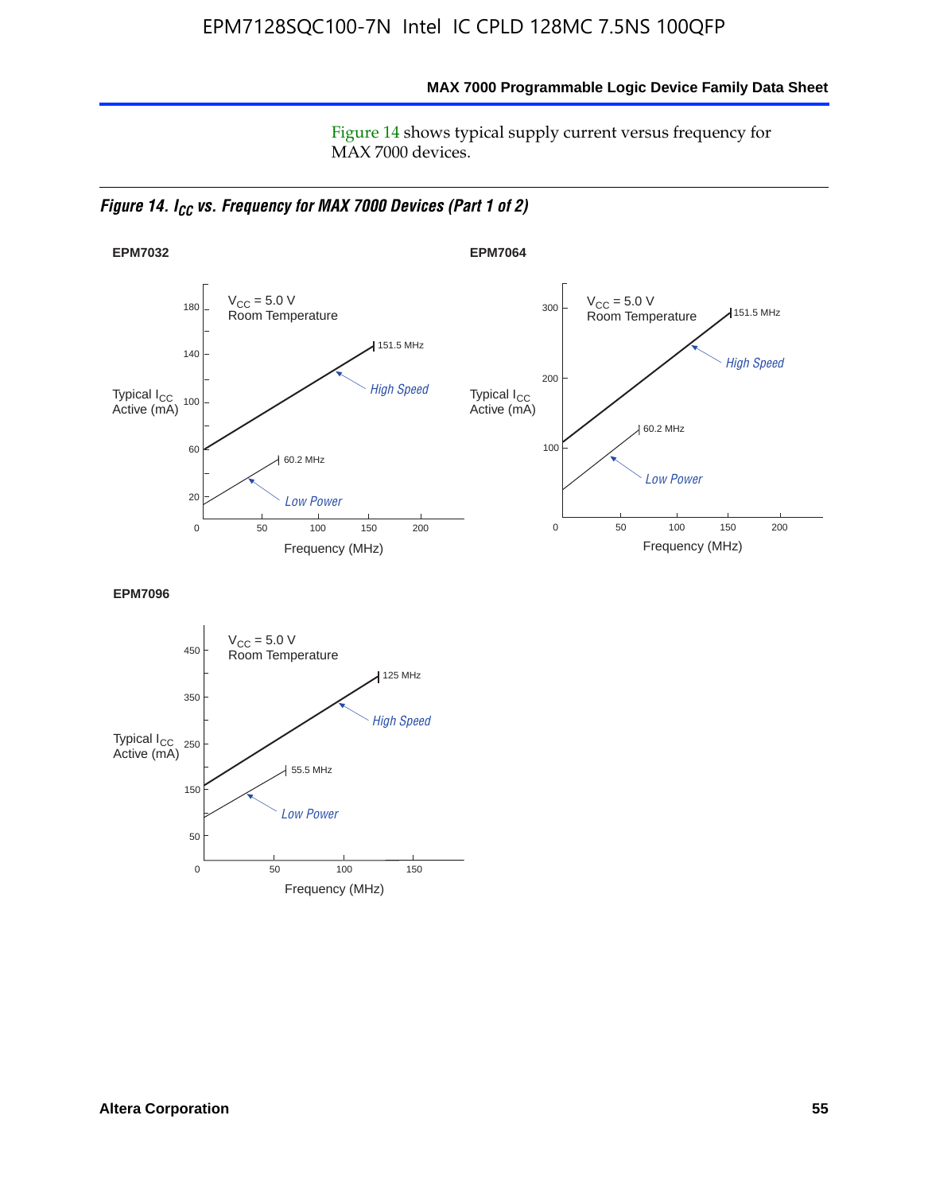Figure 14 shows typical supply current versus frequency for MAX 7000 devices.

*Figure 14. $I_{CC}$ vs. Frequency for MAX 7000 Devices (Part 1 of 2)*

**EPM7032**

$V_{CC}$ = 5.0 V
Room Temperature

Typical $I_{CC}$ Active (mA)

Frequency (MHz)

High Speed: 151.5 MHz
Low Power: 60.2 MHz

**EPM7064**

$V_{CC}$ = 5.0 V
Room Temperature

Typical $I_{CC}$ Active (mA)

Frequency (MHz)

High Speed: 151.5 MHz
Low Power: 60.2 MHz

**EPM7096**

$V_{CC}$ = 5.0 V
Room Temperature

Typical $I_{CC}$ Active (mA)

Frequency (MHz)

High Speed: 125 MHz
Low Power: 55.5 MHz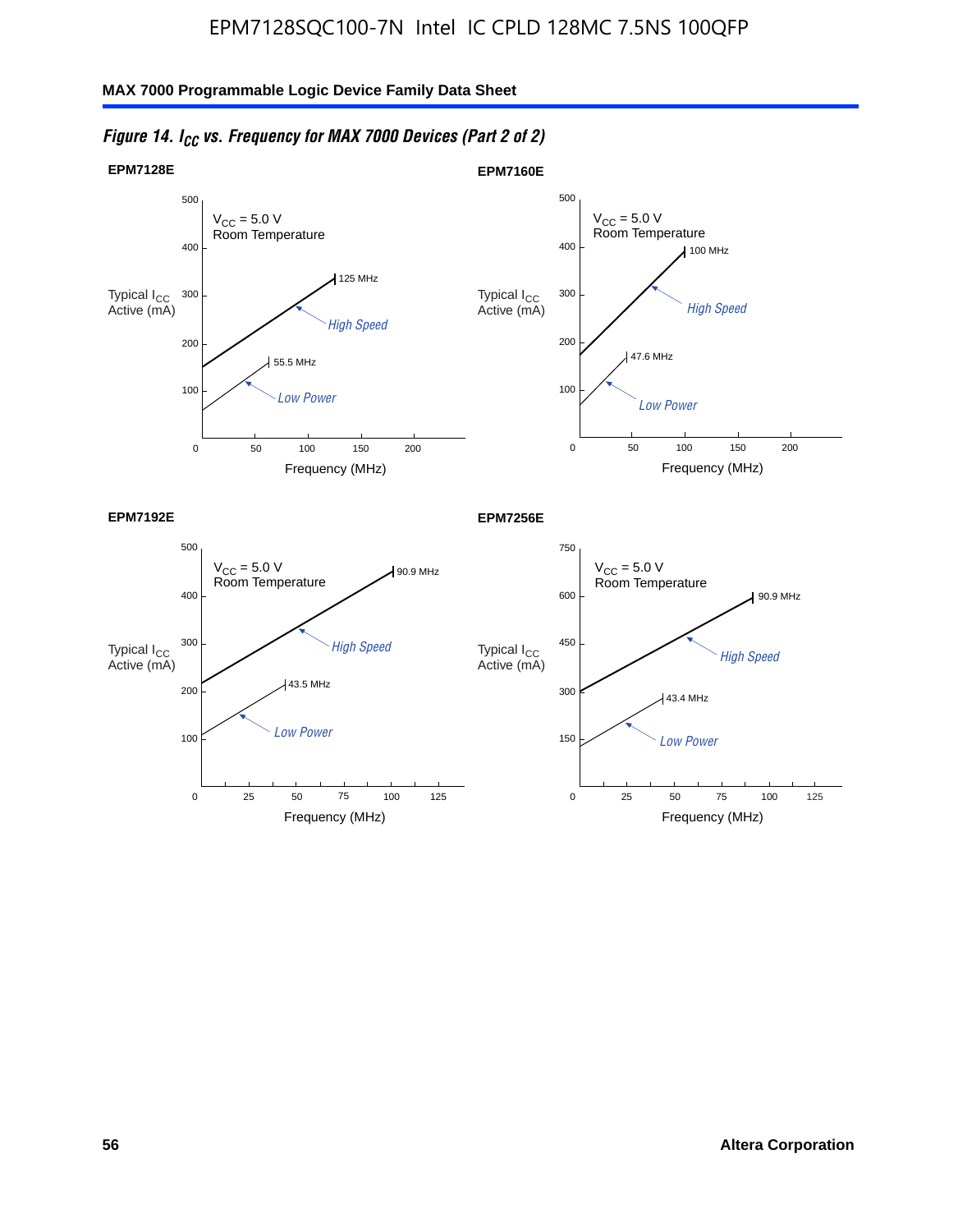*Figure 14. $I_{CC}$ vs. Frequency for MAX 7000 Devices (Part 2 of 2)*

**EPM7128E**

$V_{CC}$ = 5.0 V
Room Temperature

Typical $I_{CC}$ Active (mA)

125 MHz — High Speed
55.5 MHz — Low Power

Frequency (MHz)

**EPM7160E**

$V_{CC}$ = 5.0 V
Room Temperature

Typical $I_{CC}$ Active (mA)

100 MHz — High Speed
47.6 MHz — Low Power

Frequency (MHz)

**EPM7192E**

$V_{CC}$ = 5.0 V
Room Temperature

Typical $I_{CC}$ Active (mA)

90.9 MHz — High Speed
43.5 MHz — Low Power

Frequency (MHz)

**EPM7256E**

$V_{CC}$ = 5.0 V
Room Temperature

Typical $I_{CC}$ Active (mA)

90.9 MHz — High Speed
43.4 MHz — Low Power

Frequency (MHz)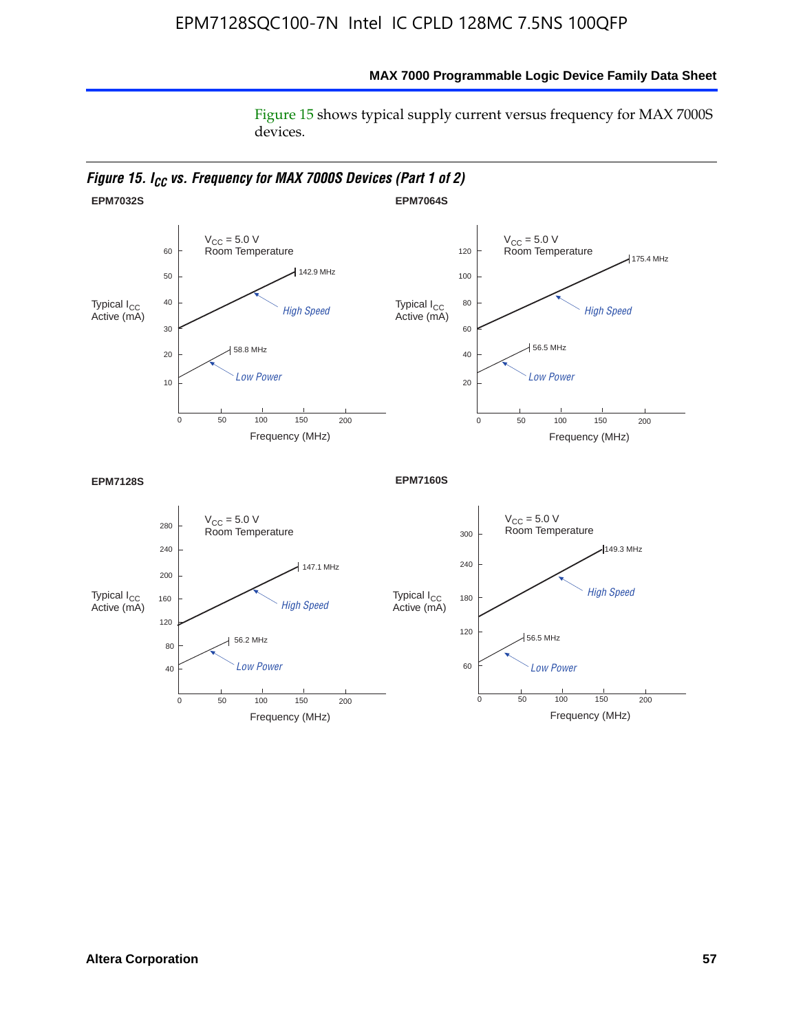Figure 15 shows typical supply current versus frequency for MAX 7000S devices.

*Figure 15. $I_{CC}$ vs. Frequency for MAX 7000S Devices (Part 1 of 2)*

**EPM7032S**

$V_{CC}$ = 5.0 V
Room Temperature

Typical $I_{CC}$ Active (mA)

High Speed — 142.9 MHz

Low Power — 58.8 MHz

Frequency (MHz)

**EPM7064S**

$V_{CC}$ = 5.0 V
Room Temperature

Typical $I_{CC}$ Active (mA)

High Speed — 175.4 MHz

Low Power — 56.5 MHz

Frequency (MHz)

**EPM7128S**

$V_{CC}$ = 5.0 V
Room Temperature

Typical $I_{CC}$ Active (mA)

High Speed — 147.1 MHz

Low Power — 56.2 MHz

Frequency (MHz)

**EPM7160S**

$V_{CC}$ = 5.0 V
Room Temperature

Typical $I_{CC}$ Active (mA)

High Speed — 149.3 MHz

Low Power — 56.5 MHz

Frequency (MHz)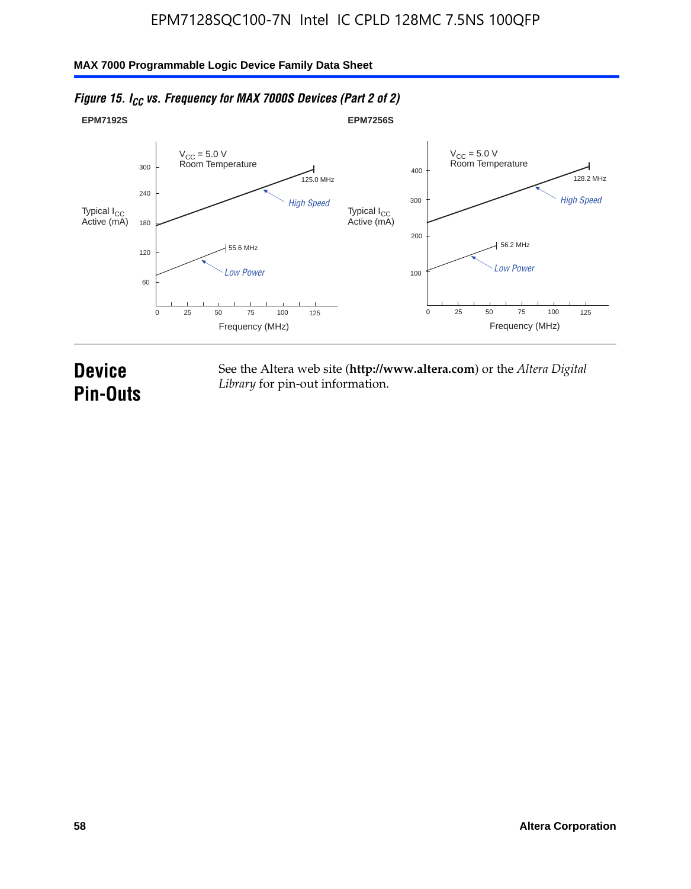*Figure 15. $I_{CC}$ vs. Frequency for MAX 7000S Devices (Part 2 of 2)*

**EPM7192S**

$V_{CC}$ = 5.0 V
Room Temperature

Typical $I_{CC}$ Active (mA)

300, 240, 180, 120, 60

125.0 MHz

High Speed

55.6 MHz

Low Power

0, 25, 50, 75, 100, 125

Frequency (MHz)

**EPM7256S**

$V_{CC}$ = 5.0 V
Room Temperature

Typical $I_{CC}$ Active (mA)

400, 300, 200, 100

128.2 MHz

High Speed

56.2 MHz

Low Power

0, 25, 50, 75, 100, 125

Frequency (MHz)

# Device Pin-Outs

See the Altera web site (**http://www.altera.com**) or the *Altera Digital Library* for pin-out information.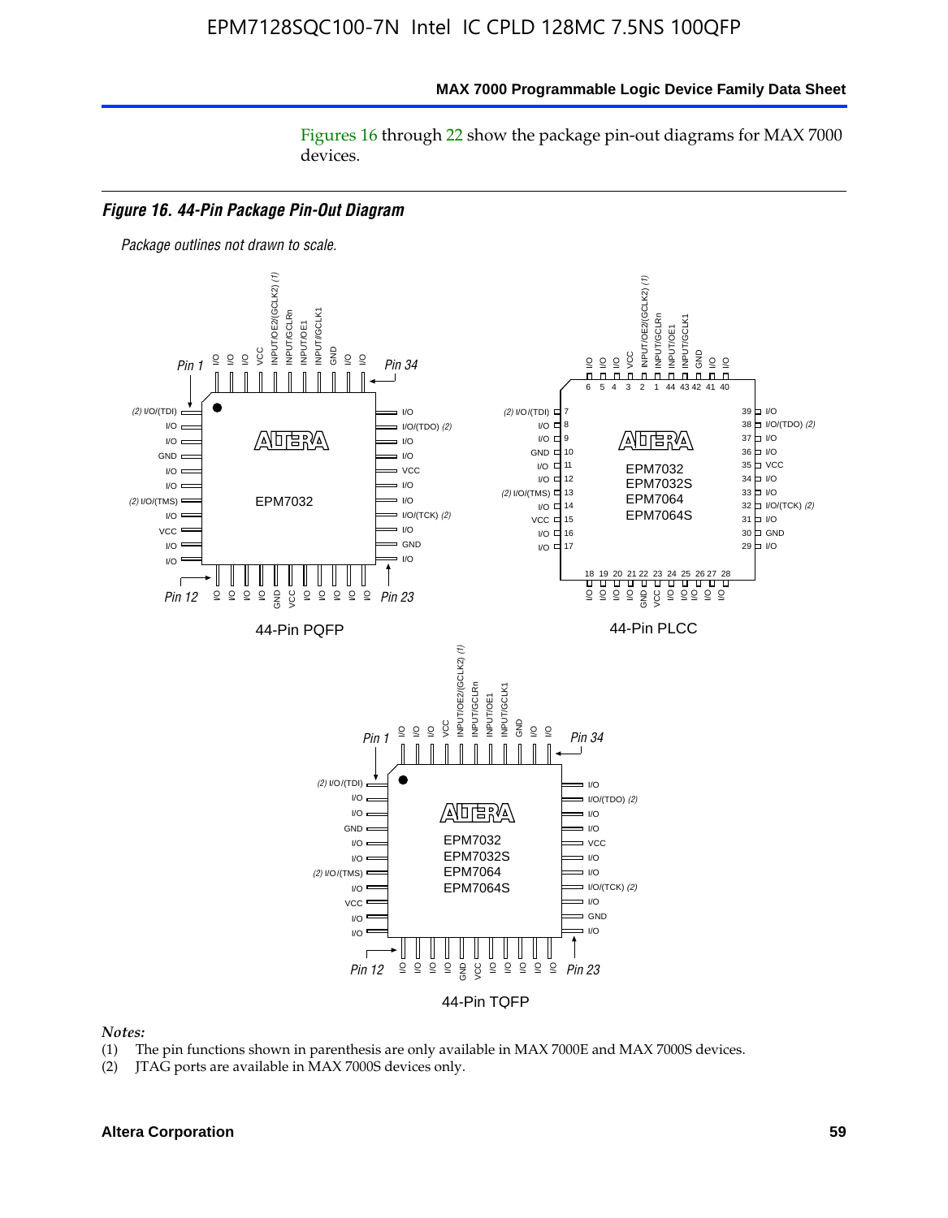Figures 16 through 22 show the package pin-out diagrams for MAX 7000 devices.

***Figure 16. 44-Pin Package Pin-Out Diagram***

*Package outlines not drawn to scale.*

44-Pin PQFP

44-Pin PLCC

44-Pin TQFP

*Notes:*

(1) The pin functions shown in parenthesis are only available in MAX 7000E and MAX 7000S devices.

(2) JTAG ports are available in MAX 7000S devices only.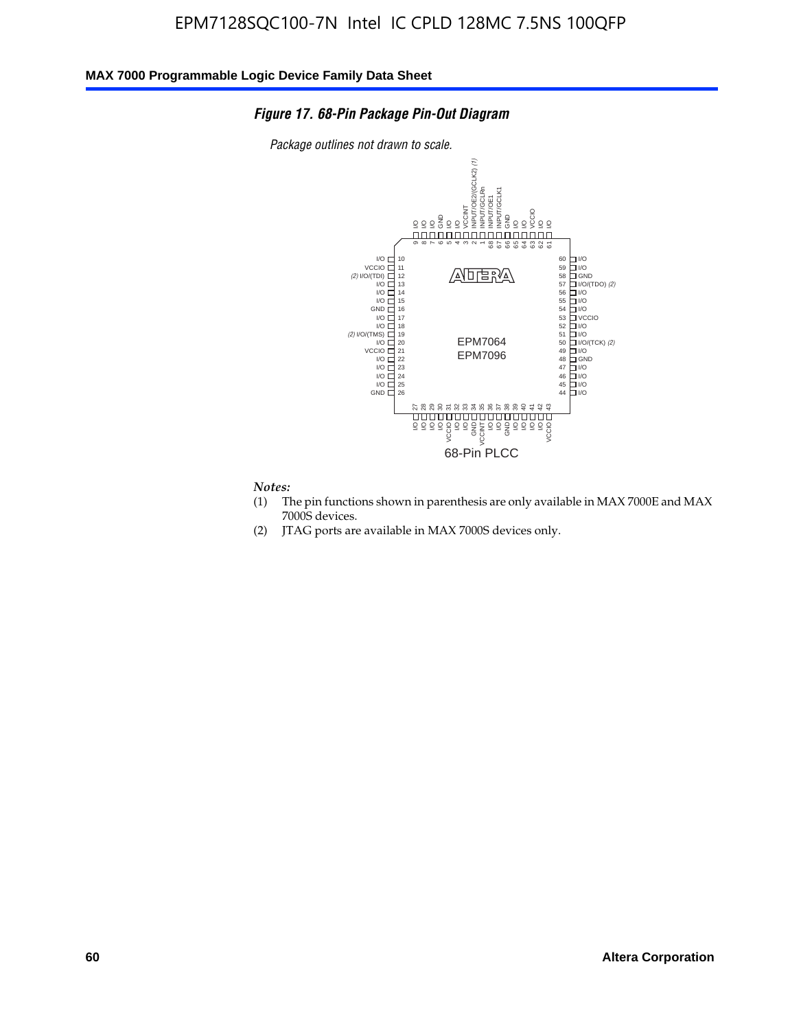# Figure 17. 68-Pin Package Pin-Out Diagram

*Package outlines not drawn to scale.*

| Pin | Function | Pin | Function |
|---|---|---|---|
| 1 | INPUT/GCLRn | 35 | VCCINT |
| 2 | INPUT/OE2/(GCLK2) (1) | 36 | I/O |
| 3 | VCCINT | 37 | I/O |
| 4 | I/O | 38 | GND |
| 5 | I/O | 39 | I/O |
| 6 | GND | 40 | I/O |
| 7 | I/O | 41 | I/O |
| 8 | I/O | 42 | I/O |
| 9 | I/O | 43 | VCCIO |
| 10 | I/O | 44 | I/O |
| 11 | VCCIO | 45 | I/O |
| 12 | (2) I/O/(TDI) | 46 | I/O |
| 13 | I/O | 47 | I/O |
| 14 | I/O | 48 | GND |
| 15 | I/O | 49 | I/O |
| 16 | GND | 50 | I/O/(TCK) (2) |
| 17 | I/O | 51 | I/O |
| 18 | I/O | 52 | I/O |
| 19 | (2) I/O/(TMS) | 53 | VCCIO |
| 20 | I/O | 54 | I/O |
| 21 | VCCIO | 55 | I/O |
| 22 | I/O | 56 | I/O |
| 23 | I/O | 57 | I/O/(TDO) (2) |
| 24 | I/O | 58 | GND |
| 25 | I/O | 59 | I/O |
| 26 | GND | 60 | I/O |
| 27 | I/O | 61 | I/O |
| 28 | I/O | 62 | I/O |
| 29 | I/O | 63 | VCCIO |
| 30 | I/O | 64 | I/O |
| 31 | VCCIO | 65 | I/O |
| 32 | I/O | 66 | GND |
| 33 | I/O | 67 | INPUT/GCLK1 |
| 34 | GND | 68 | INPUT/OE1 |

EPM7064
EPM7096

68-Pin PLCC

*Notes:*

(1) The pin functions shown in parenthesis are only available in MAX 7000E and MAX 7000S devices.

(2) JTAG ports are available in MAX 7000S devices only.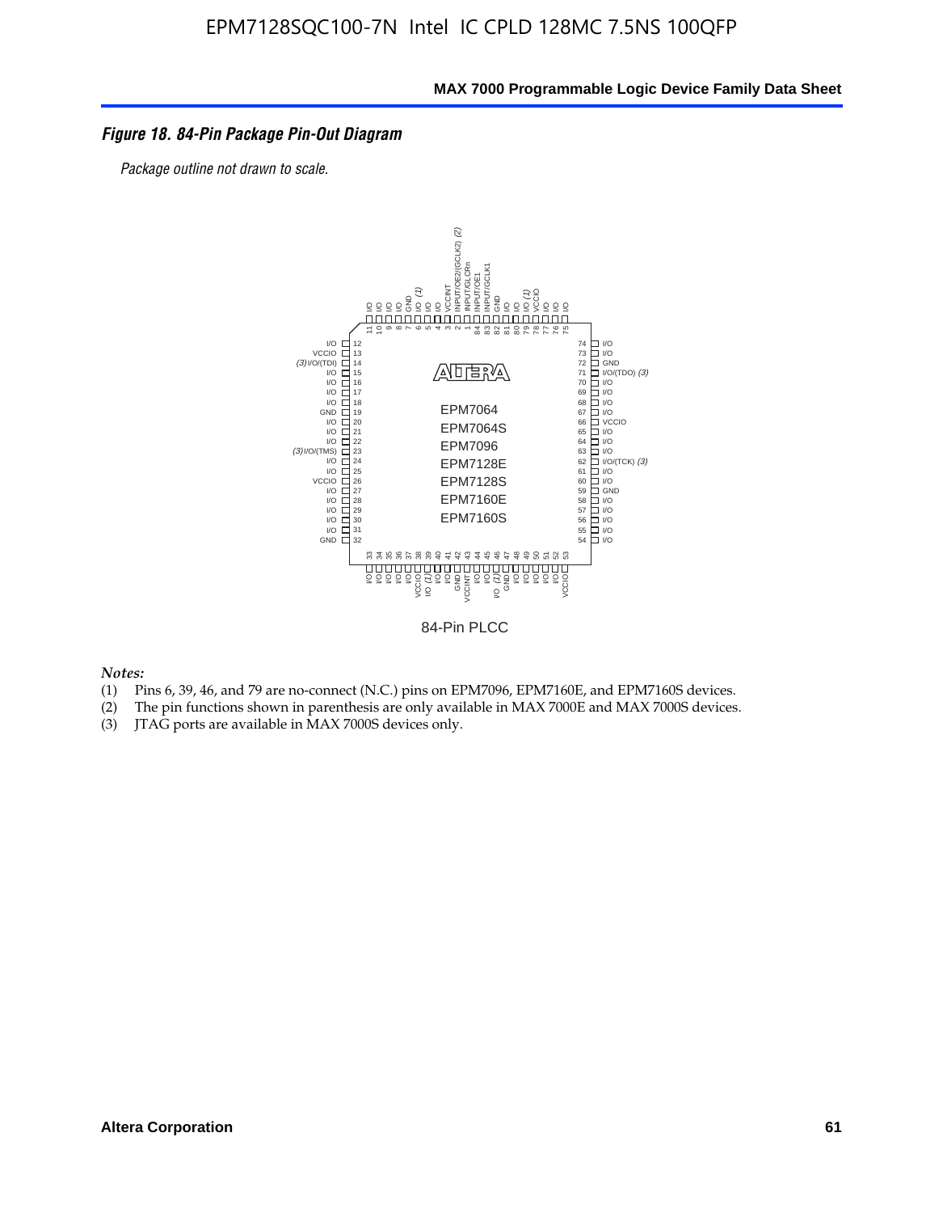### *Figure 18. 84-Pin Package Pin-Out Diagram*

*Package outline not drawn to scale.*

84-Pin PLCC

*Notes:*
1. Pins 6, 39, 46, and 79 are no-connect (N.C.) pins on EPM7096, EPM7160E, and EPM7160S devices.
2. The pin functions shown in parenthesis are only available in MAX 7000E and MAX 7000S devices.
3. JTAG ports are available in MAX 7000S devices only.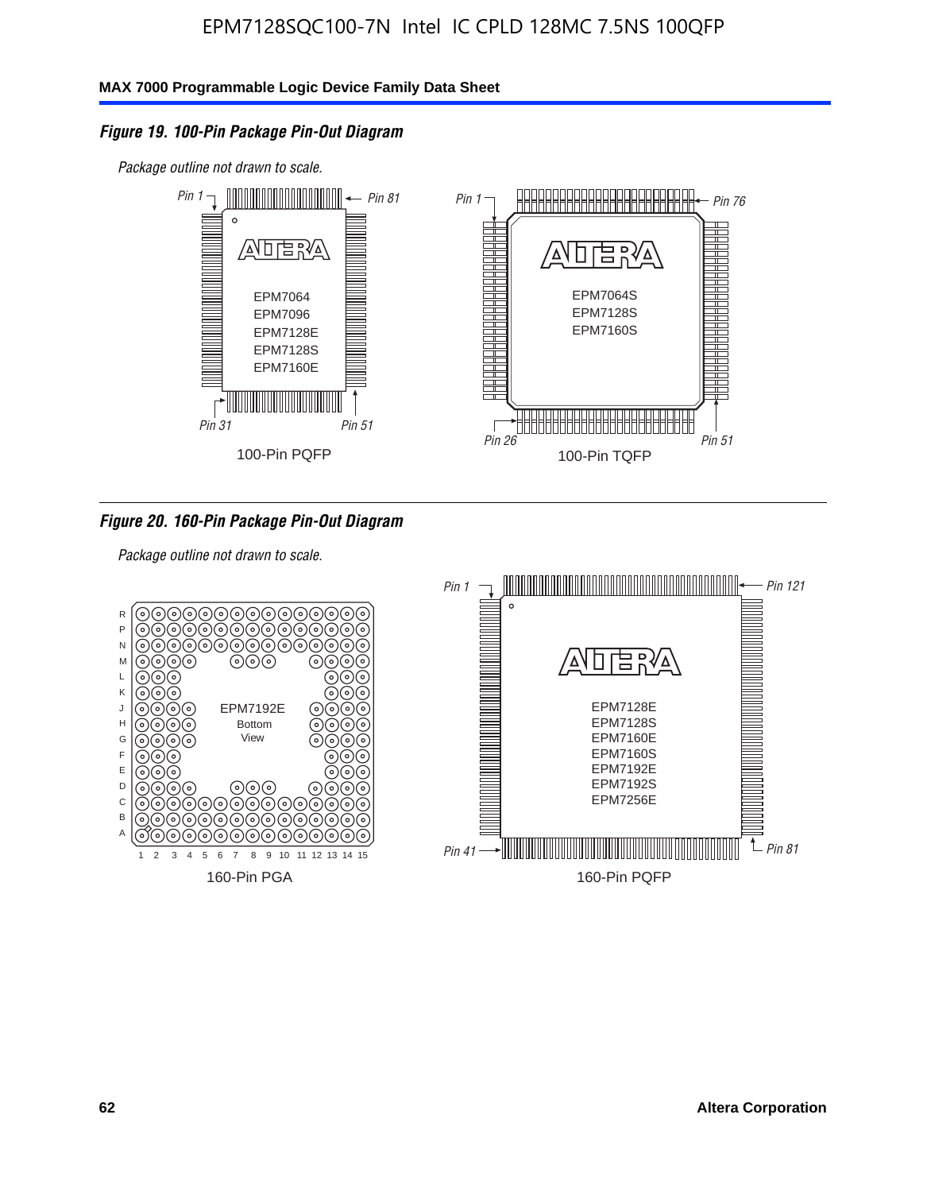*Figure 19. 100-Pin Package Pin-Out Diagram*

*Package outline not drawn to scale.*

Pin 1, Pin 81, Pin 31, Pin 51

EPM7064
EPM7096
EPM7128E
EPM7128S
EPM7160E

100-Pin PQFP

Pin 1, Pin 76, Pin 26, Pin 51

EPM7064S
EPM7128S
EPM7160S

100-Pin TQFP

*Figure 20. 160-Pin Package Pin-Out Diagram*

*Package outline not drawn to scale.*

R P N M L K J H G F E D C B A

1 2 3 4 5 6 7 8 9 10 11 12 13 14 15

EPM7192E
Bottom
View

160-Pin PGA

Pin 1, Pin 121, Pin 41, Pin 81

EPM7128E
EPM7128S
EPM7160E
EPM7160S
EPM7192E
EPM7192S
EPM7256E

160-Pin PQFP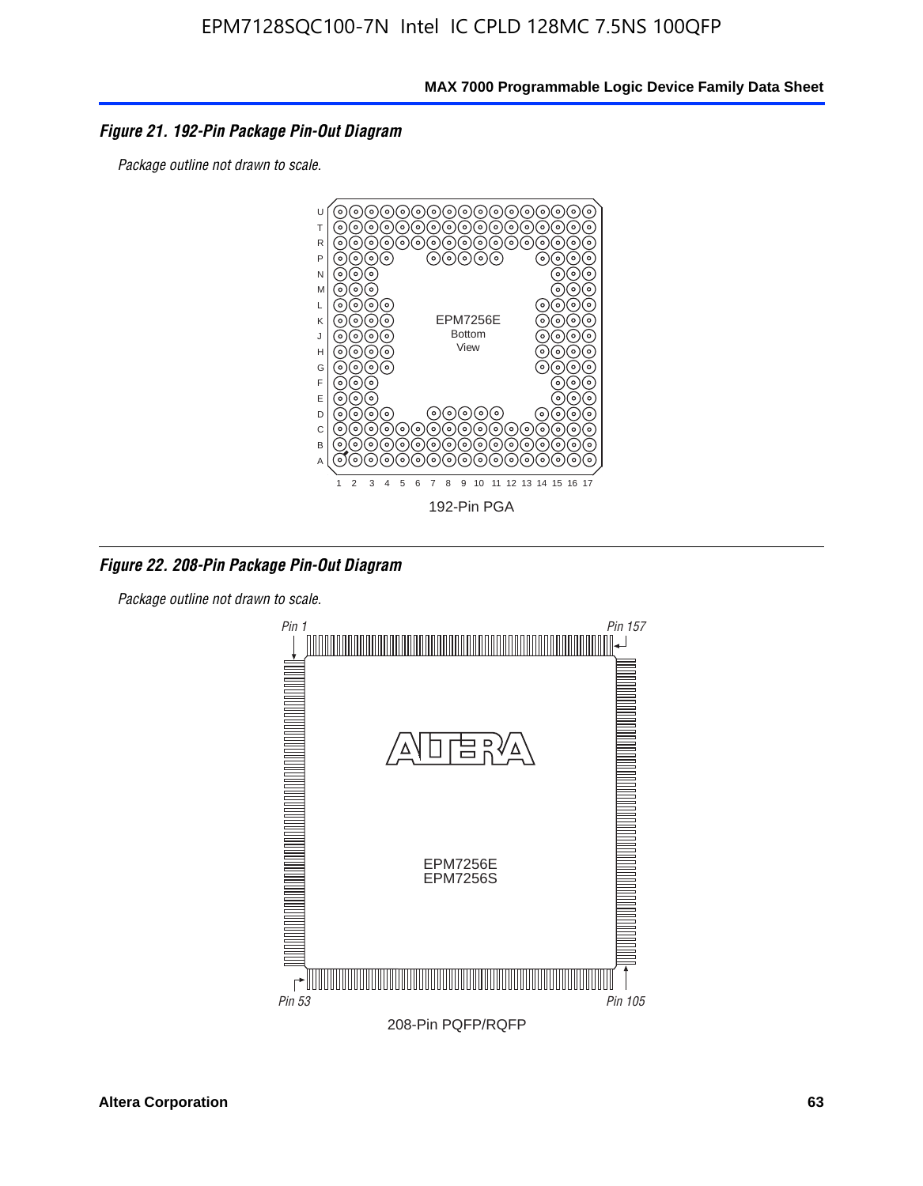*Figure 21. 192-Pin Package Pin-Out Diagram*

*Package outline not drawn to scale.*

192-Pin PGA

*Figure 22. 208-Pin Package Pin-Out Diagram*

*Package outline not drawn to scale.*

208-Pin PQFP/RQFP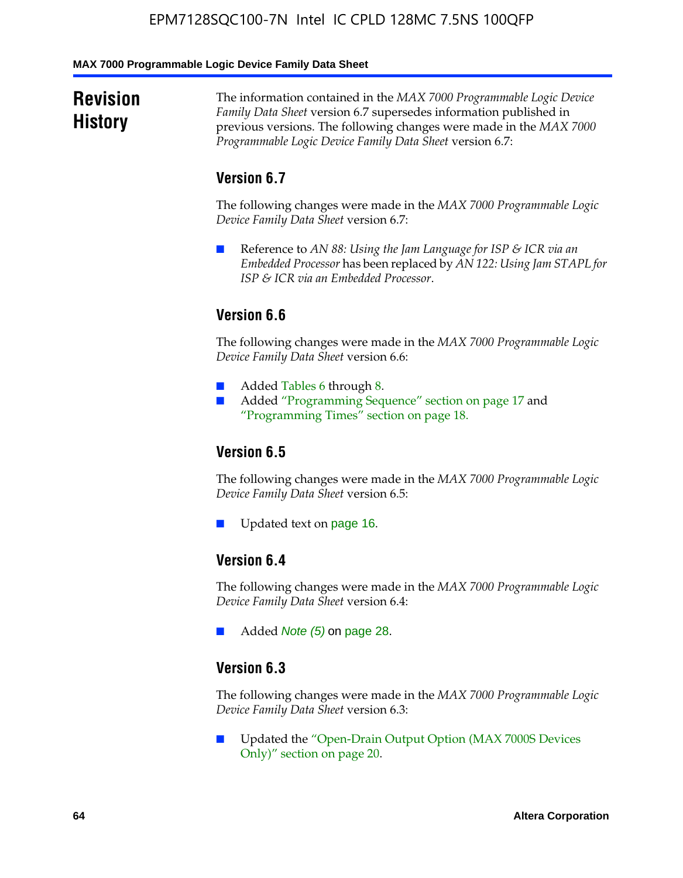# Revision History

The information contained in the *MAX 7000 Programmable Logic Device Family Data Sheet* version 6.7 supersedes information published in previous versions. The following changes were made in the *MAX 7000 Programmable Logic Device Family Data Sheet* version 6.7:

## Version 6.7

The following changes were made in the *MAX 7000 Programmable Logic Device Family Data Sheet* version 6.7:

- Reference to *AN 88: Using the Jam Language for ISP & ICR via an Embedded Processor* has been replaced by *AN 122: Using Jam STAPL for ISP & ICR via an Embedded Processor*.

## Version 6.6

The following changes were made in the *MAX 7000 Programmable Logic Device Family Data Sheet* version 6.6:

- Added Tables 6 through 8.
- Added "Programming Sequence" section on page 17 and "Programming Times" section on page 18.

## Version 6.5

The following changes were made in the *MAX 7000 Programmable Logic Device Family Data Sheet* version 6.5:

- Updated text on page 16.

## Version 6.4

The following changes were made in the *MAX 7000 Programmable Logic Device Family Data Sheet* version 6.4:

- Added *Note (5)* on page 28.

## Version 6.3

The following changes were made in the *MAX 7000 Programmable Logic Device Family Data Sheet* version 6.3:

- Updated the "Open-Drain Output Option (MAX 7000S Devices Only)" section on page 20.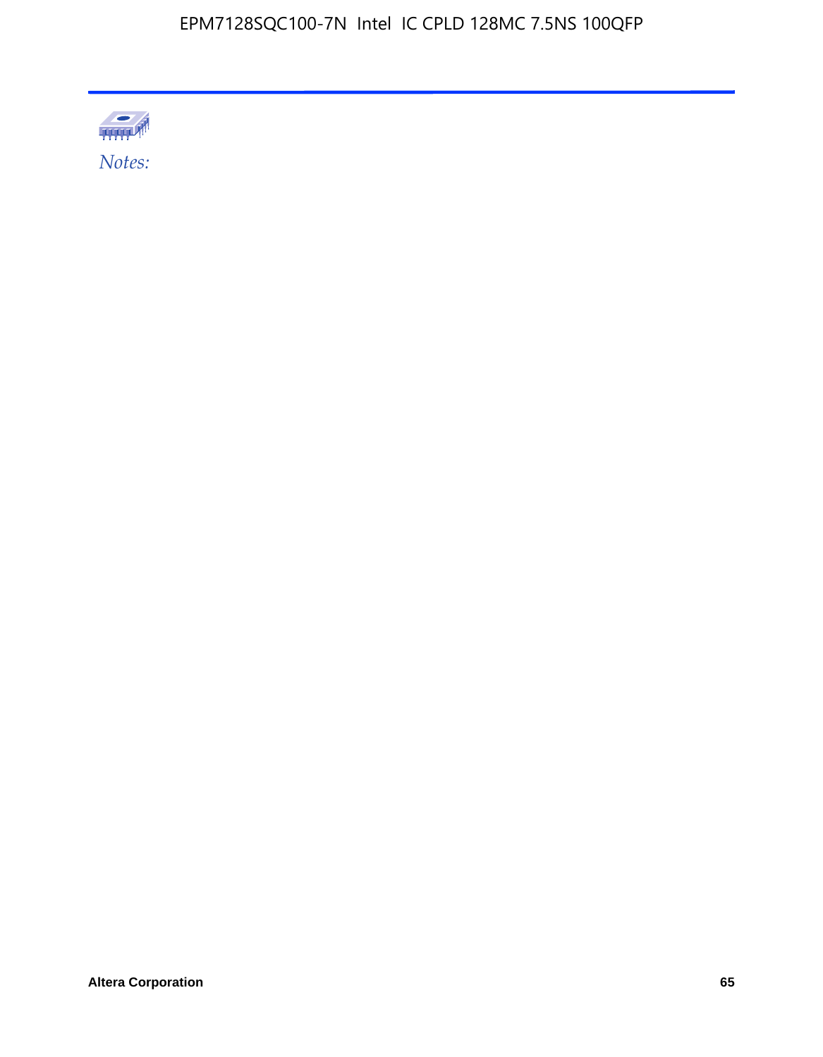*Notes:*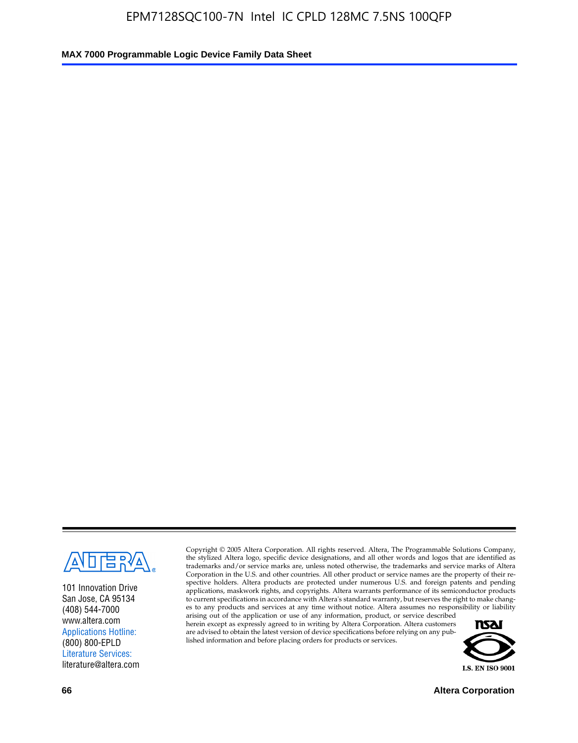101 Innovation Drive
San Jose, CA 95134
(408) 544-7000
www.altera.com
Applications Hotline:
(800) 800-EPLD
Literature Services:
literature@altera.com

Copyright © 2005 Altera Corporation. All rights reserved. Altera, The Programmable Solutions Company, the stylized Altera logo, specific device designations, and all other words and logos that are identified as trademarks and/or service marks are, unless noted otherwise, the trademarks and service marks of Altera Corporation in the U.S. and other countries. All other product or service names are the property of their respective holders. Altera products are protected under numerous U.S. and foreign patents and pending applications, maskwork rights, and copyrights. Altera warrants performance of its semiconductor products to current specifications in accordance with Altera's standard warranty, but reserves the right to make changes to any products and services at any time without notice. Altera assumes no responsibility or liability arising out of the application or use of any information, product, or service described herein except as expressly agreed to in writing by Altera Corporation. Altera customers are advised to obtain the latest version of device specifications before relying on any published information and before placing orders for products or services.

I.S. EN ISO 9001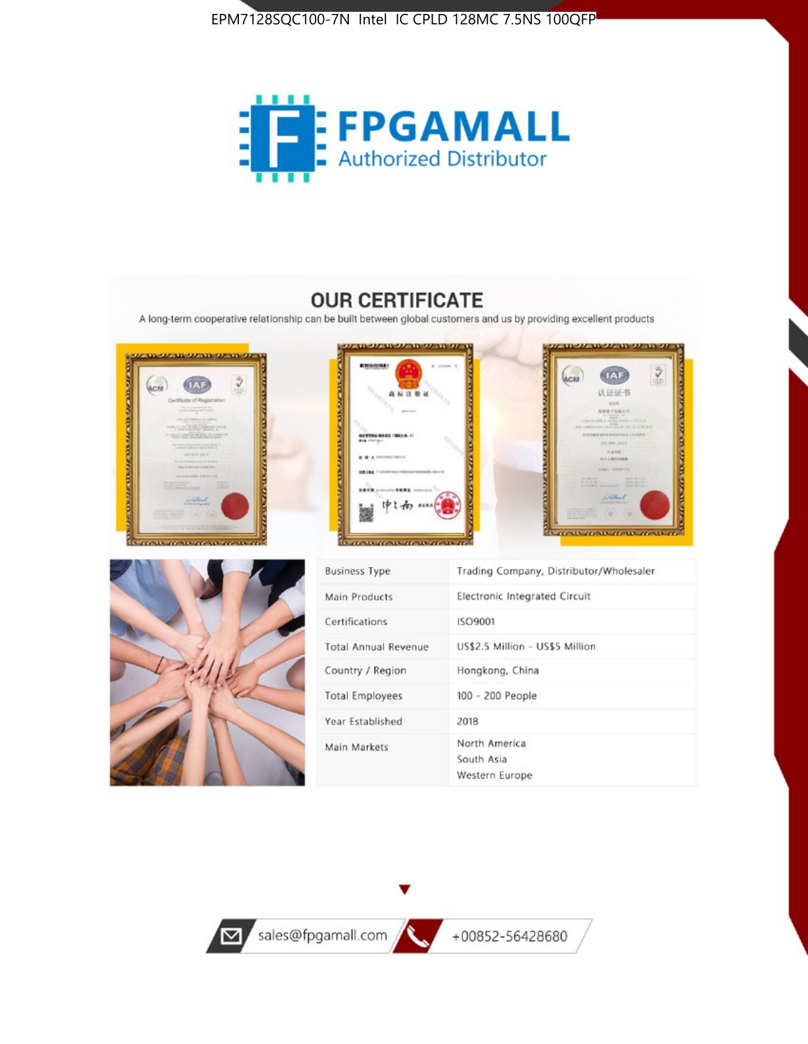FPGAMALL
Authorized Distributor

## OUR CERTIFICATE

A long-term cooperative relationship can be built between global customers and us by providing excellent products

| | |
|---|---|
| Business Type | Trading Company, Distributor/Wholesaler |
| Main Products | Electronic Integrated Circuit |
| Certifications | ISO9001 |
| Total Annual Revenue | US$2.5 Million - US$5 Million |
| Country / Region | Hongkong, China |
| Total Employees | 100 - 200 People |
| Year Established | 2018 |
| Main Markets | North America<br>South Asia<br>Western Europe |

sales@fpgamall.com

+00852-56428680